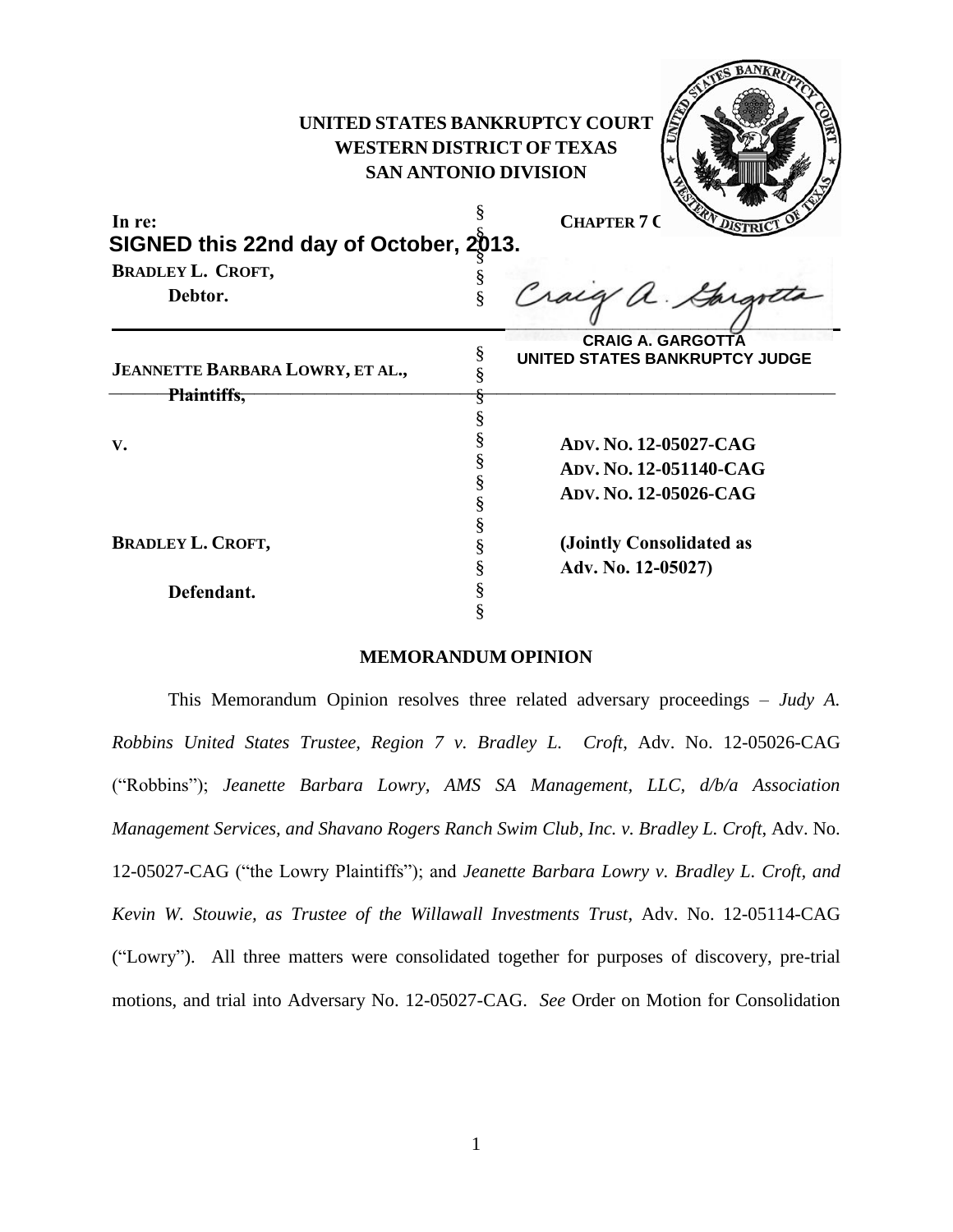**SIGNED this 22nd day of October, 2013.**

**CRAIG A. GARGOTTA**
**UNITED STATES BANKRUPTCY JUDGE**

**UNITED STATES BANKRUPTCY COURT**
**WESTERN DISTRICT OF TEXAS**
**SAN ANTONIO DIVISION**

| | | |
|---|---|---|
| **In re:** | § | **CHAPTER 7** |
| | § | |
| **BRADLEY L. CROFT,** | § | |
| **Debtor.** | § | |
| **JEANNETTE BARBARA LOWRY, ET AL.,** | § | |
| **Plaintiffs,** | § | |
| **V.** | § | **ADV. NO. 12-05027-CAG** |
| | § | **ADV. NO. 12-051140-CAG** |
| | § | **ADV. NO. 12-05026-CAG** |
| **BRADLEY L. CROFT,** | § | **(Jointly Consolidated as** |
| | § | **Adv. No. 12-05027)** |
| **Defendant.** | § | |

**MEMORANDUM OPINION**

This Memorandum Opinion resolves three related adversary proceedings – *Judy A. Robbins United States Trustee, Region 7 v. Bradley L. Croft*, Adv. No. 12-05026-CAG ("Robbins"); *Jeanette Barbara Lowry, AMS SA Management, LLC, d/b/a Association Management Services, and Shavano Rogers Ranch Swim Club, Inc. v. Bradley L. Croft*, Adv. No. 12-05027-CAG ("the Lowry Plaintiffs"); and *Jeanette Barbara Lowry v. Bradley L. Croft, and Kevin W. Stouwie, as Trustee of the Willawall Investments Trust*, Adv. No. 12-05114-CAG ("Lowry"). All three matters were consolidated together for purposes of discovery, pre-trial motions, and trial into Adversary No. 12-05027-CAG. *See* Order on Motion for Consolidation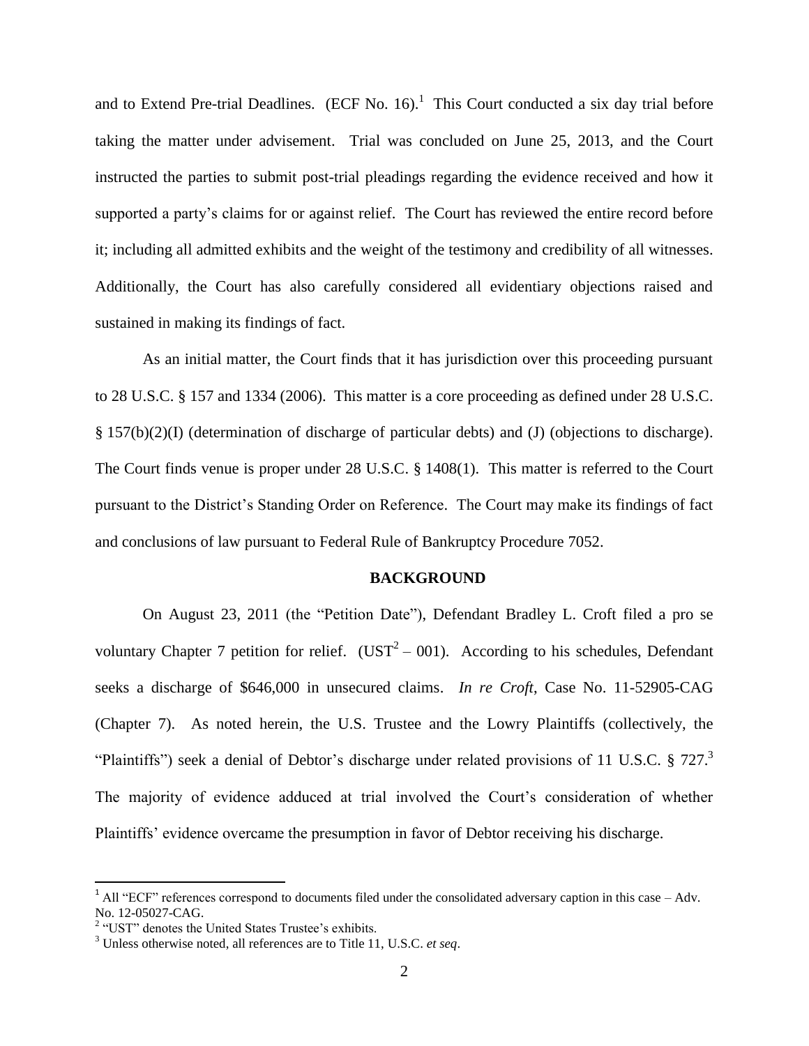and to Extend Pre-trial Deadlines. (ECF No. 16).[1] This Court conducted a six day trial before taking the matter under advisement. Trial was concluded on June 25, 2013, and the Court instructed the parties to submit post-trial pleadings regarding the evidence received and how it supported a party's claims for or against relief. The Court has reviewed the entire record before it; including all admitted exhibits and the weight of the testimony and credibility of all witnesses. Additionally, the Court has also carefully considered all evidentiary objections raised and sustained in making its findings of fact.

As an initial matter, the Court finds that it has jurisdiction over this proceeding pursuant to 28 U.S.C. § 157 and 1334 (2006). This matter is a core proceeding as defined under 28 U.S.C. § 157(b)(2)(I) (determination of discharge of particular debts) and (J) (objections to discharge). The Court finds venue is proper under 28 U.S.C. § 1408(1). This matter is referred to the Court pursuant to the District's Standing Order on Reference. The Court may make its findings of fact and conclusions of law pursuant to Federal Rule of Bankruptcy Procedure 7052.

## BACKGROUND

On August 23, 2011 (the "Petition Date"), Defendant Bradley L. Croft filed a pro se voluntary Chapter 7 petition for relief. (UST[2] – 001). According to his schedules, Defendant seeks a discharge of $646,000 in unsecured claims. *In re Croft*, Case No. 11-52905-CAG (Chapter 7). As noted herein, the U.S. Trustee and the Lowry Plaintiffs (collectively, the "Plaintiffs") seek a denial of Debtor's discharge under related provisions of 11 U.S.C. § 727.[3] The majority of evidence adduced at trial involved the Court's consideration of whether Plaintiffs' evidence overcame the presumption in favor of Debtor receiving his discharge.

---

[1] All "ECF" references correspond to documents filed under the consolidated adversary caption in this case – Adv. No. 12-05027-CAG.

[2] "UST" denotes the United States Trustee's exhibits.

[3] Unless otherwise noted, all references are to Title 11, U.S.C. *et seq*.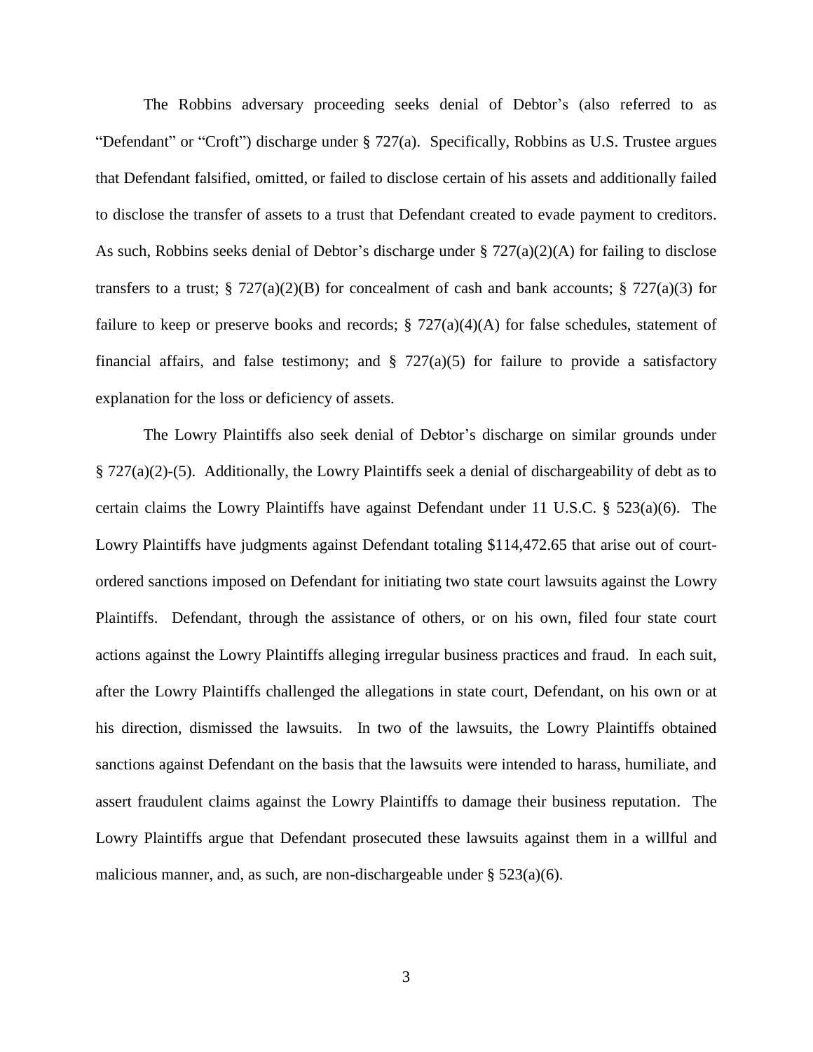The Robbins adversary proceeding seeks denial of Debtor's (also referred to as "Defendant" or "Croft") discharge under § 727(a). Specifically, Robbins as U.S. Trustee argues that Defendant falsified, omitted, or failed to disclose certain of his assets and additionally failed to disclose the transfer of assets to a trust that Defendant created to evade payment to creditors. As such, Robbins seeks denial of Debtor's discharge under § 727(a)(2)(A) for failing to disclose transfers to a trust; § 727(a)(2)(B) for concealment of cash and bank accounts; § 727(a)(3) for failure to keep or preserve books and records; § 727(a)(4)(A) for false schedules, statement of financial affairs, and false testimony; and § 727(a)(5) for failure to provide a satisfactory explanation for the loss or deficiency of assets.

The Lowry Plaintiffs also seek denial of Debtor's discharge on similar grounds under § 727(a)(2)-(5). Additionally, the Lowry Plaintiffs seek a denial of dischargeability of debt as to certain claims the Lowry Plaintiffs have against Defendant under 11 U.S.C. § 523(a)(6). The Lowry Plaintiffs have judgments against Defendant totaling $114,472.65 that arise out of court-ordered sanctions imposed on Defendant for initiating two state court lawsuits against the Lowry Plaintiffs. Defendant, through the assistance of others, or on his own, filed four state court actions against the Lowry Plaintiffs alleging irregular business practices and fraud. In each suit, after the Lowry Plaintiffs challenged the allegations in state court, Defendant, on his own or at his direction, dismissed the lawsuits. In two of the lawsuits, the Lowry Plaintiffs obtained sanctions against Defendant on the basis that the lawsuits were intended to harass, humiliate, and assert fraudulent claims against the Lowry Plaintiffs to damage their business reputation. The Lowry Plaintiffs argue that Defendant prosecuted these lawsuits against them in a willful and malicious manner, and, as such, are non-dischargeable under § 523(a)(6).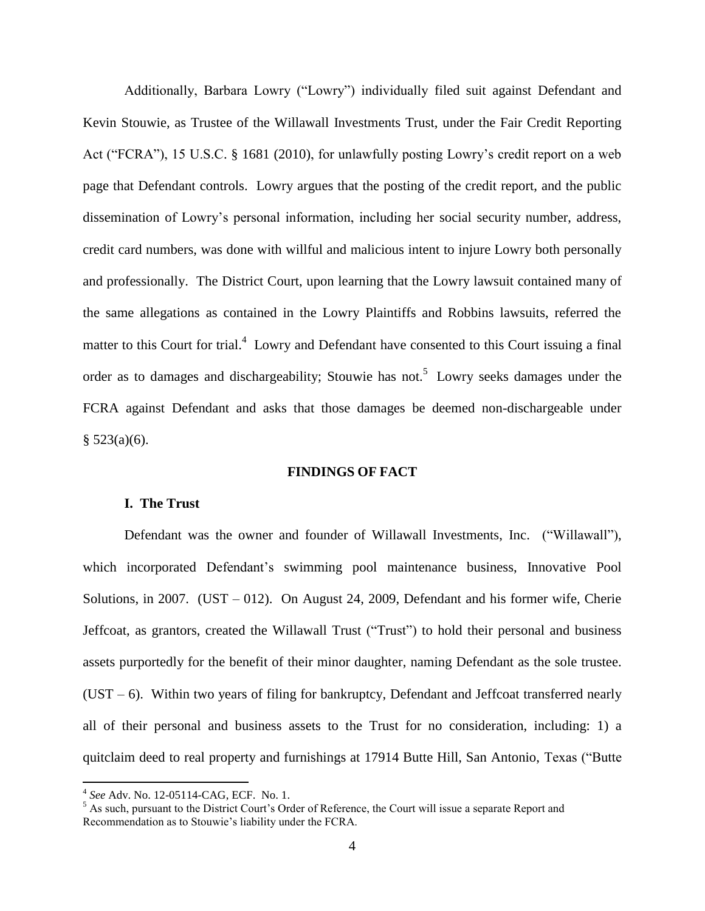Additionally, Barbara Lowry ("Lowry") individually filed suit against Defendant and Kevin Stouwie, as Trustee of the Willawall Investments Trust, under the Fair Credit Reporting Act ("FCRA"), 15 U.S.C. § 1681 (2010), for unlawfully posting Lowry's credit report on a web page that Defendant controls. Lowry argues that the posting of the credit report, and the public dissemination of Lowry's personal information, including her social security number, address, credit card numbers, was done with willful and malicious intent to injure Lowry both personally and professionally. The District Court, upon learning that the Lowry lawsuit contained many of the same allegations as contained in the Lowry Plaintiffs and Robbins lawsuits, referred the matter to this Court for trial.[4] Lowry and Defendant have consented to this Court issuing a final order as to damages and dischargeability; Stouwie has not.[5] Lowry seeks damages under the FCRA against Defendant and asks that those damages be deemed non-dischargeable under § 523(a)(6).

## FINDINGS OF FACT

### I. The Trust

Defendant was the owner and founder of Willawall Investments, Inc. ("Willawall"), which incorporated Defendant's swimming pool maintenance business, Innovative Pool Solutions, in 2007. (UST – 012). On August 24, 2009, Defendant and his former wife, Cherie Jeffcoat, as grantors, created the Willawall Trust ("Trust") to hold their personal and business assets purportedly for the benefit of their minor daughter, naming Defendant as the sole trustee. (UST – 6). Within two years of filing for bankruptcy, Defendant and Jeffcoat transferred nearly all of their personal and business assets to the Trust for no consideration, including: 1) a quitclaim deed to real property and furnishings at 17914 Butte Hill, San Antonio, Texas ("Butte

---

[4] *See* Adv. No. 12-05114-CAG, ECF. No. 1.

[5] As such, pursuant to the District Court's Order of Reference, the Court will issue a separate Report and Recommendation as to Stouwie's liability under the FCRA.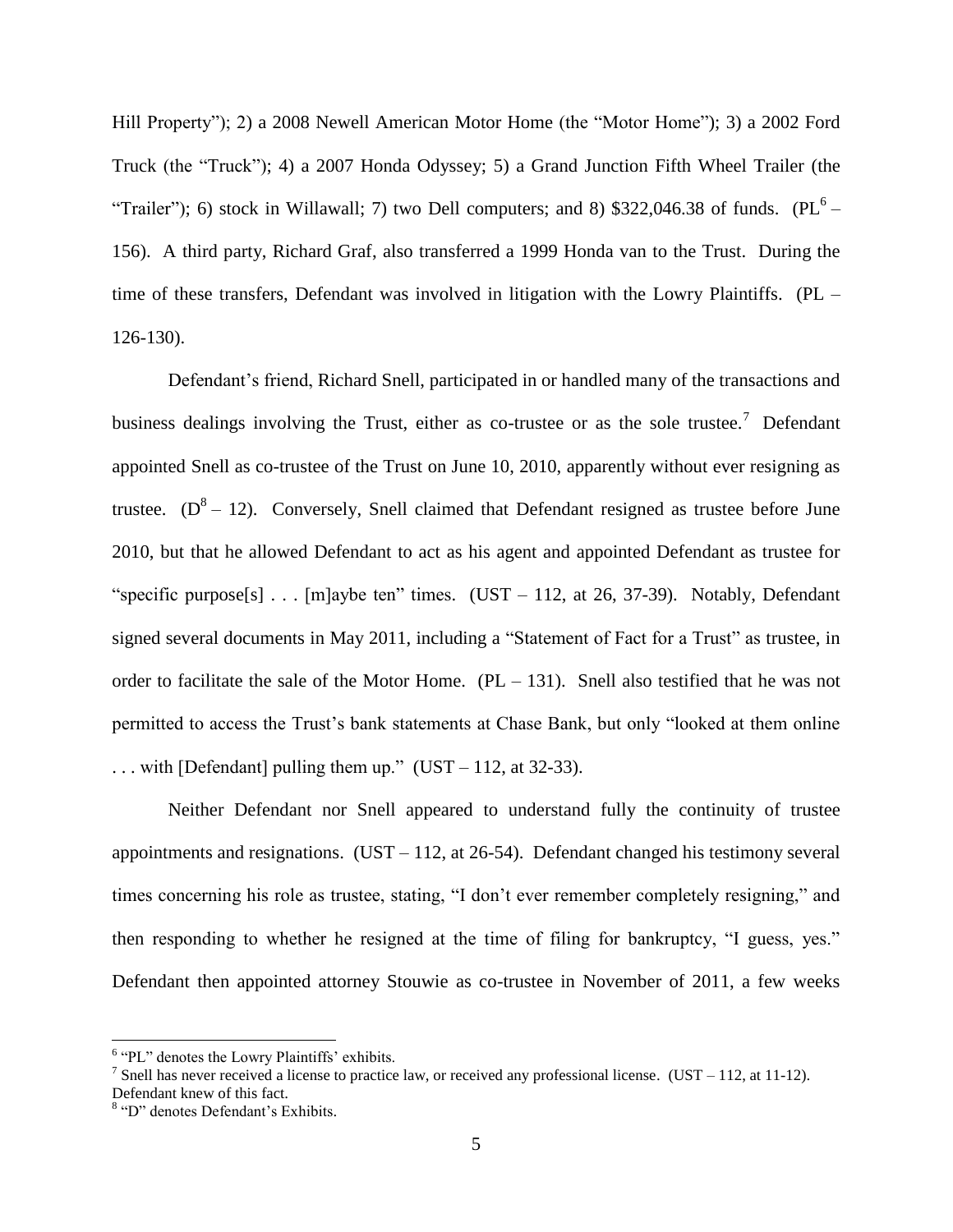Hill Property"); 2) a 2008 Newell American Motor Home (the "Motor Home"); 3) a 2002 Ford Truck (the "Truck"); 4) a 2007 Honda Odyssey; 5) a Grand Junction Fifth Wheel Trailer (the "Trailer"); 6) stock in Willawall; 7) two Dell computers; and 8) $322,046.38 of funds. (PL[6] – 156). A third party, Richard Graf, also transferred a 1999 Honda van to the Trust. During the time of these transfers, Defendant was involved in litigation with the Lowry Plaintiffs. (PL – 126-130).

Defendant's friend, Richard Snell, participated in or handled many of the transactions and business dealings involving the Trust, either as co-trustee or as the sole trustee.[7] Defendant appointed Snell as co-trustee of the Trust on June 10, 2010, apparently without ever resigning as trustee. (D[8] – 12). Conversely, Snell claimed that Defendant resigned as trustee before June 2010, but that he allowed Defendant to act as his agent and appointed Defendant as trustee for "specific purpose[s] . . . [m]aybe ten" times. (UST – 112, at 26, 37-39). Notably, Defendant signed several documents in May 2011, including a "Statement of Fact for a Trust" as trustee, in order to facilitate the sale of the Motor Home. (PL – 131). Snell also testified that he was not permitted to access the Trust's bank statements at Chase Bank, but only "looked at them online . . . with [Defendant] pulling them up." (UST – 112, at 32-33).

Neither Defendant nor Snell appeared to understand fully the continuity of trustee appointments and resignations. (UST – 112, at 26-54). Defendant changed his testimony several times concerning his role as trustee, stating, "I don't ever remember completely resigning," and then responding to whether he resigned at the time of filing for bankruptcy, "I guess, yes." Defendant then appointed attorney Stouwie as co-trustee in November of 2011, a few weeks

---

[6] "PL" denotes the Lowry Plaintiffs' exhibits.

[7] Snell has never received a license to practice law, or received any professional license. (UST – 112, at 11-12). Defendant knew of this fact.

[8] "D" denotes Defendant's Exhibits.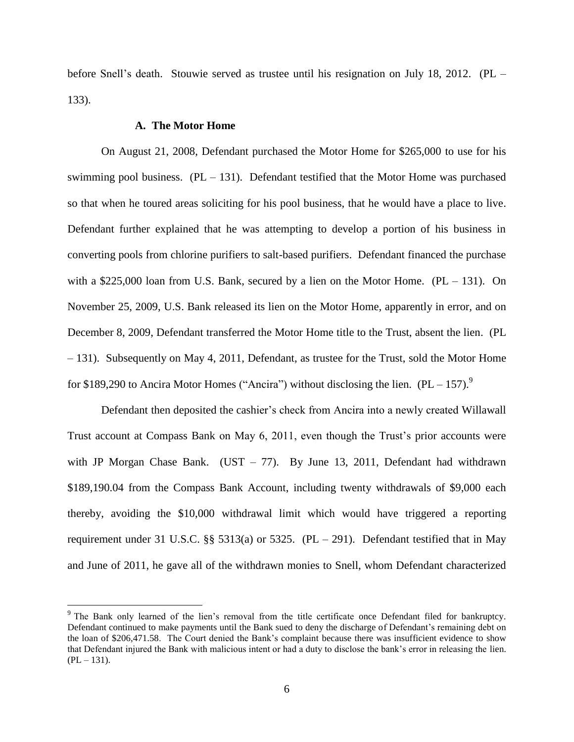before Snell's death. Stouwie served as trustee until his resignation on July 18, 2012. (PL – 133).

### A. The Motor Home

On August 21, 2008, Defendant purchased the Motor Home for $265,000 to use for his swimming pool business. (PL – 131). Defendant testified that the Motor Home was purchased so that when he toured areas soliciting for his pool business, that he would have a place to live. Defendant further explained that he was attempting to develop a portion of his business in converting pools from chlorine purifiers to salt-based purifiers. Defendant financed the purchase with a $225,000 loan from U.S. Bank, secured by a lien on the Motor Home. (PL – 131). On November 25, 2009, U.S. Bank released its lien on the Motor Home, apparently in error, and on December 8, 2009, Defendant transferred the Motor Home title to the Trust, absent the lien. (PL – 131). Subsequently on May 4, 2011, Defendant, as trustee for the Trust, sold the Motor Home for $189,290 to Ancira Motor Homes ("Ancira") without disclosing the lien. (PL – 157).[9]

Defendant then deposited the cashier's check from Ancira into a newly created Willawall Trust account at Compass Bank on May 6, 2011, even though the Trust's prior accounts were with JP Morgan Chase Bank. (UST – 77). By June 13, 2011, Defendant had withdrawn $189,190.04 from the Compass Bank Account, including twenty withdrawals of $9,000 each thereby, avoiding the $10,000 withdrawal limit which would have triggered a reporting requirement under 31 U.S.C. §§ 5313(a) or 5325. (PL – 291). Defendant testified that in May and June of 2011, he gave all of the withdrawn monies to Snell, whom Defendant characterized

---

[9] The Bank only learned of the lien's removal from the title certificate once Defendant filed for bankruptcy. Defendant continued to make payments until the Bank sued to deny the discharge of Defendant's remaining debt on the loan of $206,471.58. The Court denied the Bank's complaint because there was insufficient evidence to show that Defendant injured the Bank with malicious intent or had a duty to disclose the bank's error in releasing the lien. (PL – 131).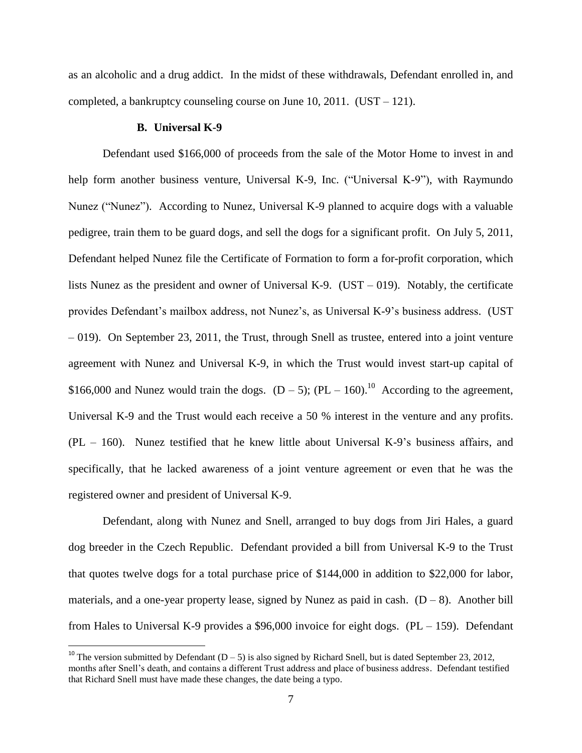as an alcoholic and a drug addict. In the midst of these withdrawals, Defendant enrolled in, and completed, a bankruptcy counseling course on June 10, 2011. (UST – 121).

### B. Universal K-9

Defendant used $166,000 of proceeds from the sale of the Motor Home to invest in and help form another business venture, Universal K-9, Inc. ("Universal K-9"), with Raymundo Nunez ("Nunez"). According to Nunez, Universal K-9 planned to acquire dogs with a valuable pedigree, train them to be guard dogs, and sell the dogs for a significant profit. On July 5, 2011, Defendant helped Nunez file the Certificate of Formation to form a for-profit corporation, which lists Nunez as the president and owner of Universal K-9. (UST – 019). Notably, the certificate provides Defendant's mailbox address, not Nunez's, as Universal K-9's business address. (UST – 019). On September 23, 2011, the Trust, through Snell as trustee, entered into a joint venture agreement with Nunez and Universal K-9, in which the Trust would invest start-up capital of $166,000 and Nunez would train the dogs. (D – 5); (PL – 160).[10] According to the agreement, Universal K-9 and the Trust would each receive a 50 % interest in the venture and any profits. (PL – 160). Nunez testified that he knew little about Universal K-9's business affairs, and specifically, that he lacked awareness of a joint venture agreement or even that he was the registered owner and president of Universal K-9.

Defendant, along with Nunez and Snell, arranged to buy dogs from Jiri Hales, a guard dog breeder in the Czech Republic. Defendant provided a bill from Universal K-9 to the Trust that quotes twelve dogs for a total purchase price of $144,000 in addition to $22,000 for labor, materials, and a one-year property lease, signed by Nunez as paid in cash. (D – 8). Another bill from Hales to Universal K-9 provides a $96,000 invoice for eight dogs. (PL – 159). Defendant

---

[10] The version submitted by Defendant (D – 5) is also signed by Richard Snell, but is dated September 23, 2012, months after Snell's death, and contains a different Trust address and place of business address. Defendant testified that Richard Snell must have made these changes, the date being a typo.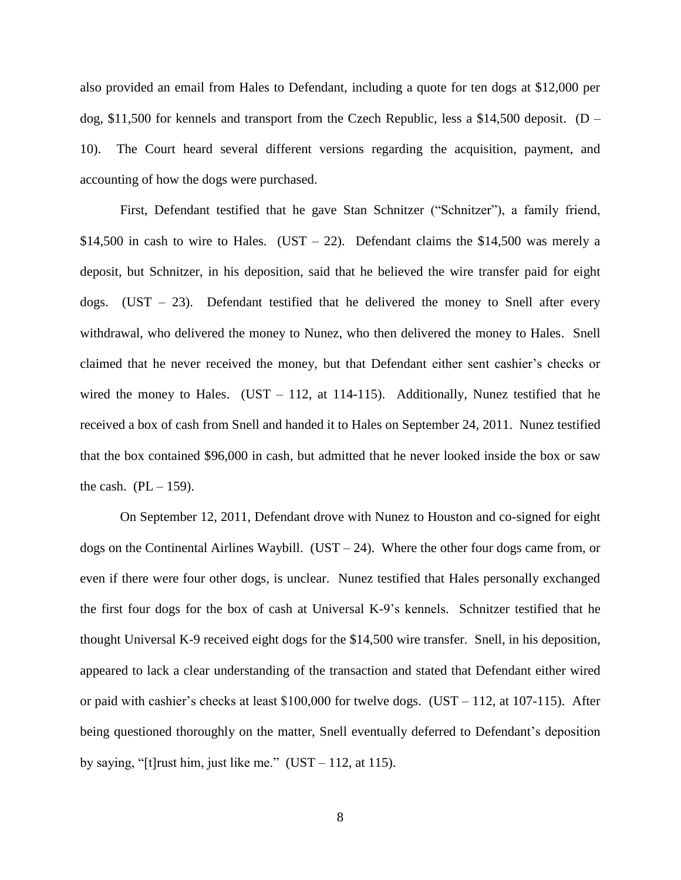also provided an email from Hales to Defendant, including a quote for ten dogs at $12,000 per dog, $11,500 for kennels and transport from the Czech Republic, less a $14,500 deposit. (D – 10). The Court heard several different versions regarding the acquisition, payment, and accounting of how the dogs were purchased.

First, Defendant testified that he gave Stan Schnitzer ("Schnitzer"), a family friend, $14,500 in cash to wire to Hales. (UST – 22). Defendant claims the $14,500 was merely a deposit, but Schnitzer, in his deposition, said that he believed the wire transfer paid for eight dogs. (UST – 23). Defendant testified that he delivered the money to Snell after every withdrawal, who delivered the money to Nunez, who then delivered the money to Hales. Snell claimed that he never received the money, but that Defendant either sent cashier's checks or wired the money to Hales. (UST – 112, at 114-115). Additionally, Nunez testified that he received a box of cash from Snell and handed it to Hales on September 24, 2011. Nunez testified that the box contained $96,000 in cash, but admitted that he never looked inside the box or saw the cash. (PL – 159).

On September 12, 2011, Defendant drove with Nunez to Houston and co-signed for eight dogs on the Continental Airlines Waybill. (UST – 24). Where the other four dogs came from, or even if there were four other dogs, is unclear. Nunez testified that Hales personally exchanged the first four dogs for the box of cash at Universal K-9's kennels. Schnitzer testified that he thought Universal K-9 received eight dogs for the $14,500 wire transfer. Snell, in his deposition, appeared to lack a clear understanding of the transaction and stated that Defendant either wired or paid with cashier's checks at least $100,000 for twelve dogs. (UST – 112, at 107-115). After being questioned thoroughly on the matter, Snell eventually deferred to Defendant's deposition by saying, "[t]rust him, just like me." (UST – 112, at 115).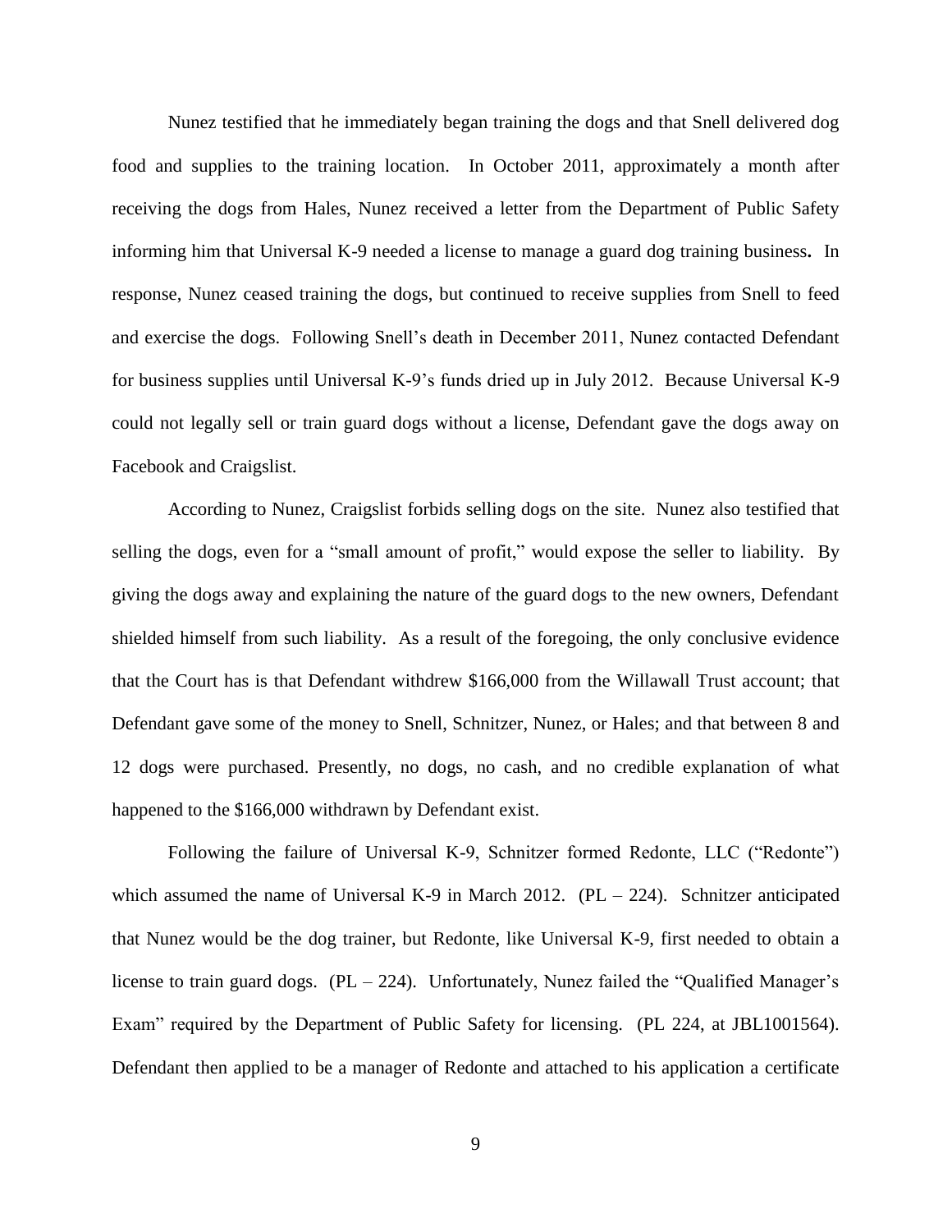Nunez testified that he immediately began training the dogs and that Snell delivered dog food and supplies to the training location. In October 2011, approximately a month after receiving the dogs from Hales, Nunez received a letter from the Department of Public Safety informing him that Universal K-9 needed a license to manage a guard dog training business**.** In response, Nunez ceased training the dogs, but continued to receive supplies from Snell to feed and exercise the dogs. Following Snell's death in December 2011, Nunez contacted Defendant for business supplies until Universal K-9's funds dried up in July 2012. Because Universal K-9 could not legally sell or train guard dogs without a license, Defendant gave the dogs away on Facebook and Craigslist.

According to Nunez, Craigslist forbids selling dogs on the site. Nunez also testified that selling the dogs, even for a "small amount of profit," would expose the seller to liability. By giving the dogs away and explaining the nature of the guard dogs to the new owners, Defendant shielded himself from such liability. As a result of the foregoing, the only conclusive evidence that the Court has is that Defendant withdrew $166,000 from the Willawall Trust account; that Defendant gave some of the money to Snell, Schnitzer, Nunez, or Hales; and that between 8 and 12 dogs were purchased. Presently, no dogs, no cash, and no credible explanation of what happened to the $166,000 withdrawn by Defendant exist.

Following the failure of Universal K-9, Schnitzer formed Redonte, LLC ("Redonte") which assumed the name of Universal K-9 in March 2012. (PL – 224). Schnitzer anticipated that Nunez would be the dog trainer, but Redonte, like Universal K-9, first needed to obtain a license to train guard dogs. (PL – 224). Unfortunately, Nunez failed the "Qualified Manager's Exam" required by the Department of Public Safety for licensing. (PL 224, at JBL1001564). Defendant then applied to be a manager of Redonte and attached to his application a certificate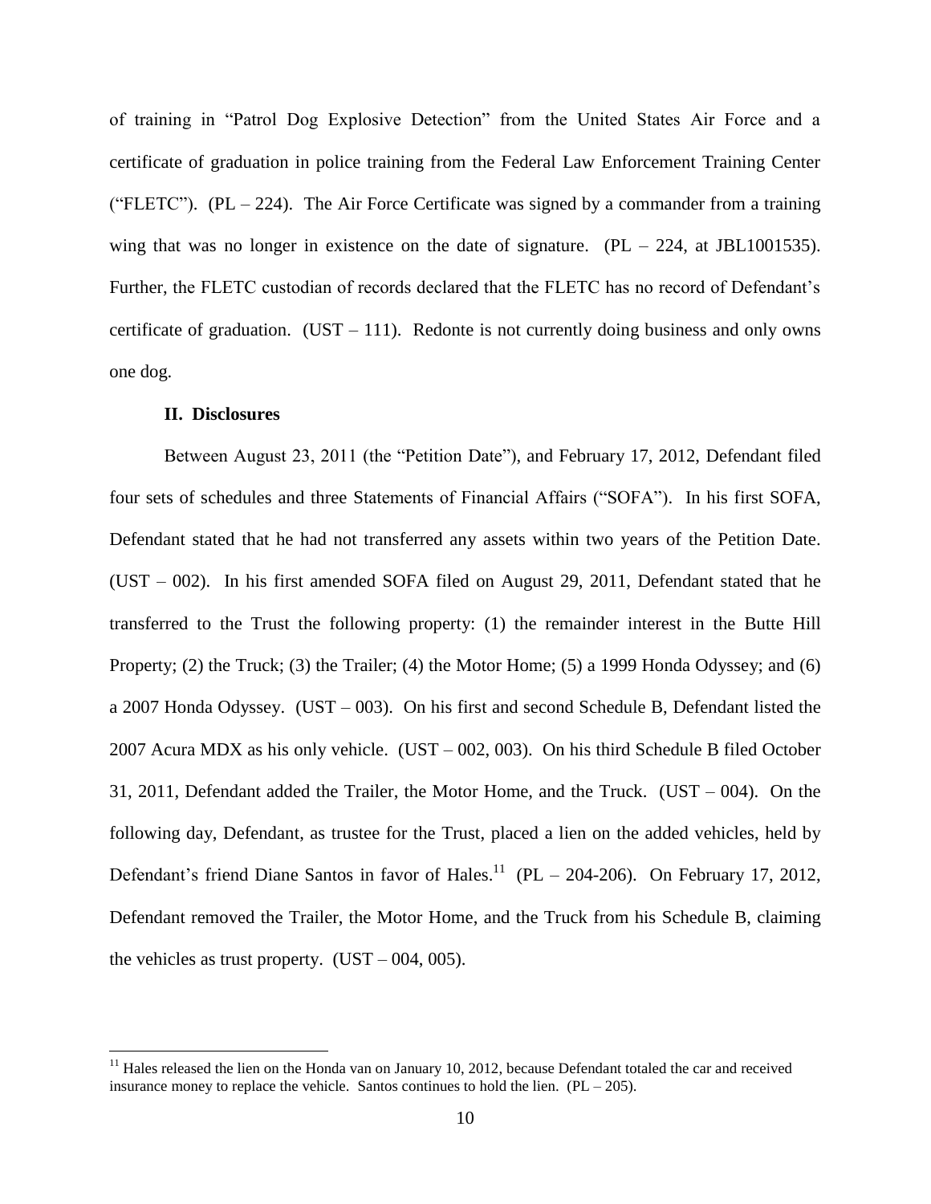of training in "Patrol Dog Explosive Detection" from the United States Air Force and a certificate of graduation in police training from the Federal Law Enforcement Training Center ("FLETC"). (PL – 224). The Air Force Certificate was signed by a commander from a training wing that was no longer in existence on the date of signature. (PL – 224, at JBL1001535). Further, the FLETC custodian of records declared that the FLETC has no record of Defendant's certificate of graduation. (UST – 111). Redonte is not currently doing business and only owns one dog.

### II. Disclosures

Between August 23, 2011 (the "Petition Date"), and February 17, 2012, Defendant filed four sets of schedules and three Statements of Financial Affairs ("SOFA"). In his first SOFA, Defendant stated that he had not transferred any assets within two years of the Petition Date. (UST – 002). In his first amended SOFA filed on August 29, 2011, Defendant stated that he transferred to the Trust the following property: (1) the remainder interest in the Butte Hill Property; (2) the Truck; (3) the Trailer; (4) the Motor Home; (5) a 1999 Honda Odyssey; and (6) a 2007 Honda Odyssey. (UST – 003). On his first and second Schedule B, Defendant listed the 2007 Acura MDX as his only vehicle. (UST – 002, 003). On his third Schedule B filed October 31, 2011, Defendant added the Trailer, the Motor Home, and the Truck. (UST – 004). On the following day, Defendant, as trustee for the Trust, placed a lien on the added vehicles, held by Defendant's friend Diane Santos in favor of Hales.[11] (PL – 204-206). On February 17, 2012, Defendant removed the Trailer, the Motor Home, and the Truck from his Schedule B, claiming the vehicles as trust property. (UST – 004, 005).

---

[11] Hales released the lien on the Honda van on January 10, 2012, because Defendant totaled the car and received insurance money to replace the vehicle. Santos continues to hold the lien. (PL – 205).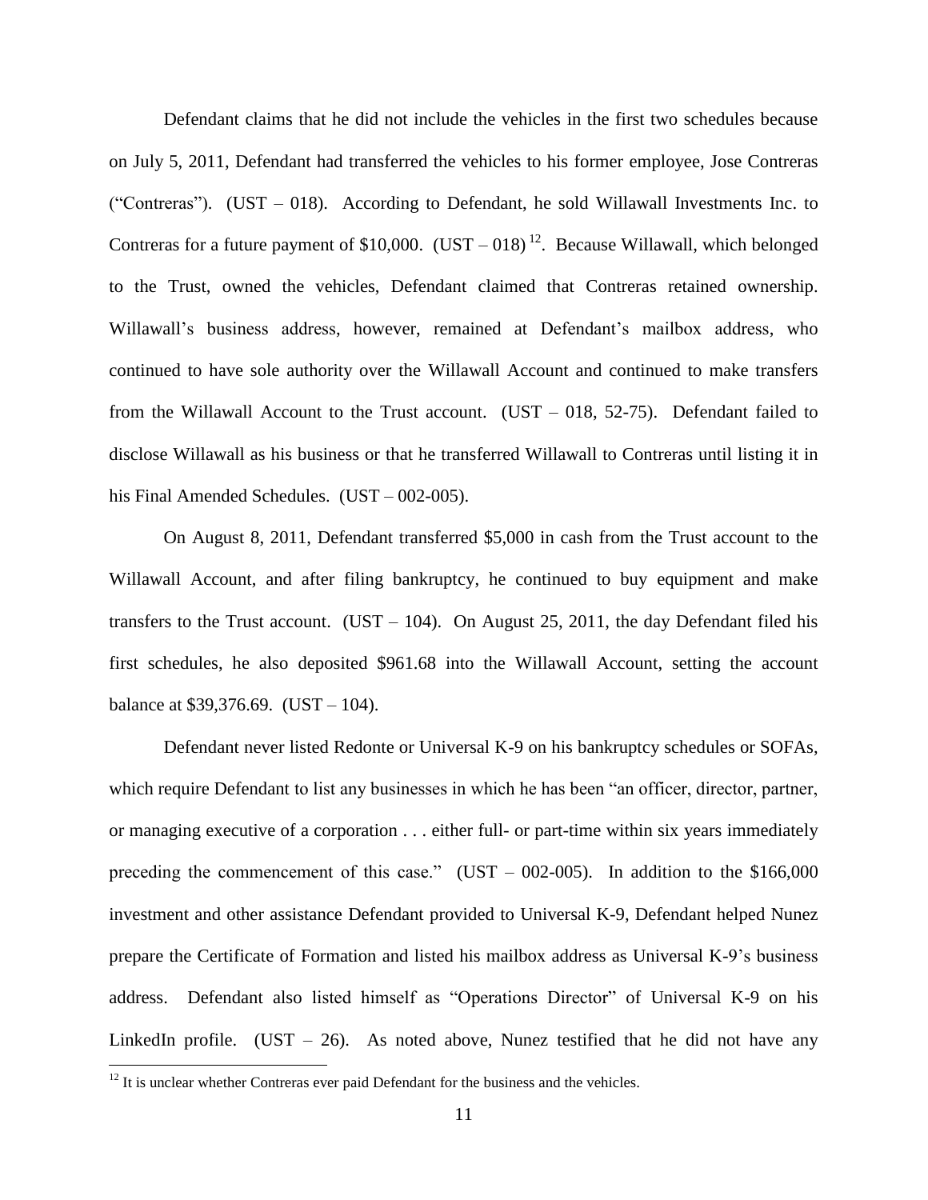Defendant claims that he did not include the vehicles in the first two schedules because on July 5, 2011, Defendant had transferred the vehicles to his former employee, Jose Contreras ("Contreras"). (UST – 018). According to Defendant, he sold Willawall Investments Inc. to Contreras for a future payment of $10,000. (UST – 018) [12]. Because Willawall, which belonged to the Trust, owned the vehicles, Defendant claimed that Contreras retained ownership. Willawall's business address, however, remained at Defendant's mailbox address, who continued to have sole authority over the Willawall Account and continued to make transfers from the Willawall Account to the Trust account. (UST – 018, 52-75). Defendant failed to disclose Willawall as his business or that he transferred Willawall to Contreras until listing it in his Final Amended Schedules. (UST – 002-005).

On August 8, 2011, Defendant transferred $5,000 in cash from the Trust account to the Willawall Account, and after filing bankruptcy, he continued to buy equipment and make transfers to the Trust account. (UST – 104). On August 25, 2011, the day Defendant filed his first schedules, he also deposited $961.68 into the Willawall Account, setting the account balance at $39,376.69. (UST – 104).

Defendant never listed Redonte or Universal K-9 on his bankruptcy schedules or SOFAs, which require Defendant to list any businesses in which he has been "an officer, director, partner, or managing executive of a corporation . . . either full- or part-time within six years immediately preceding the commencement of this case." (UST – 002-005). In addition to the $166,000 investment and other assistance Defendant provided to Universal K-9, Defendant helped Nunez prepare the Certificate of Formation and listed his mailbox address as Universal K-9's business address. Defendant also listed himself as "Operations Director" of Universal K-9 on his LinkedIn profile. (UST – 26). As noted above, Nunez testified that he did not have any

[12] It is unclear whether Contreras ever paid Defendant for the business and the vehicles.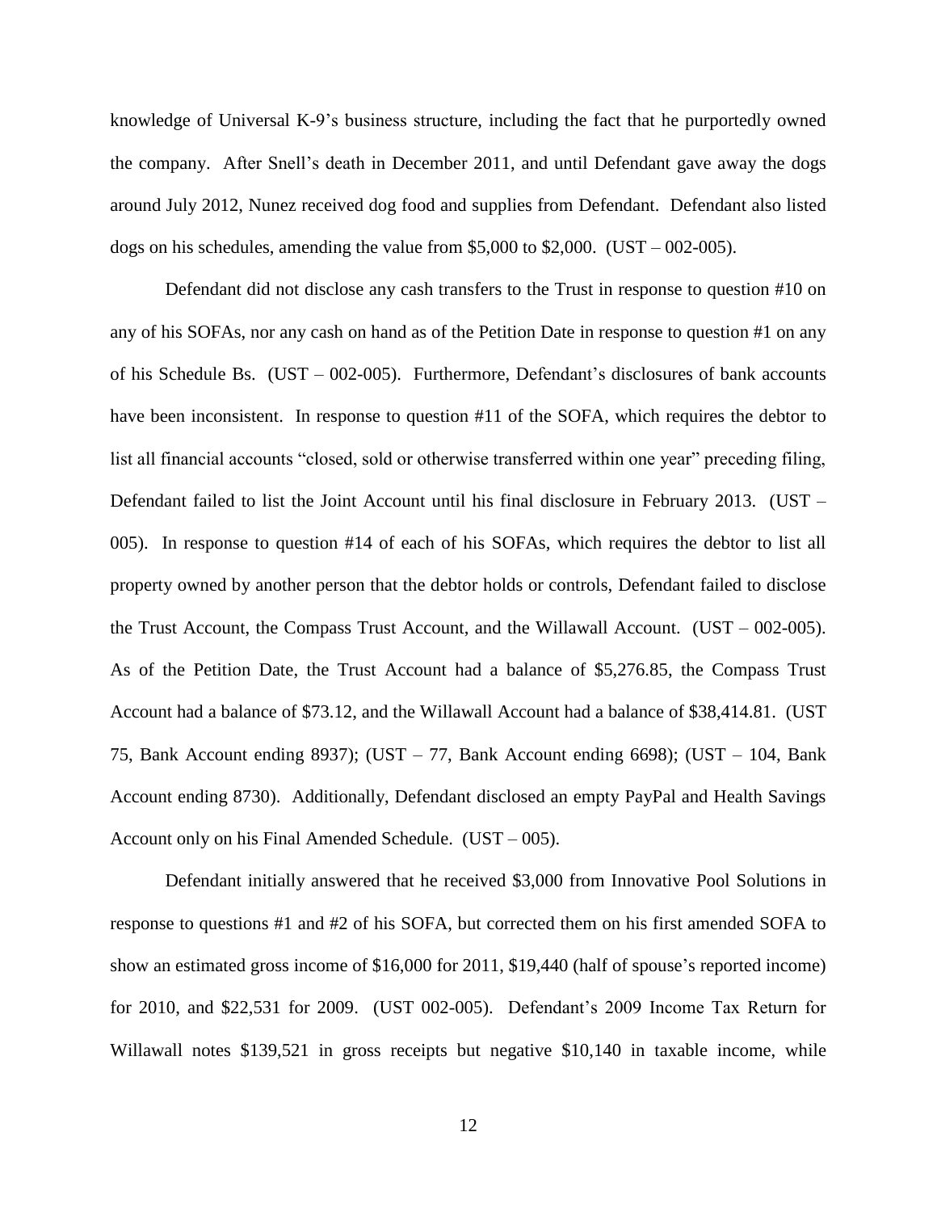knowledge of Universal K-9's business structure, including the fact that he purportedly owned the company. After Snell's death in December 2011, and until Defendant gave away the dogs around July 2012, Nunez received dog food and supplies from Defendant. Defendant also listed dogs on his schedules, amending the value from $5,000 to $2,000. (UST – 002-005).

Defendant did not disclose any cash transfers to the Trust in response to question #10 on any of his SOFAs, nor any cash on hand as of the Petition Date in response to question #1 on any of his Schedule Bs. (UST – 002-005). Furthermore, Defendant's disclosures of bank accounts have been inconsistent. In response to question #11 of the SOFA, which requires the debtor to list all financial accounts "closed, sold or otherwise transferred within one year" preceding filing, Defendant failed to list the Joint Account until his final disclosure in February 2013. (UST – 005). In response to question #14 of each of his SOFAs, which requires the debtor to list all property owned by another person that the debtor holds or controls, Defendant failed to disclose the Trust Account, the Compass Trust Account, and the Willawall Account. (UST – 002-005). As of the Petition Date, the Trust Account had a balance of $5,276.85, the Compass Trust Account had a balance of $73.12, and the Willawall Account had a balance of $38,414.81. (UST 75, Bank Account ending 8937); (UST – 77, Bank Account ending 6698); (UST – 104, Bank Account ending 8730). Additionally, Defendant disclosed an empty PayPal and Health Savings Account only on his Final Amended Schedule. (UST – 005).

Defendant initially answered that he received $3,000 from Innovative Pool Solutions in response to questions #1 and #2 of his SOFA, but corrected them on his first amended SOFA to show an estimated gross income of $16,000 for 2011, $19,440 (half of spouse's reported income) for 2010, and $22,531 for 2009. (UST 002-005). Defendant's 2009 Income Tax Return for Willawall notes $139,521 in gross receipts but negative $10,140 in taxable income, while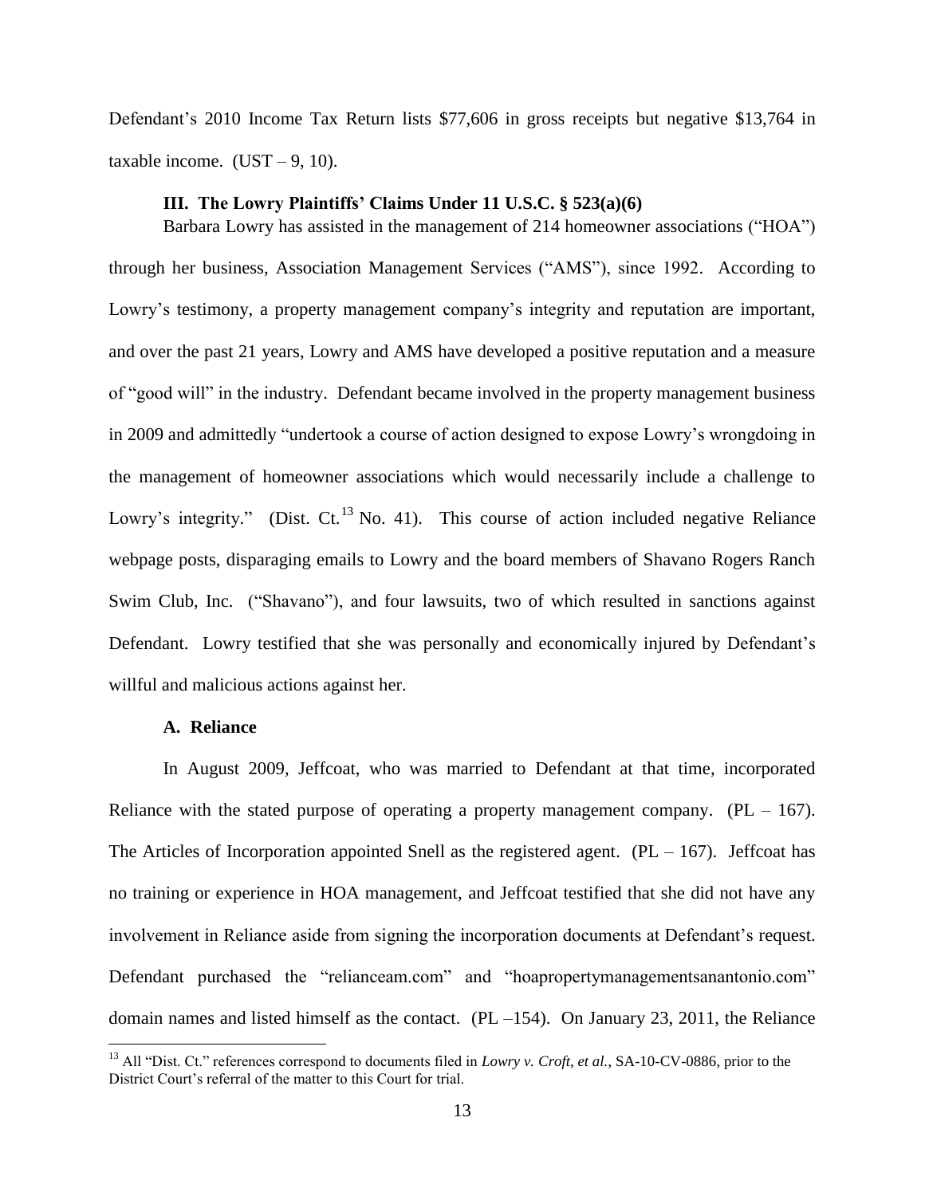Defendant's 2010 Income Tax Return lists $77,606 in gross receipts but negative $13,764 in taxable income. (UST – 9, 10).

### III. The Lowry Plaintiffs' Claims Under 11 U.S.C. § 523(a)(6)

Barbara Lowry has assisted in the management of 214 homeowner associations ("HOA") through her business, Association Management Services ("AMS"), since 1992. According to Lowry's testimony, a property management company's integrity and reputation are important, and over the past 21 years, Lowry and AMS have developed a positive reputation and a measure of "good will" in the industry. Defendant became involved in the property management business in 2009 and admittedly "undertook a course of action designed to expose Lowry's wrongdoing in the management of homeowner associations which would necessarily include a challenge to Lowry's integrity." (Dist. Ct.[13] No. 41). This course of action included negative Reliance webpage posts, disparaging emails to Lowry and the board members of Shavano Rogers Ranch Swim Club, Inc. ("Shavano"), and four lawsuits, two of which resulted in sanctions against Defendant. Lowry testified that she was personally and economically injured by Defendant's willful and malicious actions against her.

#### A. Reliance

In August 2009, Jeffcoat, who was married to Defendant at that time, incorporated Reliance with the stated purpose of operating a property management company. (PL – 167). The Articles of Incorporation appointed Snell as the registered agent. (PL – 167). Jeffcoat has no training or experience in HOA management, and Jeffcoat testified that she did not have any involvement in Reliance aside from signing the incorporation documents at Defendant's request. Defendant purchased the "relianceam.com" and "hoapropertymanagementsanantonio.com" domain names and listed himself as the contact. (PL –154). On January 23, 2011, the Reliance

[13] All "Dist. Ct." references correspond to documents filed in *Lowry v. Croft, et al.*, SA-10-CV-0886, prior to the District Court's referral of the matter to this Court for trial.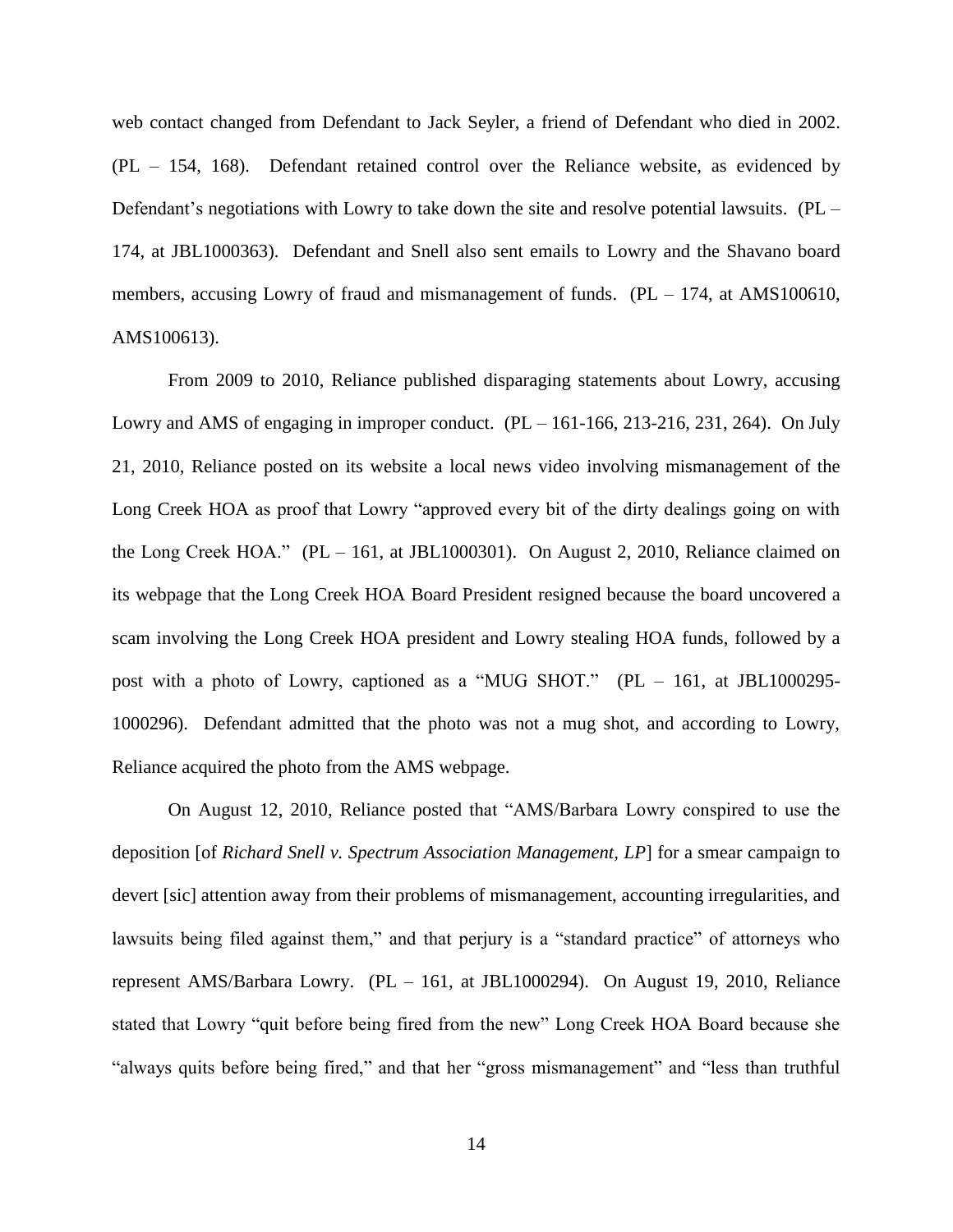web contact changed from Defendant to Jack Seyler, a friend of Defendant who died in 2002. (PL – 154, 168). Defendant retained control over the Reliance website, as evidenced by Defendant's negotiations with Lowry to take down the site and resolve potential lawsuits. (PL – 174, at JBL1000363). Defendant and Snell also sent emails to Lowry and the Shavano board members, accusing Lowry of fraud and mismanagement of funds. (PL – 174, at AMS100610, AMS100613).

From 2009 to 2010, Reliance published disparaging statements about Lowry, accusing Lowry and AMS of engaging in improper conduct. (PL – 161-166, 213-216, 231, 264). On July 21, 2010, Reliance posted on its website a local news video involving mismanagement of the Long Creek HOA as proof that Lowry "approved every bit of the dirty dealings going on with the Long Creek HOA." (PL – 161, at JBL1000301). On August 2, 2010, Reliance claimed on its webpage that the Long Creek HOA Board President resigned because the board uncovered a scam involving the Long Creek HOA president and Lowry stealing HOA funds, followed by a post with a photo of Lowry, captioned as a "MUG SHOT." (PL – 161, at JBL1000295-1000296). Defendant admitted that the photo was not a mug shot, and according to Lowry, Reliance acquired the photo from the AMS webpage.

On August 12, 2010, Reliance posted that "AMS/Barbara Lowry conspired to use the deposition [of *Richard Snell v. Spectrum Association Management, LP*] for a smear campaign to devert [sic] attention away from their problems of mismanagement, accounting irregularities, and lawsuits being filed against them," and that perjury is a "standard practice" of attorneys who represent AMS/Barbara Lowry. (PL – 161, at JBL1000294). On August 19, 2010, Reliance stated that Lowry "quit before being fired from the new" Long Creek HOA Board because she "always quits before being fired," and that her "gross mismanagement" and "less than truthful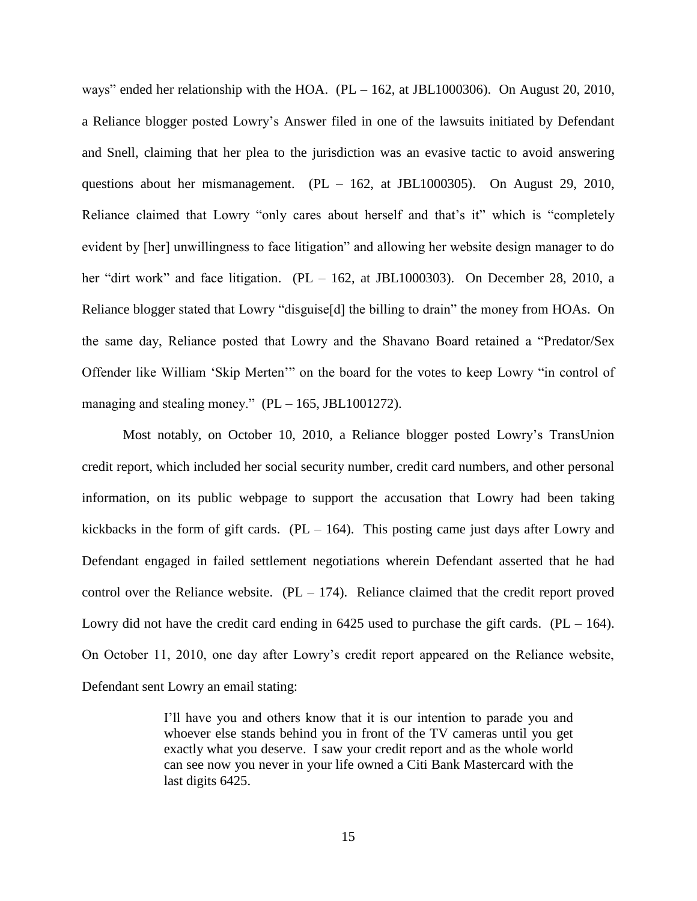ways" ended her relationship with the HOA. (PL – 162, at JBL1000306). On August 20, 2010, a Reliance blogger posted Lowry's Answer filed in one of the lawsuits initiated by Defendant and Snell, claiming that her plea to the jurisdiction was an evasive tactic to avoid answering questions about her mismanagement. (PL – 162, at JBL1000305). On August 29, 2010, Reliance claimed that Lowry "only cares about herself and that's it" which is "completely evident by [her] unwillingness to face litigation" and allowing her website design manager to do her "dirt work" and face litigation. (PL – 162, at JBL1000303). On December 28, 2010, a Reliance blogger stated that Lowry "disguise[d] the billing to drain" the money from HOAs. On the same day, Reliance posted that Lowry and the Shavano Board retained a "Predator/Sex Offender like William 'Skip Merten'" on the board for the votes to keep Lowry "in control of managing and stealing money." (PL – 165, JBL1001272).

Most notably, on October 10, 2010, a Reliance blogger posted Lowry's TransUnion credit report, which included her social security number, credit card numbers, and other personal information, on its public webpage to support the accusation that Lowry had been taking kickbacks in the form of gift cards. (PL – 164). This posting came just days after Lowry and Defendant engaged in failed settlement negotiations wherein Defendant asserted that he had control over the Reliance website. (PL – 174). Reliance claimed that the credit report proved Lowry did not have the credit card ending in 6425 used to purchase the gift cards. (PL – 164). On October 11, 2010, one day after Lowry's credit report appeared on the Reliance website, Defendant sent Lowry an email stating:

> I'll have you and others know that it is our intention to parade you and whoever else stands behind you in front of the TV cameras until you get exactly what you deserve. I saw your credit report and as the whole world can see now you never in your life owned a Citi Bank Mastercard with the last digits 6425.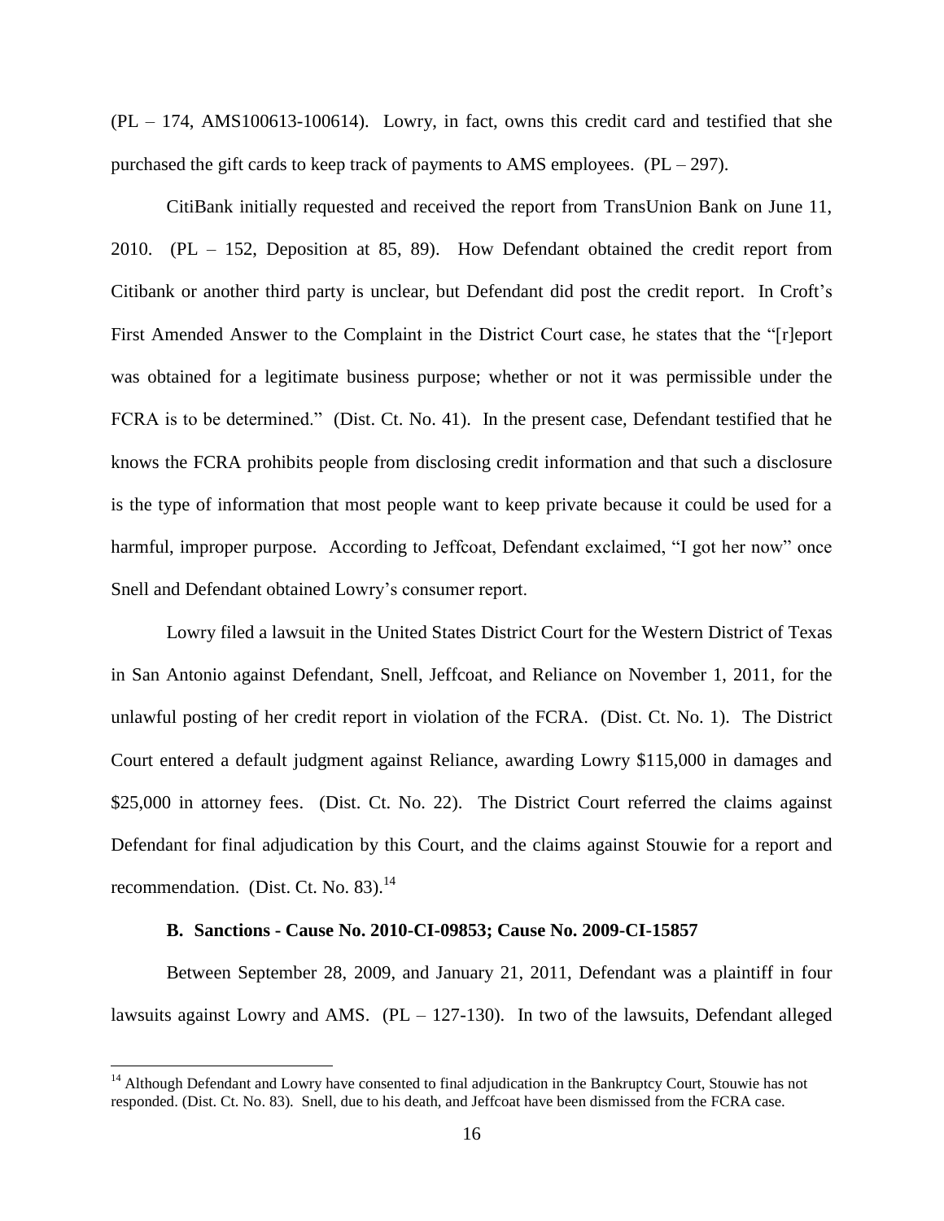(PL – 174, AMS100613-100614). Lowry, in fact, owns this credit card and testified that she purchased the gift cards to keep track of payments to AMS employees. (PL – 297).

CitiBank initially requested and received the report from TransUnion Bank on June 11, 2010. (PL – 152, Deposition at 85, 89). How Defendant obtained the credit report from Citibank or another third party is unclear, but Defendant did post the credit report. In Croft's First Amended Answer to the Complaint in the District Court case, he states that the "[r]eport was obtained for a legitimate business purpose; whether or not it was permissible under the FCRA is to be determined." (Dist. Ct. No. 41). In the present case, Defendant testified that he knows the FCRA prohibits people from disclosing credit information and that such a disclosure is the type of information that most people want to keep private because it could be used for a harmful, improper purpose. According to Jeffcoat, Defendant exclaimed, "I got her now" once Snell and Defendant obtained Lowry's consumer report.

Lowry filed a lawsuit in the United States District Court for the Western District of Texas in San Antonio against Defendant, Snell, Jeffcoat, and Reliance on November 1, 2011, for the unlawful posting of her credit report in violation of the FCRA. (Dist. Ct. No. 1). The District Court entered a default judgment against Reliance, awarding Lowry $115,000 in damages and $25,000 in attorney fees. (Dist. Ct. No. 22). The District Court referred the claims against Defendant for final adjudication by this Court, and the claims against Stouwie for a report and recommendation. (Dist. Ct. No. 83).[14]

### B. Sanctions - Cause No. 2010-CI-09853; Cause No. 2009-CI-15857

Between September 28, 2009, and January 21, 2011, Defendant was a plaintiff in four lawsuits against Lowry and AMS. (PL – 127-130). In two of the lawsuits, Defendant alleged

[14] Although Defendant and Lowry have consented to final adjudication in the Bankruptcy Court, Stouwie has not responded. (Dist. Ct. No. 83). Snell, due to his death, and Jeffcoat have been dismissed from the FCRA case.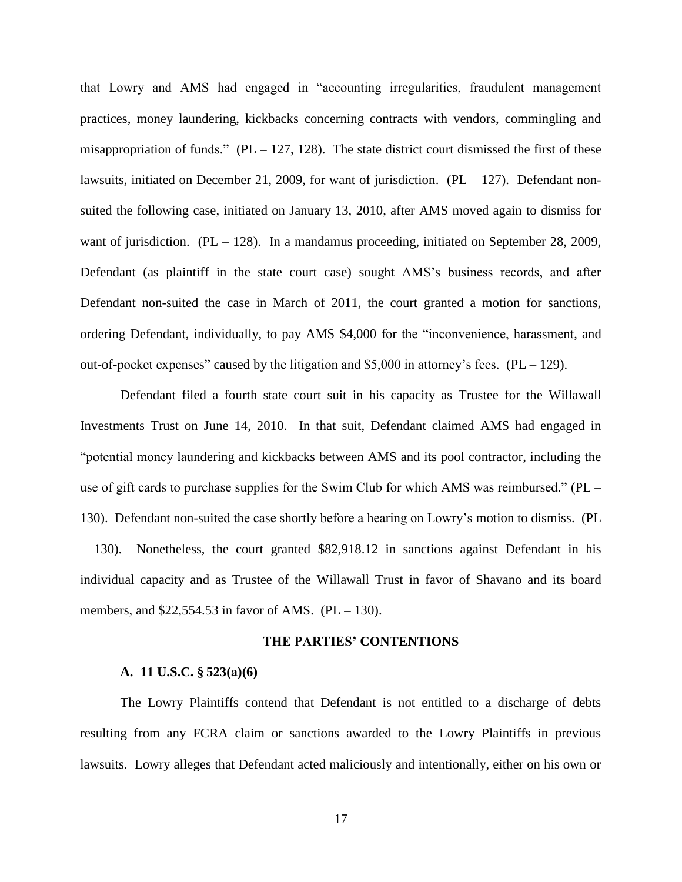that Lowry and AMS had engaged in "accounting irregularities, fraudulent management practices, money laundering, kickbacks concerning contracts with vendors, commingling and misappropriation of funds." (PL – 127, 128). The state district court dismissed the first of these lawsuits, initiated on December 21, 2009, for want of jurisdiction. (PL – 127). Defendant non-suited the following case, initiated on January 13, 2010, after AMS moved again to dismiss for want of jurisdiction. (PL – 128). In a mandamus proceeding, initiated on September 28, 2009, Defendant (as plaintiff in the state court case) sought AMS's business records, and after Defendant non-suited the case in March of 2011, the court granted a motion for sanctions, ordering Defendant, individually, to pay AMS $4,000 for the "inconvenience, harassment, and out-of-pocket expenses" caused by the litigation and $5,000 in attorney's fees. (PL – 129).

Defendant filed a fourth state court suit in his capacity as Trustee for the Willawall Investments Trust on June 14, 2010. In that suit, Defendant claimed AMS had engaged in "potential money laundering and kickbacks between AMS and its pool contractor, including the use of gift cards to purchase supplies for the Swim Club for which AMS was reimbursed." (PL – 130). Defendant non-suited the case shortly before a hearing on Lowry's motion to dismiss. (PL – 130). Nonetheless, the court granted $82,918.12 in sanctions against Defendant in his individual capacity and as Trustee of the Willawall Trust in favor of Shavano and its board members, and $22,554.53 in favor of AMS. (PL – 130).

## THE PARTIES' CONTENTIONS

### A. 11 U.S.C. § 523(a)(6)

The Lowry Plaintiffs contend that Defendant is not entitled to a discharge of debts resulting from any FCRA claim or sanctions awarded to the Lowry Plaintiffs in previous lawsuits. Lowry alleges that Defendant acted maliciously and intentionally, either on his own or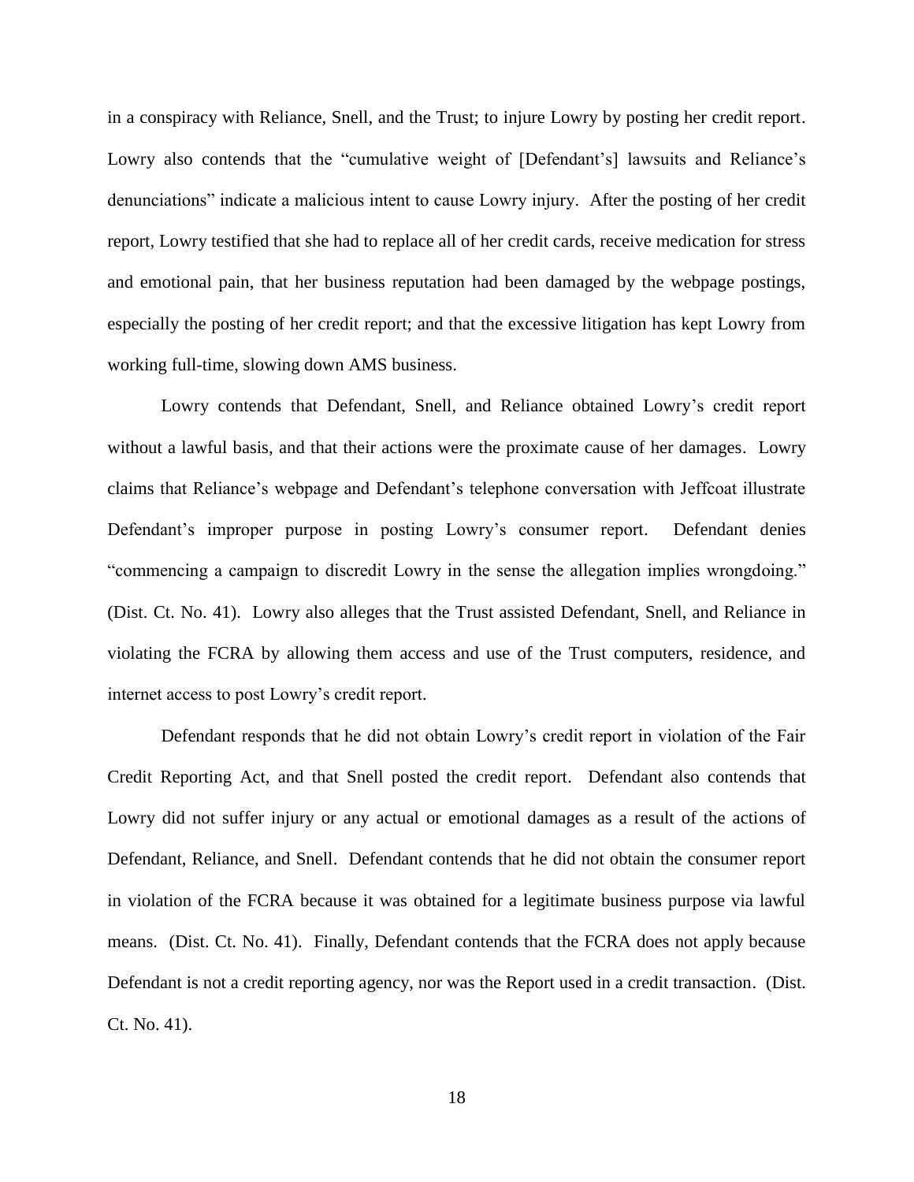in a conspiracy with Reliance, Snell, and the Trust; to injure Lowry by posting her credit report. Lowry also contends that the "cumulative weight of [Defendant's] lawsuits and Reliance's denunciations" indicate a malicious intent to cause Lowry injury. After the posting of her credit report, Lowry testified that she had to replace all of her credit cards, receive medication for stress and emotional pain, that her business reputation had been damaged by the webpage postings, especially the posting of her credit report; and that the excessive litigation has kept Lowry from working full-time, slowing down AMS business.

Lowry contends that Defendant, Snell, and Reliance obtained Lowry's credit report without a lawful basis, and that their actions were the proximate cause of her damages. Lowry claims that Reliance's webpage and Defendant's telephone conversation with Jeffcoat illustrate Defendant's improper purpose in posting Lowry's consumer report. Defendant denies "commencing a campaign to discredit Lowry in the sense the allegation implies wrongdoing." (Dist. Ct. No. 41). Lowry also alleges that the Trust assisted Defendant, Snell, and Reliance in violating the FCRA by allowing them access and use of the Trust computers, residence, and internet access to post Lowry's credit report.

Defendant responds that he did not obtain Lowry's credit report in violation of the Fair Credit Reporting Act, and that Snell posted the credit report. Defendant also contends that Lowry did not suffer injury or any actual or emotional damages as a result of the actions of Defendant, Reliance, and Snell. Defendant contends that he did not obtain the consumer report in violation of the FCRA because it was obtained for a legitimate business purpose via lawful means. (Dist. Ct. No. 41). Finally, Defendant contends that the FCRA does not apply because Defendant is not a credit reporting agency, nor was the Report used in a credit transaction. (Dist. Ct. No. 41).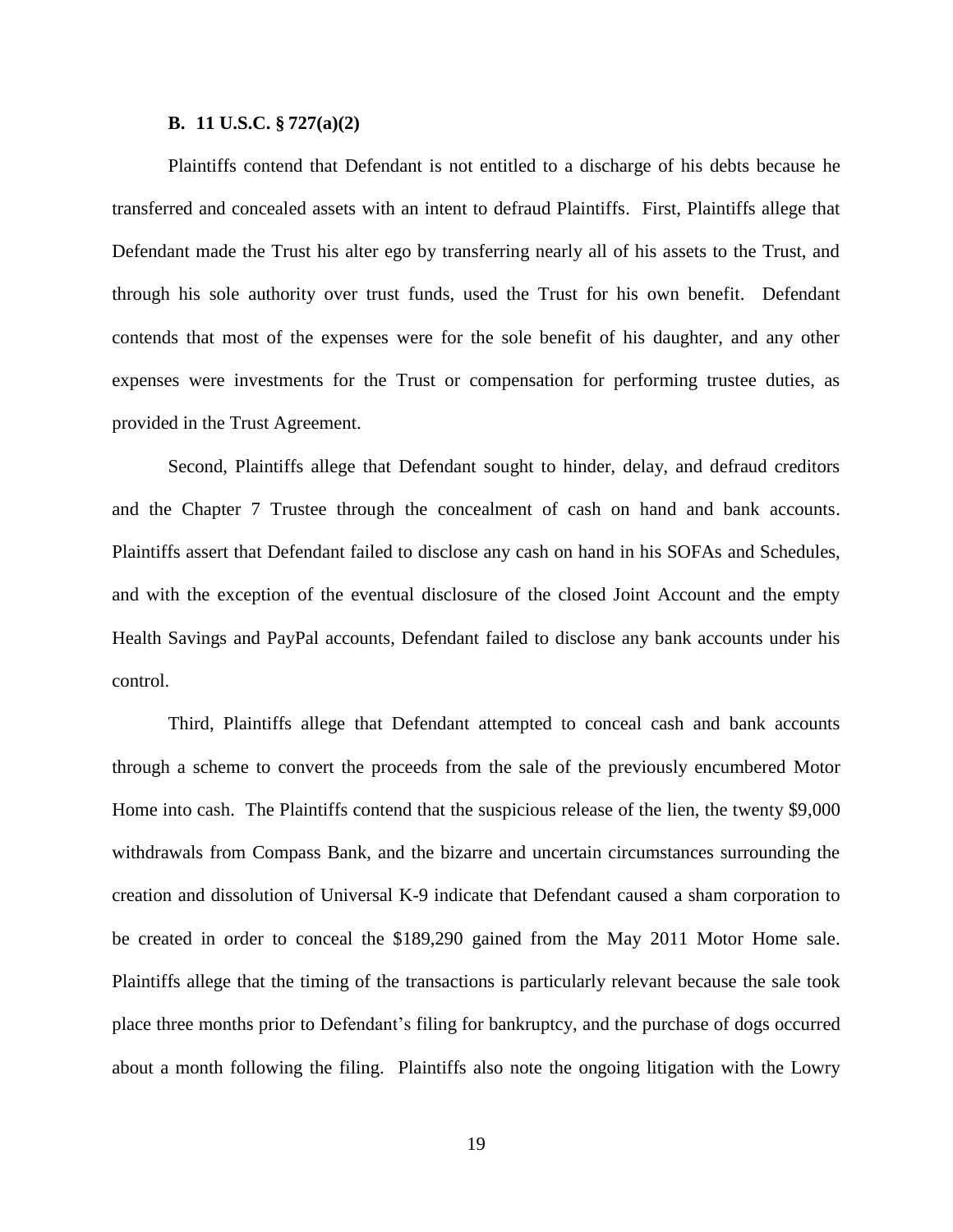### B. 11 U.S.C. § 727(a)(2)

Plaintiffs contend that Defendant is not entitled to a discharge of his debts because he transferred and concealed assets with an intent to defraud Plaintiffs. First, Plaintiffs allege that Defendant made the Trust his alter ego by transferring nearly all of his assets to the Trust, and through his sole authority over trust funds, used the Trust for his own benefit. Defendant contends that most of the expenses were for the sole benefit of his daughter, and any other expenses were investments for the Trust or compensation for performing trustee duties, as provided in the Trust Agreement.

Second, Plaintiffs allege that Defendant sought to hinder, delay, and defraud creditors and the Chapter 7 Trustee through the concealment of cash on hand and bank accounts. Plaintiffs assert that Defendant failed to disclose any cash on hand in his SOFAs and Schedules, and with the exception of the eventual disclosure of the closed Joint Account and the empty Health Savings and PayPal accounts, Defendant failed to disclose any bank accounts under his control.

Third, Plaintiffs allege that Defendant attempted to conceal cash and bank accounts through a scheme to convert the proceeds from the sale of the previously encumbered Motor Home into cash. The Plaintiffs contend that the suspicious release of the lien, the twenty $9,000 withdrawals from Compass Bank, and the bizarre and uncertain circumstances surrounding the creation and dissolution of Universal K-9 indicate that Defendant caused a sham corporation to be created in order to conceal the $189,290 gained from the May 2011 Motor Home sale. Plaintiffs allege that the timing of the transactions is particularly relevant because the sale took place three months prior to Defendant's filing for bankruptcy, and the purchase of dogs occurred about a month following the filing. Plaintiffs also note the ongoing litigation with the Lowry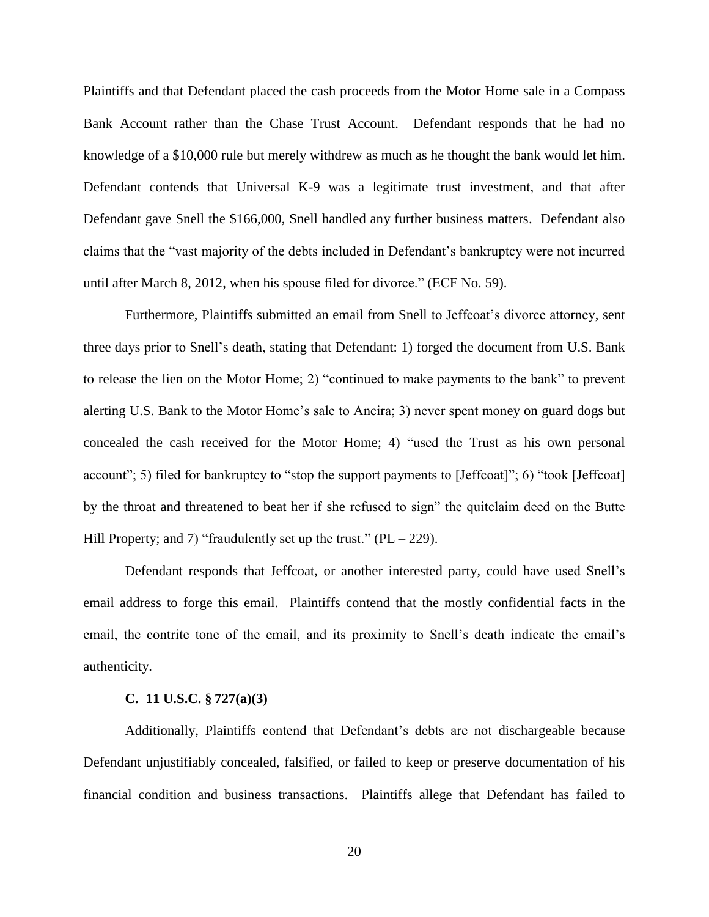Plaintiffs and that Defendant placed the cash proceeds from the Motor Home sale in a Compass Bank Account rather than the Chase Trust Account. Defendant responds that he had no knowledge of a $10,000 rule but merely withdrew as much as he thought the bank would let him. Defendant contends that Universal K-9 was a legitimate trust investment, and that after Defendant gave Snell the $166,000, Snell handled any further business matters. Defendant also claims that the "vast majority of the debts included in Defendant's bankruptcy were not incurred until after March 8, 2012, when his spouse filed for divorce." (ECF No. 59).

Furthermore, Plaintiffs submitted an email from Snell to Jeffcoat's divorce attorney, sent three days prior to Snell's death, stating that Defendant: 1) forged the document from U.S. Bank to release the lien on the Motor Home; 2) "continued to make payments to the bank" to prevent alerting U.S. Bank to the Motor Home's sale to Ancira; 3) never spent money on guard dogs but concealed the cash received for the Motor Home; 4) "used the Trust as his own personal account"; 5) filed for bankruptcy to "stop the support payments to [Jeffcoat]"; 6) "took [Jeffcoat] by the throat and threatened to beat her if she refused to sign" the quitclaim deed on the Butte Hill Property; and 7) "fraudulently set up the trust." (PL – 229).

Defendant responds that Jeffcoat, or another interested party, could have used Snell's email address to forge this email. Plaintiffs contend that the mostly confidential facts in the email, the contrite tone of the email, and its proximity to Snell's death indicate the email's authenticity.

### C. 11 U.S.C. § 727(a)(3)

Additionally, Plaintiffs contend that Defendant's debts are not dischargeable because Defendant unjustifiably concealed, falsified, or failed to keep or preserve documentation of his financial condition and business transactions. Plaintiffs allege that Defendant has failed to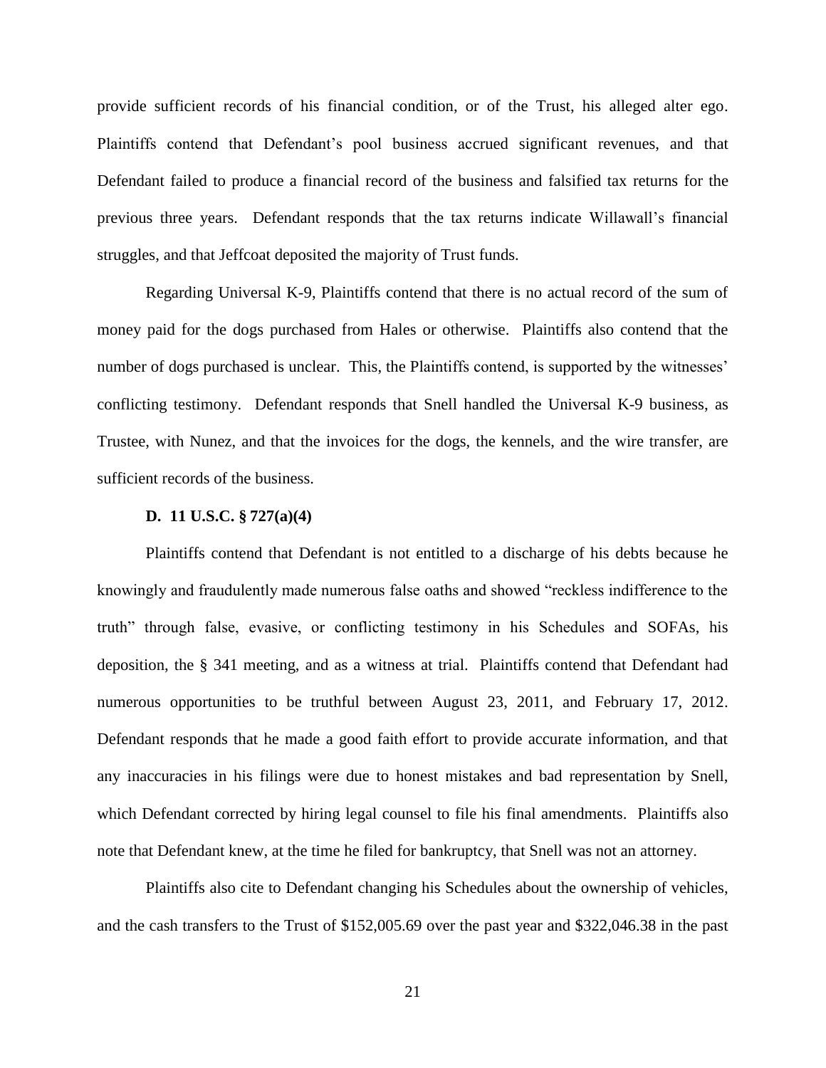provide sufficient records of his financial condition, or of the Trust, his alleged alter ego. Plaintiffs contend that Defendant's pool business accrued significant revenues, and that Defendant failed to produce a financial record of the business and falsified tax returns for the previous three years. Defendant responds that the tax returns indicate Willawall's financial struggles, and that Jeffcoat deposited the majority of Trust funds.

Regarding Universal K-9, Plaintiffs contend that there is no actual record of the sum of money paid for the dogs purchased from Hales or otherwise. Plaintiffs also contend that the number of dogs purchased is unclear. This, the Plaintiffs contend, is supported by the witnesses' conflicting testimony. Defendant responds that Snell handled the Universal K-9 business, as Trustee, with Nunez, and that the invoices for the dogs, the kennels, and the wire transfer, are sufficient records of the business.

### D. 11 U.S.C. § 727(a)(4)

Plaintiffs contend that Defendant is not entitled to a discharge of his debts because he knowingly and fraudulently made numerous false oaths and showed "reckless indifference to the truth" through false, evasive, or conflicting testimony in his Schedules and SOFAs, his deposition, the § 341 meeting, and as a witness at trial. Plaintiffs contend that Defendant had numerous opportunities to be truthful between August 23, 2011, and February 17, 2012. Defendant responds that he made a good faith effort to provide accurate information, and that any inaccuracies in his filings were due to honest mistakes and bad representation by Snell, which Defendant corrected by hiring legal counsel to file his final amendments. Plaintiffs also note that Defendant knew, at the time he filed for bankruptcy, that Snell was not an attorney.

Plaintiffs also cite to Defendant changing his Schedules about the ownership of vehicles, and the cash transfers to the Trust of $152,005.69 over the past year and $322,046.38 in the past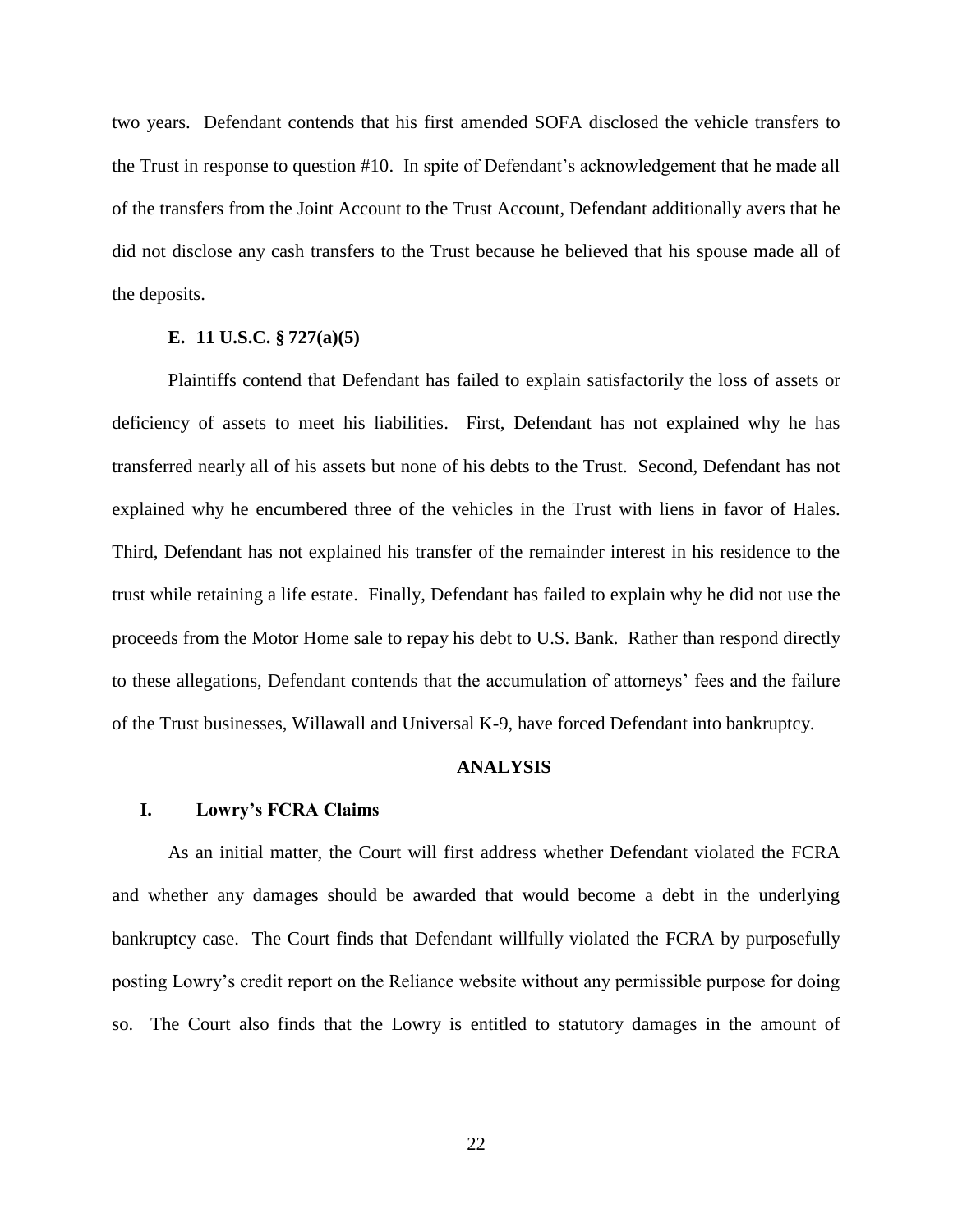two years. Defendant contends that his first amended SOFA disclosed the vehicle transfers to the Trust in response to question #10. In spite of Defendant's acknowledgement that he made all of the transfers from the Joint Account to the Trust Account, Defendant additionally avers that he did not disclose any cash transfers to the Trust because he believed that his spouse made all of the deposits.

### E. 11 U.S.C. § 727(a)(5)

Plaintiffs contend that Defendant has failed to explain satisfactorily the loss of assets or deficiency of assets to meet his liabilities. First, Defendant has not explained why he has transferred nearly all of his assets but none of his debts to the Trust. Second, Defendant has not explained why he encumbered three of the vehicles in the Trust with liens in favor of Hales. Third, Defendant has not explained his transfer of the remainder interest in his residence to the trust while retaining a life estate. Finally, Defendant has failed to explain why he did not use the proceeds from the Motor Home sale to repay his debt to U.S. Bank. Rather than respond directly to these allegations, Defendant contends that the accumulation of attorneys' fees and the failure of the Trust businesses, Willawall and Universal K-9, have forced Defendant into bankruptcy.

## ANALYSIS

### I. Lowry's FCRA Claims

As an initial matter, the Court will first address whether Defendant violated the FCRA and whether any damages should be awarded that would become a debt in the underlying bankruptcy case. The Court finds that Defendant willfully violated the FCRA by purposefully posting Lowry's credit report on the Reliance website without any permissible purpose for doing so. The Court also finds that the Lowry is entitled to statutory damages in the amount of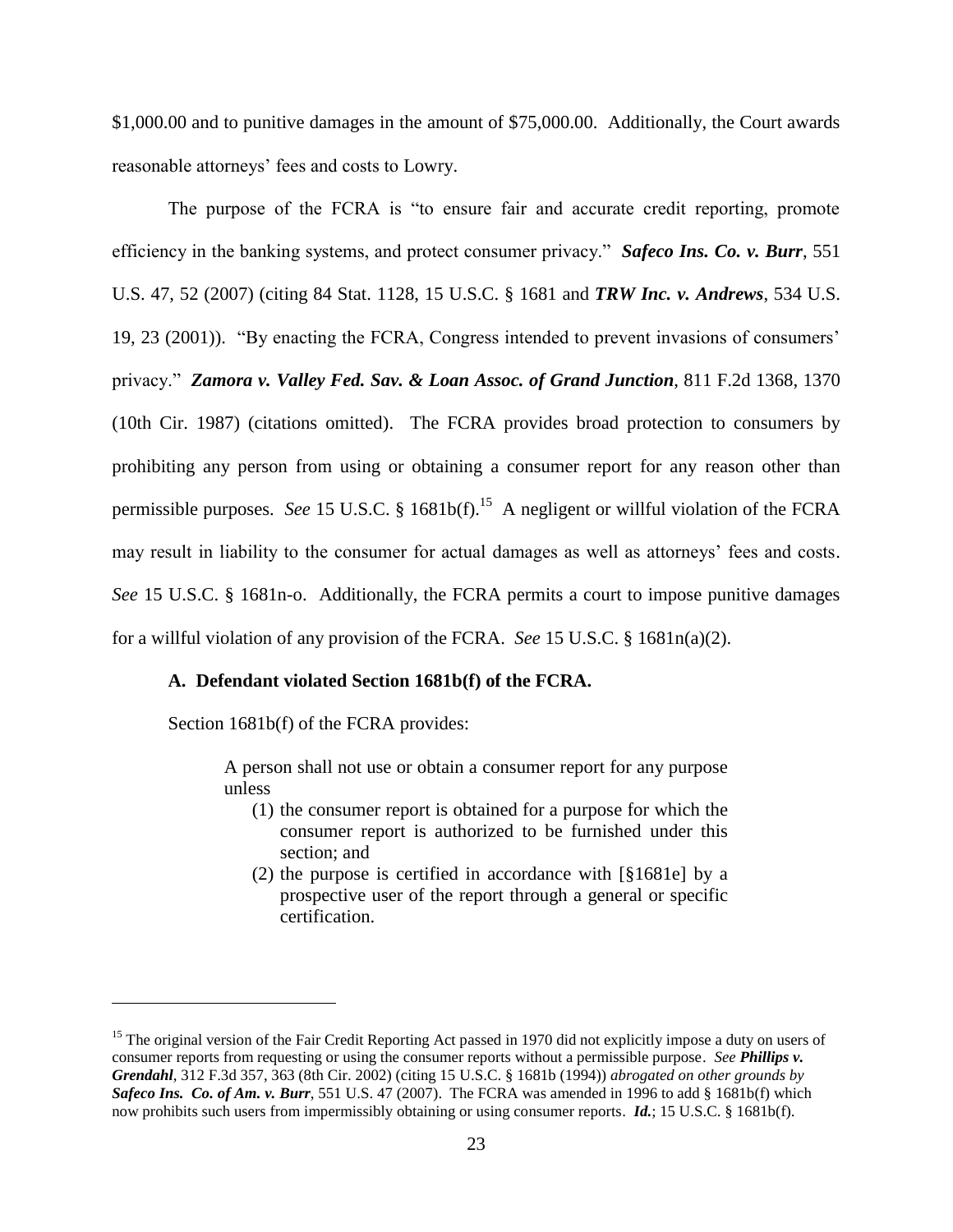$1,000.00 and to punitive damages in the amount of $75,000.00. Additionally, the Court awards reasonable attorneys' fees and costs to Lowry.

The purpose of the FCRA is "to ensure fair and accurate credit reporting, promote efficiency in the banking systems, and protect consumer privacy." ***Safeco Ins. Co. v. Burr***, 551 U.S. 47, 52 (2007) (citing 84 Stat. 1128, 15 U.S.C. § 1681 and ***TRW Inc. v. Andrews***, 534 U.S. 19, 23 (2001)). "By enacting the FCRA, Congress intended to prevent invasions of consumers' privacy." ***Zamora v. Valley Fed. Sav. & Loan Assoc. of Grand Junction***, 811 F.2d 1368, 1370 (10th Cir. 1987) (citations omitted). The FCRA provides broad protection to consumers by prohibiting any person from using or obtaining a consumer report for any reason other than permissible purposes. *See* 15 U.S.C. § 1681b(f).[15] A negligent or willful violation of the FCRA may result in liability to the consumer for actual damages as well as attorneys' fees and costs. *See* 15 U.S.C. § 1681n-o. Additionally, the FCRA permits a court to impose punitive damages for a willful violation of any provision of the FCRA. *See* 15 U.S.C. § 1681n(a)(2).

**A. Defendant violated Section 1681b(f) of the FCRA.**

Section 1681b(f) of the FCRA provides:

> A person shall not use or obtain a consumer report for any purpose unless
>
> (1) the consumer report is obtained for a purpose for which the consumer report is authorized to be furnished under this section; and
>
> (2) the purpose is certified in accordance with [§1681e] by a prospective user of the report through a general or specific certification.

---

[15] The original version of the Fair Credit Reporting Act passed in 1970 did not explicitly impose a duty on users of consumer reports from requesting or using the consumer reports without a permissible purpose. *See* ***Phillips v. Grendahl***, 312 F.3d 357, 363 (8th Cir. 2002) (citing 15 U.S.C. § 1681b (1994)) *abrogated on other grounds by* ***Safeco Ins. Co. of Am. v. Burr***, 551 U.S. 47 (2007). The FCRA was amended in 1996 to add § 1681b(f) which now prohibits such users from impermissibly obtaining or using consumer reports. ***Id.***; 15 U.S.C. § 1681b(f).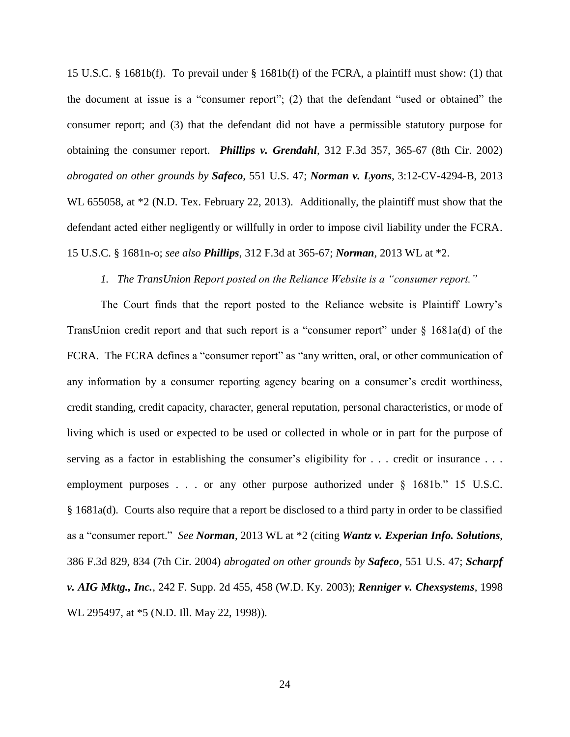15 U.S.C. § 1681b(f). To prevail under § 1681b(f) of the FCRA, a plaintiff must show: (1) that the document at issue is a "consumer report"; (2) that the defendant "used or obtained" the consumer report; and (3) that the defendant did not have a permissible statutory purpose for obtaining the consumer report. ***Phillips v. Grendahl***, 312 F.3d 357, 365-67 (8th Cir. 2002) *abrogated on other grounds by* ***Safeco***, 551 U.S. 47; ***Norman v. Lyons***, 3:12-CV-4294-B, 2013 WL 655058, at *2 (N.D. Tex. February 22, 2013). Additionally, the plaintiff must show that the defendant acted either negligently or willfully in order to impose civil liability under the FCRA. 15 U.S.C. § 1681n-o; *see also* ***Phillips***, 312 F.3d at 365-67; ***Norman***, 2013 WL at *2.

*1. The TransUnion Report posted on the Reliance Website is a "consumer report."*

The Court finds that the report posted to the Reliance website is Plaintiff Lowry's TransUnion credit report and that such report is a "consumer report" under § 1681a(d) of the FCRA. The FCRA defines a "consumer report" as "any written, oral, or other communication of any information by a consumer reporting agency bearing on a consumer's credit worthiness, credit standing, credit capacity, character, general reputation, personal characteristics, or mode of living which is used or expected to be used or collected in whole or in part for the purpose of serving as a factor in establishing the consumer's eligibility for . . . credit or insurance . . . employment purposes . . . or any other purpose authorized under § 1681b." 15 U.S.C. § 1681a(d). Courts also require that a report be disclosed to a third party in order to be classified as a "consumer report." *See* ***Norman***, 2013 WL at *2 (citing ***Wantz v. Experian Info. Solutions***, 386 F.3d 829, 834 (7th Cir. 2004) *abrogated on other grounds by* ***Safeco***, 551 U.S. 47; ***Scharpf v. AIG Mktg., Inc.***, 242 F. Supp. 2d 455, 458 (W.D. Ky. 2003); ***Renniger v. Chexsystems***, 1998 WL 295497, at *5 (N.D. Ill. May 22, 1998)).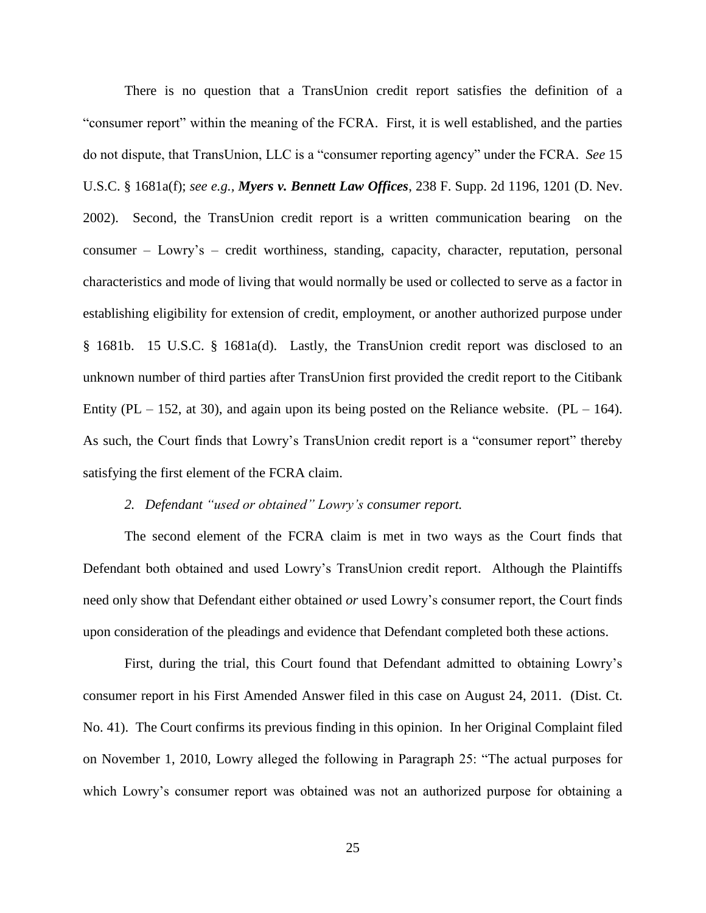There is no question that a TransUnion credit report satisfies the definition of a "consumer report" within the meaning of the FCRA. First, it is well established, and the parties do not dispute, that TransUnion, LLC is a "consumer reporting agency" under the FCRA. *See* 15 U.S.C. § 1681a(f); *see e.g.*, ***Myers v. Bennett Law Offices***, 238 F. Supp. 2d 1196, 1201 (D. Nev. 2002). Second, the TransUnion credit report is a written communication bearing on the consumer – Lowry's – credit worthiness, standing, capacity, character, reputation, personal characteristics and mode of living that would normally be used or collected to serve as a factor in establishing eligibility for extension of credit, employment, or another authorized purpose under § 1681b. 15 U.S.C. § 1681a(d). Lastly, the TransUnion credit report was disclosed to an unknown number of third parties after TransUnion first provided the credit report to the Citibank Entity (PL – 152, at 30), and again upon its being posted on the Reliance website. (PL – 164). As such, the Court finds that Lowry's TransUnion credit report is a "consumer report" thereby satisfying the first element of the FCRA claim.

*2. Defendant "used or obtained" Lowry's consumer report.*

The second element of the FCRA claim is met in two ways as the Court finds that Defendant both obtained and used Lowry's TransUnion credit report. Although the Plaintiffs need only show that Defendant either obtained *or* used Lowry's consumer report, the Court finds upon consideration of the pleadings and evidence that Defendant completed both these actions.

First, during the trial, this Court found that Defendant admitted to obtaining Lowry's consumer report in his First Amended Answer filed in this case on August 24, 2011. (Dist. Ct. No. 41). The Court confirms its previous finding in this opinion. In her Original Complaint filed on November 1, 2010, Lowry alleged the following in Paragraph 25: "The actual purposes for which Lowry's consumer report was obtained was not an authorized purpose for obtaining a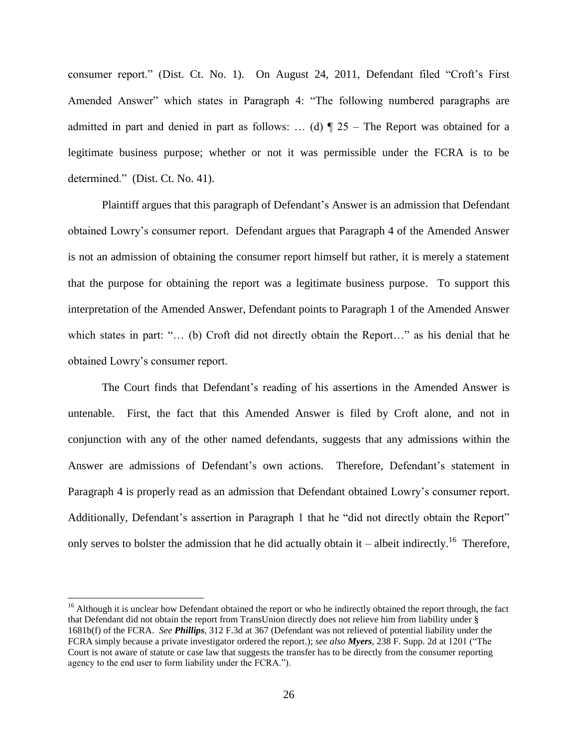consumer report." (Dist. Ct. No. 1). On August 24, 2011, Defendant filed "Croft's First Amended Answer" which states in Paragraph 4: "The following numbered paragraphs are admitted in part and denied in part as follows: … (d) ¶ 25 – The Report was obtained for a legitimate business purpose; whether or not it was permissible under the FCRA is to be determined." (Dist. Ct. No. 41).

Plaintiff argues that this paragraph of Defendant's Answer is an admission that Defendant obtained Lowry's consumer report. Defendant argues that Paragraph 4 of the Amended Answer is not an admission of obtaining the consumer report himself but rather, it is merely a statement that the purpose for obtaining the report was a legitimate business purpose. To support this interpretation of the Amended Answer, Defendant points to Paragraph 1 of the Amended Answer which states in part: "… (b) Croft did not directly obtain the Report…" as his denial that he obtained Lowry's consumer report.

The Court finds that Defendant's reading of his assertions in the Amended Answer is untenable. First, the fact that this Amended Answer is filed by Croft alone, and not in conjunction with any of the other named defendants, suggests that any admissions within the Answer are admissions of Defendant's own actions. Therefore, Defendant's statement in Paragraph 4 is properly read as an admission that Defendant obtained Lowry's consumer report. Additionally, Defendant's assertion in Paragraph 1 that he "did not directly obtain the Report" only serves to bolster the admission that he did actually obtain it – albeit indirectly.[16] Therefore,

[16] Although it is unclear how Defendant obtained the report or who he indirectly obtained the report through, the fact that Defendant did not obtain the report from TransUnion directly does not relieve him from liability under § 1681b(f) of the FCRA. *See* ***Phillips***, 312 F.3d at 367 (Defendant was not relieved of potential liability under the FCRA simply because a private investigator ordered the report.); *see also* ***Myers***, 238 F. Supp. 2d at 1201 ("The Court is not aware of statute or case law that suggests the transfer has to be directly from the consumer reporting agency to the end user to form liability under the FCRA.").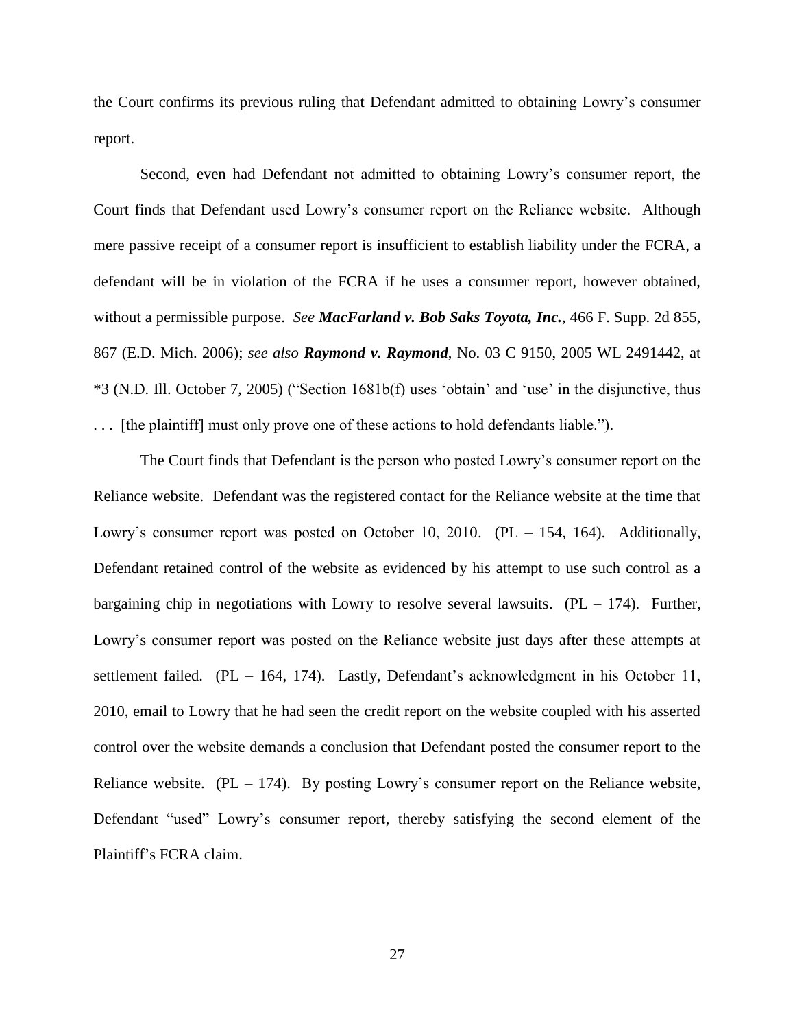the Court confirms its previous ruling that Defendant admitted to obtaining Lowry's consumer report.

Second, even had Defendant not admitted to obtaining Lowry's consumer report, the Court finds that Defendant used Lowry's consumer report on the Reliance website. Although mere passive receipt of a consumer report is insufficient to establish liability under the FCRA, a defendant will be in violation of the FCRA if he uses a consumer report, however obtained, without a permissible purpose. *See* ***MacFarland v. Bob Saks Toyota, Inc.***, 466 F. Supp. 2d 855, 867 (E.D. Mich. 2006); *see also* ***Raymond v. Raymond***, No. 03 C 9150, 2005 WL 2491442, at *3 (N.D. Ill. October 7, 2005) ("Section 1681b(f) uses 'obtain' and 'use' in the disjunctive, thus . . . [the plaintiff] must only prove one of these actions to hold defendants liable.").

The Court finds that Defendant is the person who posted Lowry's consumer report on the Reliance website. Defendant was the registered contact for the Reliance website at the time that Lowry's consumer report was posted on October 10, 2010. (PL – 154, 164). Additionally, Defendant retained control of the website as evidenced by his attempt to use such control as a bargaining chip in negotiations with Lowry to resolve several lawsuits. (PL – 174). Further, Lowry's consumer report was posted on the Reliance website just days after these attempts at settlement failed. (PL – 164, 174). Lastly, Defendant's acknowledgment in his October 11, 2010, email to Lowry that he had seen the credit report on the website coupled with his asserted control over the website demands a conclusion that Defendant posted the consumer report to the Reliance website. (PL – 174). By posting Lowry's consumer report on the Reliance website, Defendant "used" Lowry's consumer report, thereby satisfying the second element of the Plaintiff's FCRA claim.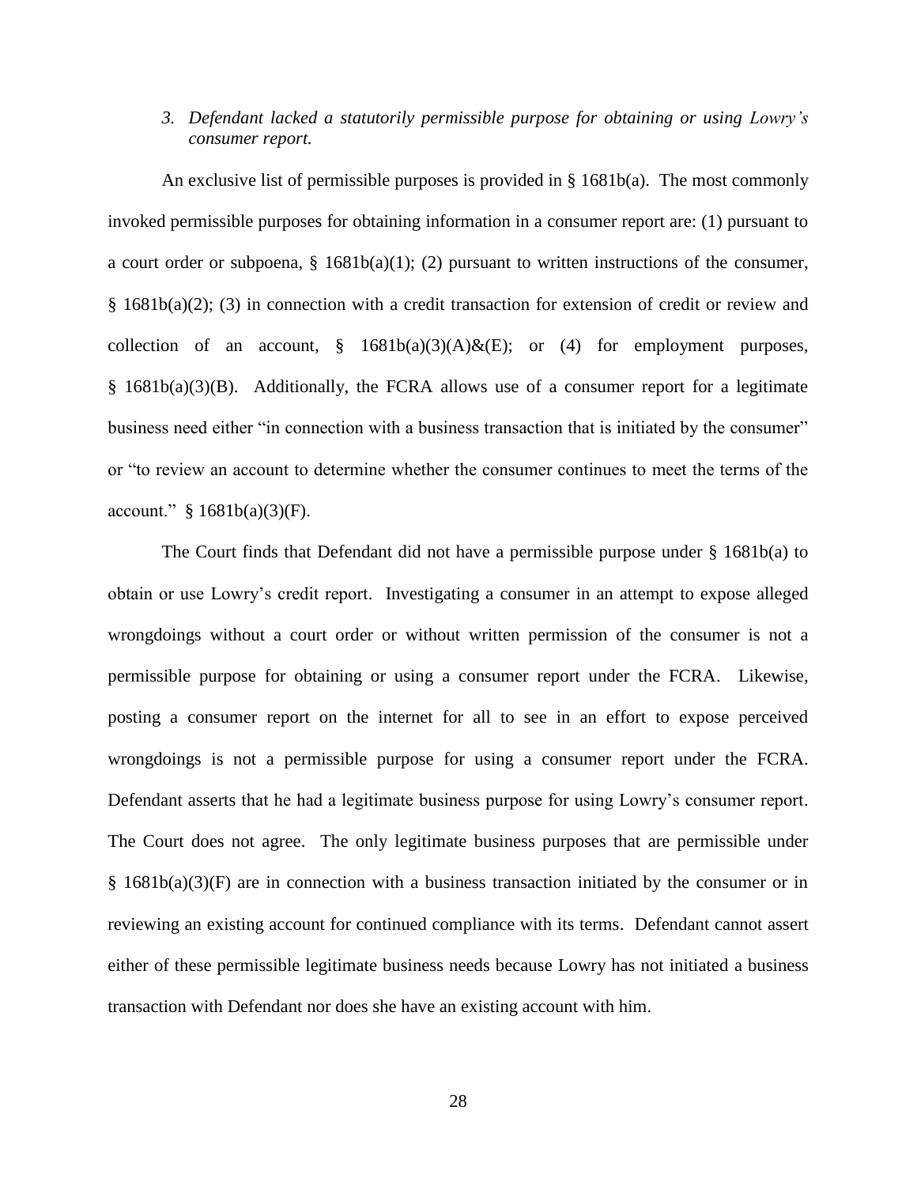*3. Defendant lacked a statutorily permissible purpose for obtaining or using Lowry's consumer report.*

An exclusive list of permissible purposes is provided in § 1681b(a). The most commonly invoked permissible purposes for obtaining information in a consumer report are: (1) pursuant to a court order or subpoena, § 1681b(a)(1); (2) pursuant to written instructions of the consumer, § 1681b(a)(2); (3) in connection with a credit transaction for extension of credit or review and collection of an account, § 1681b(a)(3)(A)&(E); or (4) for employment purposes, § 1681b(a)(3)(B). Additionally, the FCRA allows use of a consumer report for a legitimate business need either "in connection with a business transaction that is initiated by the consumer" or "to review an account to determine whether the consumer continues to meet the terms of the account." § 1681b(a)(3)(F).

The Court finds that Defendant did not have a permissible purpose under § 1681b(a) to obtain or use Lowry's credit report. Investigating a consumer in an attempt to expose alleged wrongdoings without a court order or without written permission of the consumer is not a permissible purpose for obtaining or using a consumer report under the FCRA. Likewise, posting a consumer report on the internet for all to see in an effort to expose perceived wrongdoings is not a permissible purpose for using a consumer report under the FCRA. Defendant asserts that he had a legitimate business purpose for using Lowry's consumer report. The Court does not agree. The only legitimate business purposes that are permissible under § 1681b(a)(3)(F) are in connection with a business transaction initiated by the consumer or in reviewing an existing account for continued compliance with its terms. Defendant cannot assert either of these permissible legitimate business needs because Lowry has not initiated a business transaction with Defendant nor does she have an existing account with him.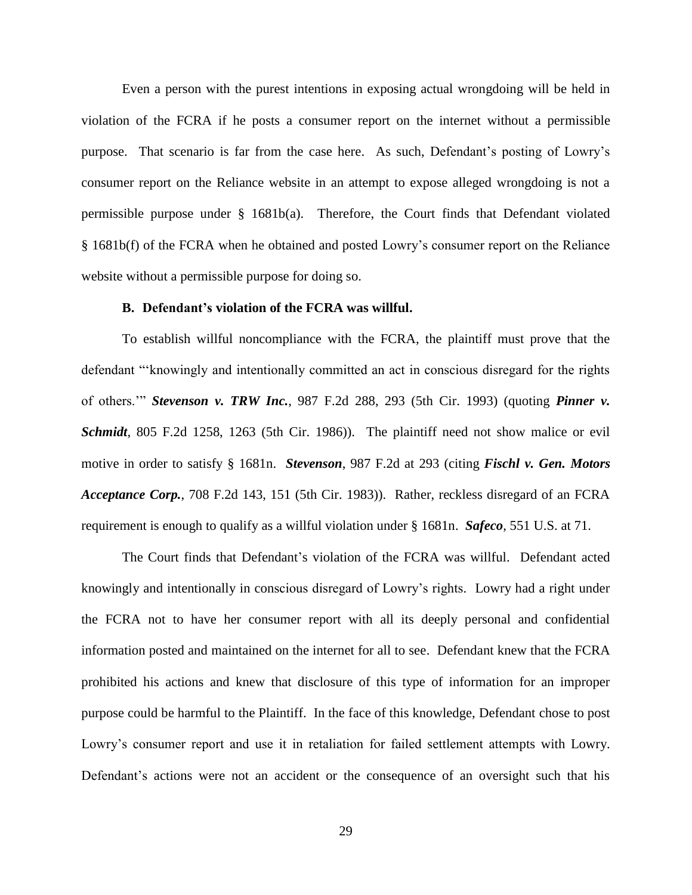Even a person with the purest intentions in exposing actual wrongdoing will be held in violation of the FCRA if he posts a consumer report on the internet without a permissible purpose. That scenario is far from the case here. As such, Defendant's posting of Lowry's consumer report on the Reliance website in an attempt to expose alleged wrongdoing is not a permissible purpose under § 1681b(a). Therefore, the Court finds that Defendant violated § 1681b(f) of the FCRA when he obtained and posted Lowry's consumer report on the Reliance website without a permissible purpose for doing so.

### B. Defendant's violation of the FCRA was willful.

To establish willful noncompliance with the FCRA, the plaintiff must prove that the defendant "'knowingly and intentionally committed an act in conscious disregard for the rights of others.'" ***Stevenson v. TRW Inc.***, 987 F.2d 288, 293 (5th Cir. 1993) (quoting ***Pinner v. Schmidt***, 805 F.2d 1258, 1263 (5th Cir. 1986)). The plaintiff need not show malice or evil motive in order to satisfy § 1681n. ***Stevenson***, 987 F.2d at 293 (citing ***Fischl v. Gen. Motors Acceptance Corp.***, 708 F.2d 143, 151 (5th Cir. 1983)). Rather, reckless disregard of an FCRA requirement is enough to qualify as a willful violation under § 1681n. ***Safeco***, 551 U.S. at 71.

The Court finds that Defendant's violation of the FCRA was willful. Defendant acted knowingly and intentionally in conscious disregard of Lowry's rights. Lowry had a right under the FCRA not to have her consumer report with all its deeply personal and confidential information posted and maintained on the internet for all to see. Defendant knew that the FCRA prohibited his actions and knew that disclosure of this type of information for an improper purpose could be harmful to the Plaintiff. In the face of this knowledge, Defendant chose to post Lowry's consumer report and use it in retaliation for failed settlement attempts with Lowry. Defendant's actions were not an accident or the consequence of an oversight such that his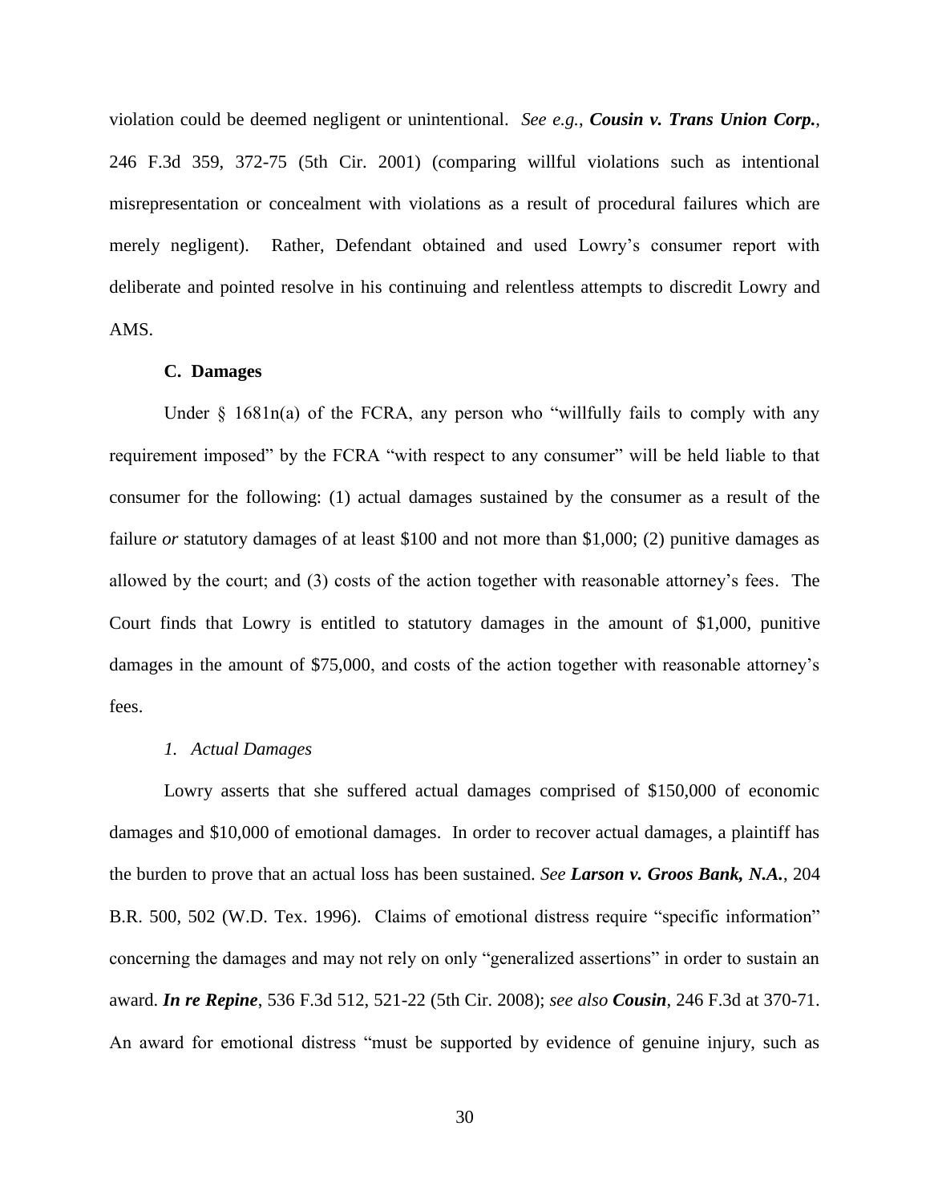violation could be deemed negligent or unintentional. *See e.g.*, ***Cousin v. Trans Union Corp.***, 246 F.3d 359, 372-75 (5th Cir. 2001) (comparing willful violations such as intentional misrepresentation or concealment with violations as a result of procedural failures which are merely negligent). Rather, Defendant obtained and used Lowry's consumer report with deliberate and pointed resolve in his continuing and relentless attempts to discredit Lowry and AMS.

### C. Damages

Under § 1681n(a) of the FCRA, any person who "willfully fails to comply with any requirement imposed" by the FCRA "with respect to any consumer" will be held liable to that consumer for the following: (1) actual damages sustained by the consumer as a result of the failure *or* statutory damages of at least $100 and not more than $1,000; (2) punitive damages as allowed by the court; and (3) costs of the action together with reasonable attorney's fees. The Court finds that Lowry is entitled to statutory damages in the amount of $1,000, punitive damages in the amount of $75,000, and costs of the action together with reasonable attorney's fees.

#### *1. Actual Damages*

Lowry asserts that she suffered actual damages comprised of $150,000 of economic damages and $10,000 of emotional damages. In order to recover actual damages, a plaintiff has the burden to prove that an actual loss has been sustained. *See* ***Larson v. Groos Bank, N.A.***, 204 B.R. 500, 502 (W.D. Tex. 1996). Claims of emotional distress require "specific information" concerning the damages and may not rely on only "generalized assertions" in order to sustain an award. ***In re Repine***, 536 F.3d 512, 521-22 (5th Cir. 2008); *see also* ***Cousin***, 246 F.3d at 370-71. An award for emotional distress "must be supported by evidence of genuine injury, such as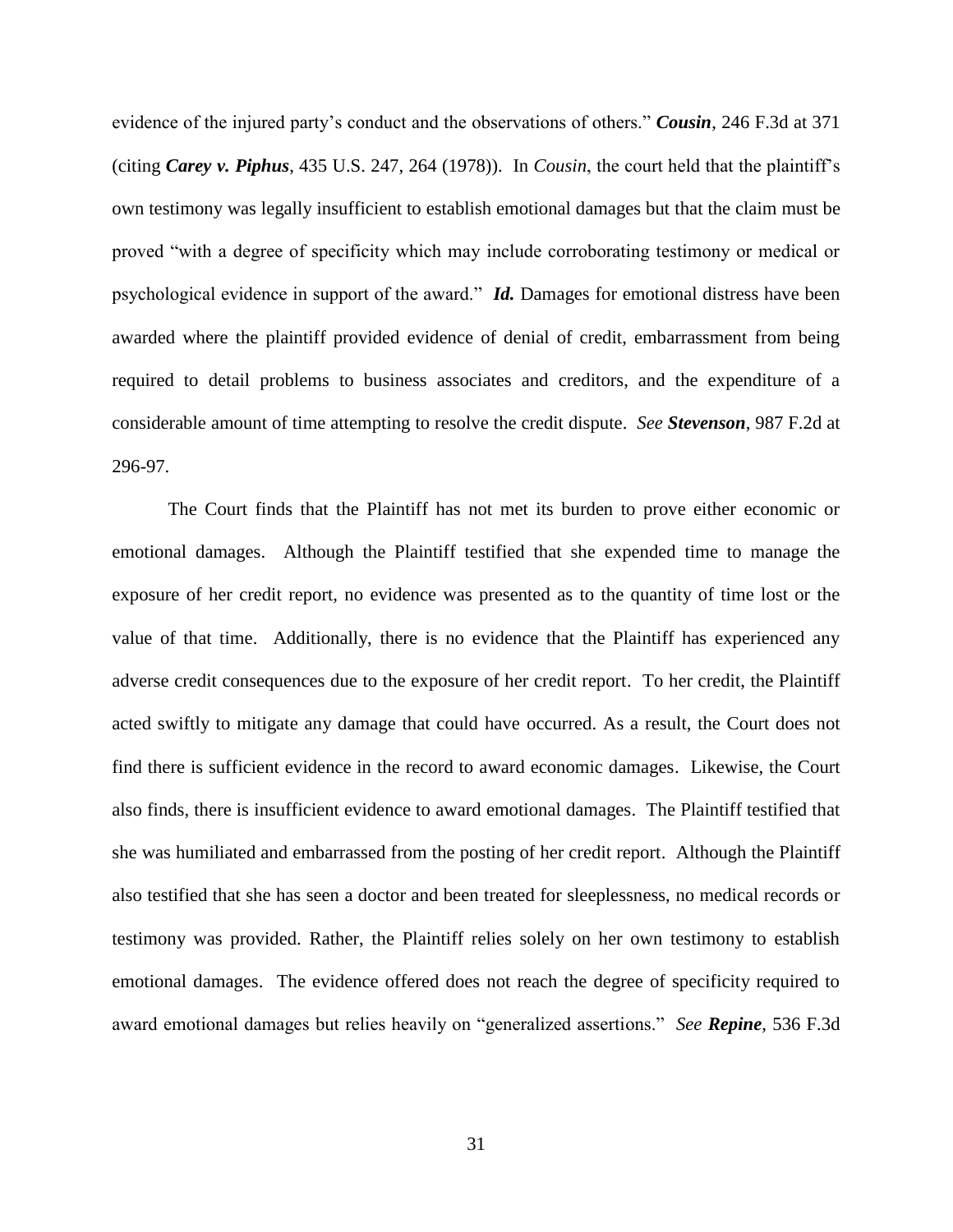evidence of the injured party's conduct and the observations of others." ***Cousin***, 246 F.3d at 371 (citing ***Carey v. Piphus***, 435 U.S. 247, 264 (1978)). In *Cousin*, the court held that the plaintiff's own testimony was legally insufficient to establish emotional damages but that the claim must be proved "with a degree of specificity which may include corroborating testimony or medical or psychological evidence in support of the award." ***Id.*** Damages for emotional distress have been awarded where the plaintiff provided evidence of denial of credit, embarrassment from being required to detail problems to business associates and creditors, and the expenditure of a considerable amount of time attempting to resolve the credit dispute. *See* ***Stevenson***, 987 F.2d at 296-97.

The Court finds that the Plaintiff has not met its burden to prove either economic or emotional damages. Although the Plaintiff testified that she expended time to manage the exposure of her credit report, no evidence was presented as to the quantity of time lost or the value of that time. Additionally, there is no evidence that the Plaintiff has experienced any adverse credit consequences due to the exposure of her credit report. To her credit, the Plaintiff acted swiftly to mitigate any damage that could have occurred. As a result, the Court does not find there is sufficient evidence in the record to award economic damages. Likewise, the Court also finds, there is insufficient evidence to award emotional damages. The Plaintiff testified that she was humiliated and embarrassed from the posting of her credit report. Although the Plaintiff also testified that she has seen a doctor and been treated for sleeplessness, no medical records or testimony was provided. Rather, the Plaintiff relies solely on her own testimony to establish emotional damages. The evidence offered does not reach the degree of specificity required to award emotional damages but relies heavily on "generalized assertions." *See* ***Repine***, 536 F.3d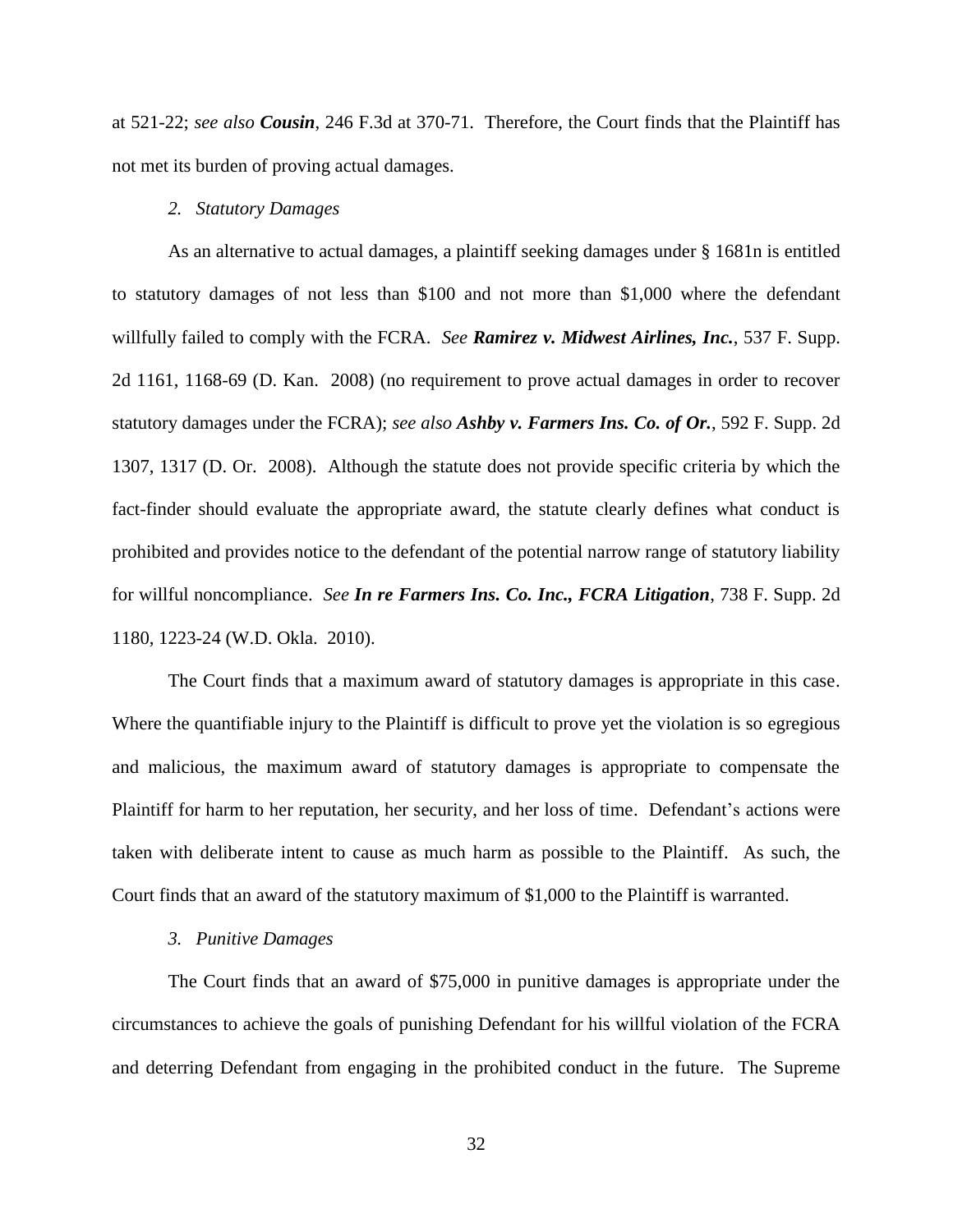at 521-22; *see also* ***Cousin***, 246 F.3d at 370-71. Therefore, the Court finds that the Plaintiff has not met its burden of proving actual damages.

*2. Statutory Damages*

As an alternative to actual damages, a plaintiff seeking damages under § 1681n is entitled to statutory damages of not less than $100 and not more than $1,000 where the defendant willfully failed to comply with the FCRA. *See* ***Ramirez v. Midwest Airlines, Inc.***, 537 F. Supp. 2d 1161, 1168-69 (D. Kan. 2008) (no requirement to prove actual damages in order to recover statutory damages under the FCRA); *see also* ***Ashby v. Farmers Ins. Co. of Or.***, 592 F. Supp. 2d 1307, 1317 (D. Or. 2008). Although the statute does not provide specific criteria by which the fact-finder should evaluate the appropriate award, the statute clearly defines what conduct is prohibited and provides notice to the defendant of the potential narrow range of statutory liability for willful noncompliance. *See* ***In re Farmers Ins. Co. Inc., FCRA Litigation***, 738 F. Supp. 2d 1180, 1223-24 (W.D. Okla. 2010).

The Court finds that a maximum award of statutory damages is appropriate in this case. Where the quantifiable injury to the Plaintiff is difficult to prove yet the violation is so egregious and malicious, the maximum award of statutory damages is appropriate to compensate the Plaintiff for harm to her reputation, her security, and her loss of time. Defendant's actions were taken with deliberate intent to cause as much harm as possible to the Plaintiff. As such, the Court finds that an award of the statutory maximum of $1,000 to the Plaintiff is warranted.

*3. Punitive Damages*

The Court finds that an award of $75,000 in punitive damages is appropriate under the circumstances to achieve the goals of punishing Defendant for his willful violation of the FCRA and deterring Defendant from engaging in the prohibited conduct in the future. The Supreme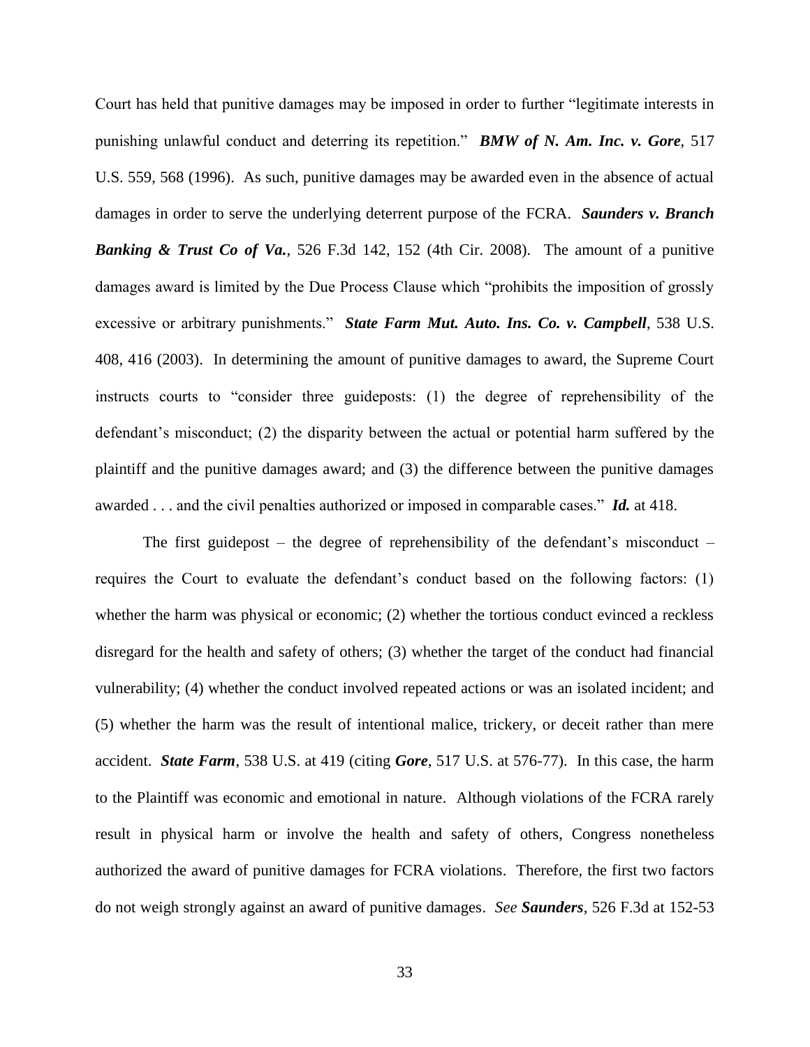Court has held that punitive damages may be imposed in order to further "legitimate interests in punishing unlawful conduct and deterring its repetition." ***BMW of N. Am. Inc. v. Gore***, 517 U.S. 559, 568 (1996). As such, punitive damages may be awarded even in the absence of actual damages in order to serve the underlying deterrent purpose of the FCRA. ***Saunders v. Branch Banking & Trust Co of Va.***, 526 F.3d 142, 152 (4th Cir. 2008). The amount of a punitive damages award is limited by the Due Process Clause which "prohibits the imposition of grossly excessive or arbitrary punishments." ***State Farm Mut. Auto. Ins. Co. v. Campbell***, 538 U.S. 408, 416 (2003). In determining the amount of punitive damages to award, the Supreme Court instructs courts to "consider three guideposts: (1) the degree of reprehensibility of the defendant's misconduct; (2) the disparity between the actual or potential harm suffered by the plaintiff and the punitive damages award; and (3) the difference between the punitive damages awarded . . . and the civil penalties authorized or imposed in comparable cases." ***Id.*** at 418.

The first guidepost – the degree of reprehensibility of the defendant's misconduct – requires the Court to evaluate the defendant's conduct based on the following factors: (1) whether the harm was physical or economic; (2) whether the tortious conduct evinced a reckless disregard for the health and safety of others; (3) whether the target of the conduct had financial vulnerability; (4) whether the conduct involved repeated actions or was an isolated incident; and (5) whether the harm was the result of intentional malice, trickery, or deceit rather than mere accident. ***State Farm***, 538 U.S. at 419 (citing ***Gore***, 517 U.S. at 576-77). In this case, the harm to the Plaintiff was economic and emotional in nature. Although violations of the FCRA rarely result in physical harm or involve the health and safety of others, Congress nonetheless authorized the award of punitive damages for FCRA violations. Therefore, the first two factors do not weigh strongly against an award of punitive damages. *See* ***Saunders***, 526 F.3d at 152-53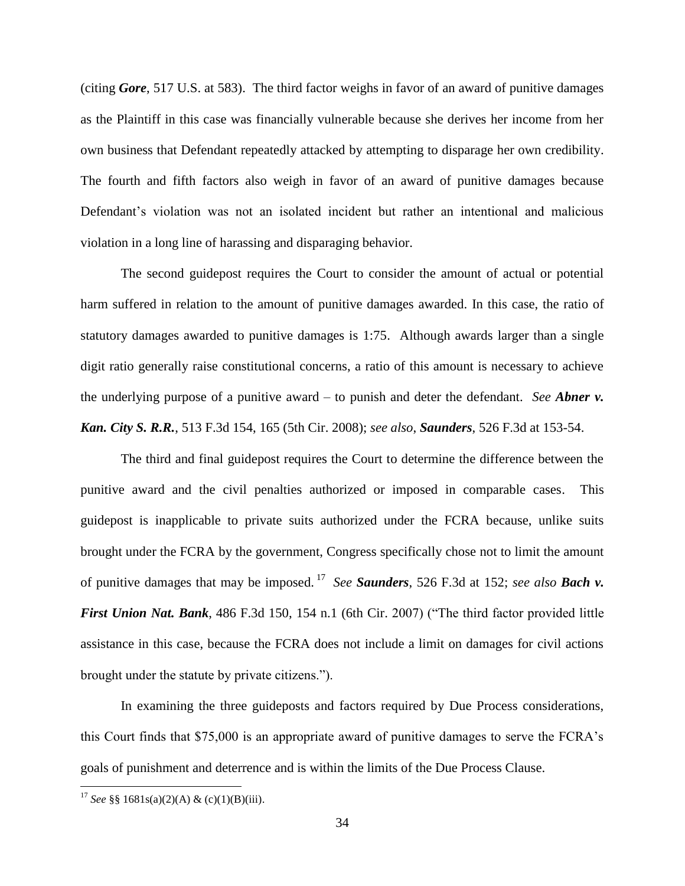(citing ***Gore***, 517 U.S. at 583). The third factor weighs in favor of an award of punitive damages as the Plaintiff in this case was financially vulnerable because she derives her income from her own business that Defendant repeatedly attacked by attempting to disparage her own credibility. The fourth and fifth factors also weigh in favor of an award of punitive damages because Defendant's violation was not an isolated incident but rather an intentional and malicious violation in a long line of harassing and disparaging behavior.

The second guidepost requires the Court to consider the amount of actual or potential harm suffered in relation to the amount of punitive damages awarded. In this case, the ratio of statutory damages awarded to punitive damages is 1:75. Although awards larger than a single digit ratio generally raise constitutional concerns, a ratio of this amount is necessary to achieve the underlying purpose of a punitive award – to punish and deter the defendant. *See* ***Abner v. Kan. City S. R.R.***, 513 F.3d 154, 165 (5th Cir. 2008); *see also*, ***Saunders***, 526 F.3d at 153-54.

The third and final guidepost requires the Court to determine the difference between the punitive award and the civil penalties authorized or imposed in comparable cases. This guidepost is inapplicable to private suits authorized under the FCRA because, unlike suits brought under the FCRA by the government, Congress specifically chose not to limit the amount of punitive damages that may be imposed.[17] *See* ***Saunders***, 526 F.3d at 152; *see also* ***Bach v. First Union Nat. Bank***, 486 F.3d 150, 154 n.1 (6th Cir. 2007) ("The third factor provided little assistance in this case, because the FCRA does not include a limit on damages for civil actions brought under the statute by private citizens.").

In examining the three guideposts and factors required by Due Process considerations, this Court finds that $75,000 is an appropriate award of punitive damages to serve the FCRA's goals of punishment and deterrence and is within the limits of the Due Process Clause.

---

[17] *See* §§ 1681s(a)(2)(A) & (c)(1)(B)(iii).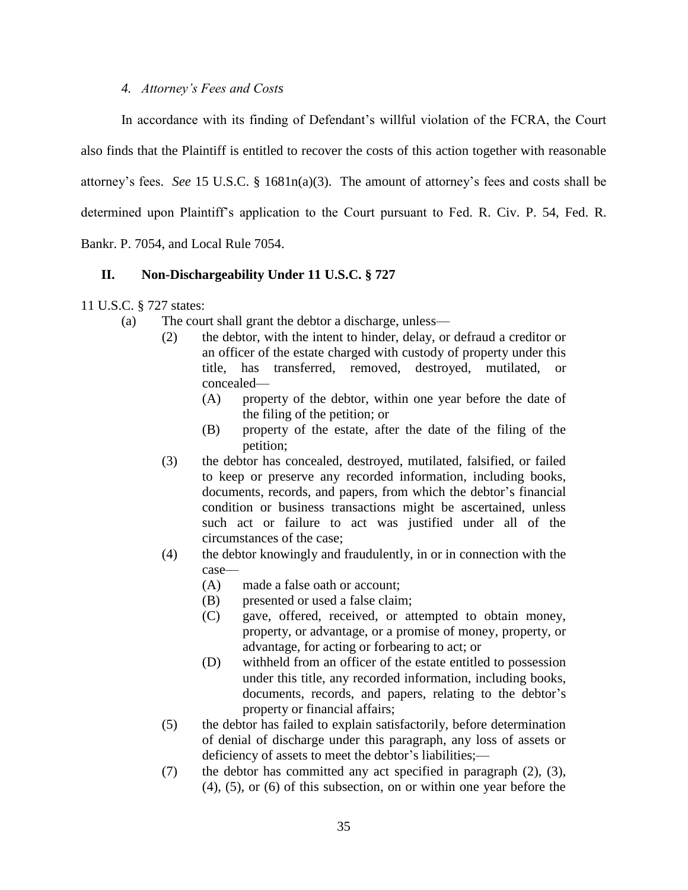*4. Attorney's Fees and Costs*

In accordance with its finding of Defendant's willful violation of the FCRA, the Court also finds that the Plaintiff is entitled to recover the costs of this action together with reasonable attorney's fees. *See* 15 U.S.C. § 1681n(a)(3). The amount of attorney's fees and costs shall be determined upon Plaintiff's application to the Court pursuant to Fed. R. Civ. P. 54, Fed. R. Bankr. P. 7054, and Local Rule 7054.

## II. Non-Dischargeability Under 11 U.S.C. § 727

11 U.S.C. § 727 states:

> (a) The court shall grant the debtor a discharge, unless—
>
> > (2) the debtor, with the intent to hinder, delay, or defraud a creditor or an officer of the estate charged with custody of property under this title, has transferred, removed, destroyed, mutilated, or concealed—
> >
> > > (A) property of the debtor, within one year before the date of the filing of the petition; or
> > >
> > > (B) property of the estate, after the date of the filing of the petition;
> >
> > (3) the debtor has concealed, destroyed, mutilated, falsified, or failed to keep or preserve any recorded information, including books, documents, records, and papers, from which the debtor's financial condition or business transactions might be ascertained, unless such act or failure to act was justified under all of the circumstances of the case;
> >
> > (4) the debtor knowingly and fraudulently, in or in connection with the case—
> >
> > > (A) made a false oath or account;
> > >
> > > (B) presented or used a false claim;
> > >
> > > (C) gave, offered, received, or attempted to obtain money, property, or advantage, or a promise of money, property, or advantage, for acting or forbearing to act; or
> > >
> > > (D) withheld from an officer of the estate entitled to possession under this title, any recorded information, including books, documents, records, and papers, relating to the debtor's property or financial affairs;
> >
> > (5) the debtor has failed to explain satisfactorily, before determination of denial of discharge under this paragraph, any loss of assets or deficiency of assets to meet the debtor's liabilities;—
> >
> > (7) the debtor has committed any act specified in paragraph (2), (3), (4), (5), or (6) of this subsection, on or within one year before the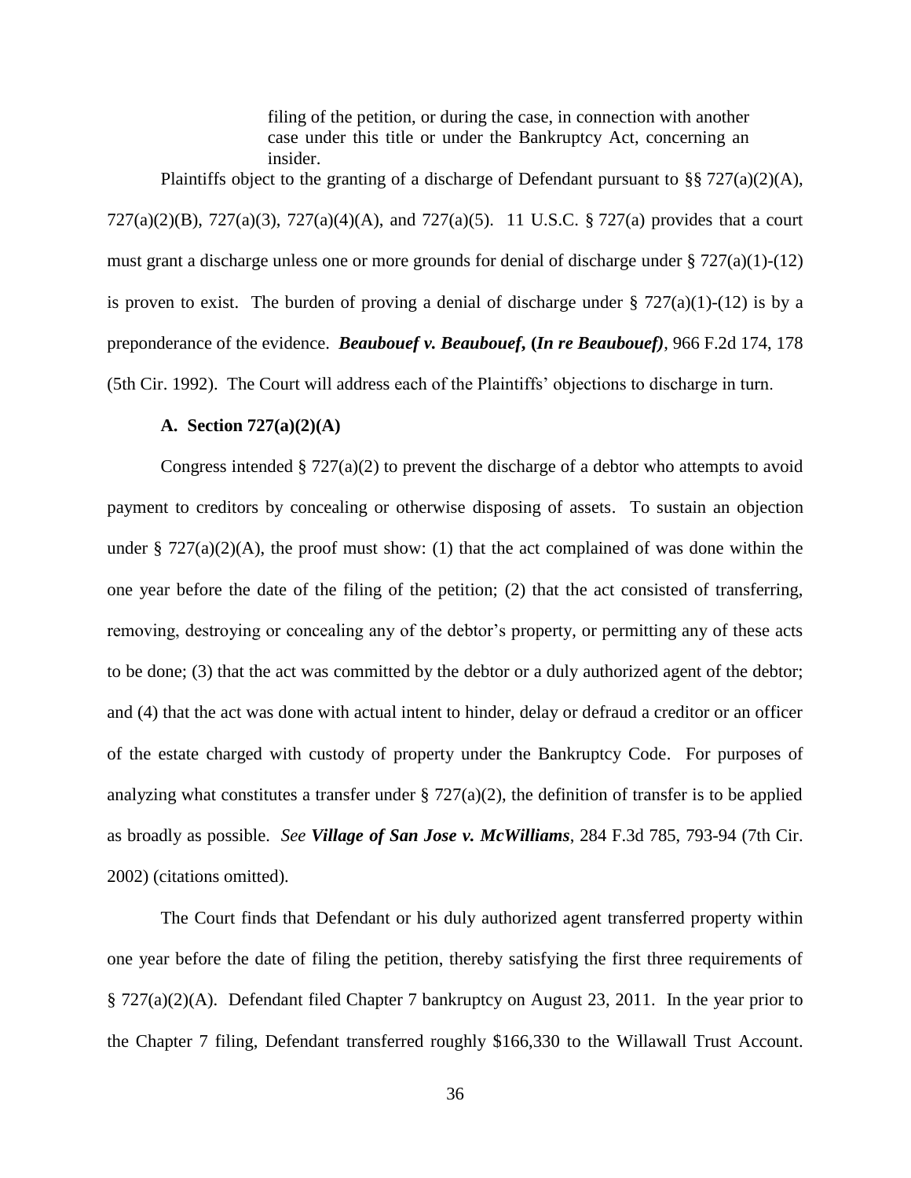> filing of the petition, or during the case, in connection with another case under this title or under the Bankruptcy Act, concerning an insider.

Plaintiffs object to the granting of a discharge of Defendant pursuant to §§ 727(a)(2)(A), 727(a)(2)(B), 727(a)(3), 727(a)(4)(A), and 727(a)(5). 11 U.S.C. § 727(a) provides that a court must grant a discharge unless one or more grounds for denial of discharge under § 727(a)(1)-(12) is proven to exist. The burden of proving a denial of discharge under § 727(a)(1)-(12) is by a preponderance of the evidence. ***Beaubouef v. Beaubouef*, (*In re Beaubouef)***, 966 F.2d 174, 178 (5th Cir. 1992). The Court will address each of the Plaintiffs' objections to discharge in turn.

**A. Section 727(a)(2)(A)**

Congress intended § 727(a)(2) to prevent the discharge of a debtor who attempts to avoid payment to creditors by concealing or otherwise disposing of assets. To sustain an objection under § 727(a)(2)(A), the proof must show: (1) that the act complained of was done within the one year before the date of the filing of the petition; (2) that the act consisted of transferring, removing, destroying or concealing any of the debtor's property, or permitting any of these acts to be done; (3) that the act was committed by the debtor or a duly authorized agent of the debtor; and (4) that the act was done with actual intent to hinder, delay or defraud a creditor or an officer of the estate charged with custody of property under the Bankruptcy Code. For purposes of analyzing what constitutes a transfer under § 727(a)(2), the definition of transfer is to be applied as broadly as possible. *See* ***Village of San Jose v. McWilliams***, 284 F.3d 785, 793-94 (7th Cir. 2002) (citations omitted).

The Court finds that Defendant or his duly authorized agent transferred property within one year before the date of filing the petition, thereby satisfying the first three requirements of § 727(a)(2)(A). Defendant filed Chapter 7 bankruptcy on August 23, 2011. In the year prior to the Chapter 7 filing, Defendant transferred roughly $166,330 to the Willawall Trust Account.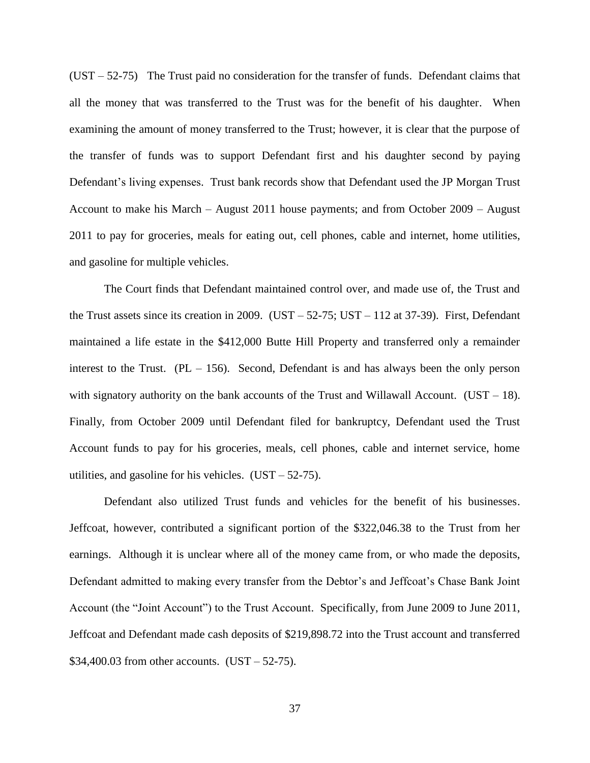(UST – 52-75) The Trust paid no consideration for the transfer of funds. Defendant claims that all the money that was transferred to the Trust was for the benefit of his daughter. When examining the amount of money transferred to the Trust; however, it is clear that the purpose of the transfer of funds was to support Defendant first and his daughter second by paying Defendant's living expenses. Trust bank records show that Defendant used the JP Morgan Trust Account to make his March – August 2011 house payments; and from October 2009 – August 2011 to pay for groceries, meals for eating out, cell phones, cable and internet, home utilities, and gasoline for multiple vehicles.

The Court finds that Defendant maintained control over, and made use of, the Trust and the Trust assets since its creation in 2009. (UST – 52-75; UST – 112 at 37-39). First, Defendant maintained a life estate in the \$412,000 Butte Hill Property and transferred only a remainder interest to the Trust. (PL – 156). Second, Defendant is and has always been the only person with signatory authority on the bank accounts of the Trust and Willawall Account. (UST – 18). Finally, from October 2009 until Defendant filed for bankruptcy, Defendant used the Trust Account funds to pay for his groceries, meals, cell phones, cable and internet service, home utilities, and gasoline for his vehicles. (UST – 52-75).

Defendant also utilized Trust funds and vehicles for the benefit of his businesses. Jeffcoat, however, contributed a significant portion of the \$322,046.38 to the Trust from her earnings. Although it is unclear where all of the money came from, or who made the deposits, Defendant admitted to making every transfer from the Debtor's and Jeffcoat's Chase Bank Joint Account (the "Joint Account") to the Trust Account. Specifically, from June 2009 to June 2011, Jeffcoat and Defendant made cash deposits of \$219,898.72 into the Trust account and transferred \$34,400.03 from other accounts. (UST – 52-75).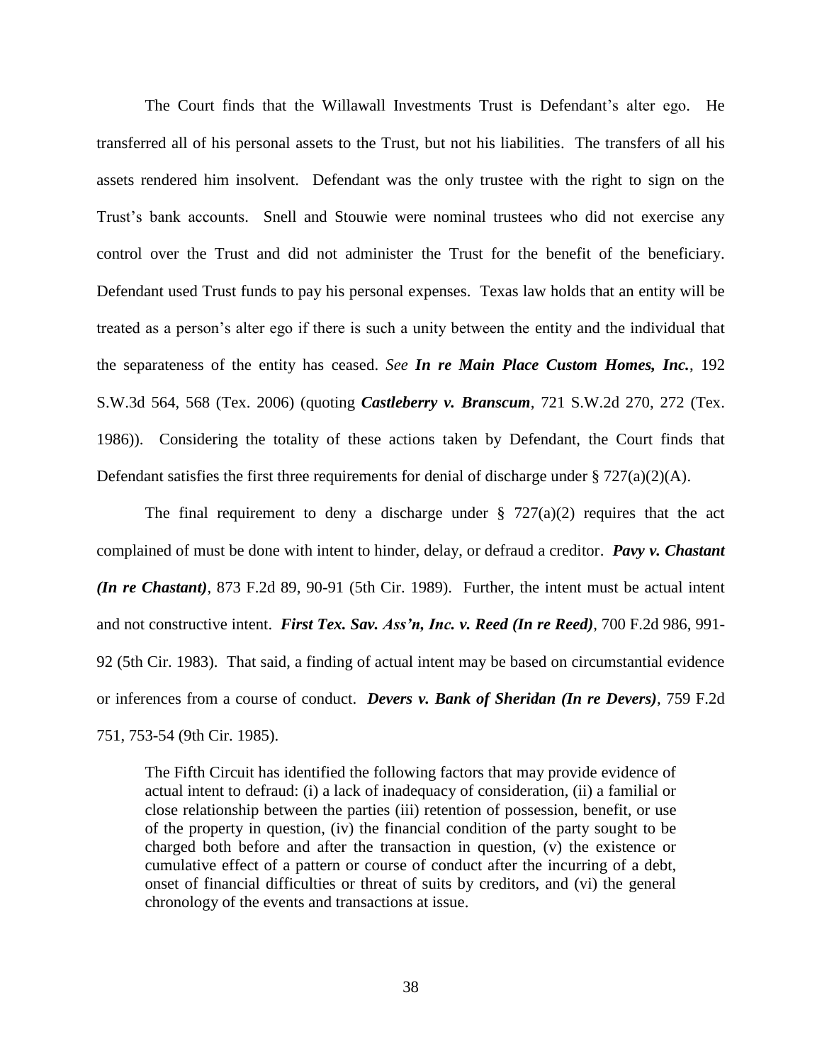The Court finds that the Willawall Investments Trust is Defendant's alter ego. He transferred all of his personal assets to the Trust, but not his liabilities. The transfers of all his assets rendered him insolvent. Defendant was the only trustee with the right to sign on the Trust's bank accounts. Snell and Stouwie were nominal trustees who did not exercise any control over the Trust and did not administer the Trust for the benefit of the beneficiary. Defendant used Trust funds to pay his personal expenses. Texas law holds that an entity will be treated as a person's alter ego if there is such a unity between the entity and the individual that the separateness of the entity has ceased. *See* ***In re Main Place Custom Homes, Inc.***, 192 S.W.3d 564, 568 (Tex. 2006) (quoting ***Castleberry v. Branscum***, 721 S.W.2d 270, 272 (Tex. 1986)). Considering the totality of these actions taken by Defendant, the Court finds that Defendant satisfies the first three requirements for denial of discharge under § 727(a)(2)(A).

The final requirement to deny a discharge under § 727(a)(2) requires that the act complained of must be done with intent to hinder, delay, or defraud a creditor. ***Pavy v. Chastant (In re Chastant)***, 873 F.2d 89, 90-91 (5th Cir. 1989). Further, the intent must be actual intent and not constructive intent. ***First Tex. Sav. Ass'n, Inc. v. Reed (In re Reed)***, 700 F.2d 986, 991-92 (5th Cir. 1983). That said, a finding of actual intent may be based on circumstantial evidence or inferences from a course of conduct. ***Devers v. Bank of Sheridan (In re Devers)***, 759 F.2d 751, 753-54 (9th Cir. 1985).

> The Fifth Circuit has identified the following factors that may provide evidence of actual intent to defraud: (i) a lack of inadequacy of consideration, (ii) a familial or close relationship between the parties (iii) retention of possession, benefit, or use of the property in question, (iv) the financial condition of the party sought to be charged both before and after the transaction in question, (v) the existence or cumulative effect of a pattern or course of conduct after the incurring of a debt, onset of financial difficulties or threat of suits by creditors, and (vi) the general chronology of the events and transactions at issue.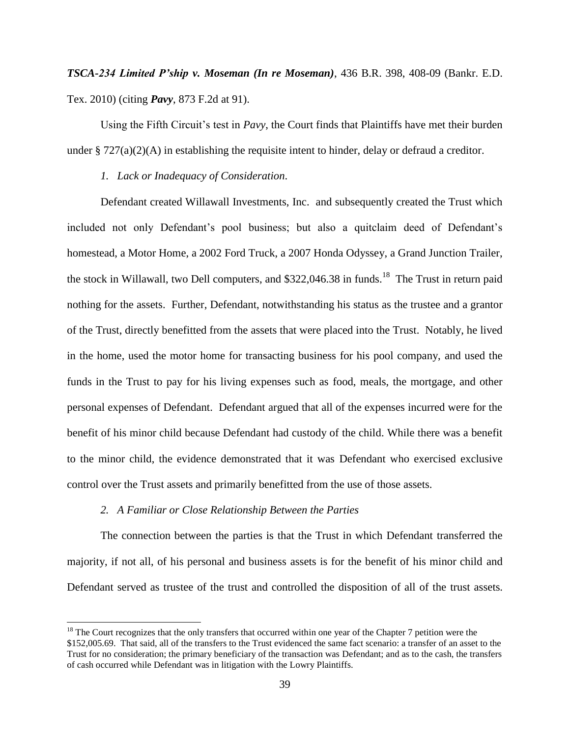***TSCA-234 Limited P'ship v. Moseman (In re Moseman)***, 436 B.R. 398, 408-09 (Bankr. E.D. Tex. 2010) (citing ***Pavy***, 873 F.2d at 91).

Using the Fifth Circuit's test in *Pavy*, the Court finds that Plaintiffs have met their burden under § 727(a)(2)(A) in establishing the requisite intent to hinder, delay or defraud a creditor.

*1. Lack or Inadequacy of Consideration*.

Defendant created Willawall Investments, Inc. and subsequently created the Trust which included not only Defendant's pool business; but also a quitclaim deed of Defendant's homestead, a Motor Home, a 2002 Ford Truck, a 2007 Honda Odyssey, a Grand Junction Trailer, the stock in Willawall, two Dell computers, and $322,046.38 in funds.[18] The Trust in return paid nothing for the assets. Further, Defendant, notwithstanding his status as the trustee and a grantor of the Trust, directly benefitted from the assets that were placed into the Trust. Notably, he lived in the home, used the motor home for transacting business for his pool company, and used the funds in the Trust to pay for his living expenses such as food, meals, the mortgage, and other personal expenses of Defendant. Defendant argued that all of the expenses incurred were for the benefit of his minor child because Defendant had custody of the child. While there was a benefit to the minor child, the evidence demonstrated that it was Defendant who exercised exclusive control over the Trust assets and primarily benefitted from the use of those assets.

*2. A Familiar or Close Relationship Between the Parties*

The connection between the parties is that the Trust in which Defendant transferred the majority, if not all, of his personal and business assets is for the benefit of his minor child and Defendant served as trustee of the trust and controlled the disposition of all of the trust assets.

[18] The Court recognizes that the only transfers that occurred within one year of the Chapter 7 petition were the $152,005.69. That said, all of the transfers to the Trust evidenced the same fact scenario: a transfer of an asset to the Trust for no consideration; the primary beneficiary of the transaction was Defendant; and as to the cash, the transfers of cash occurred while Defendant was in litigation with the Lowry Plaintiffs.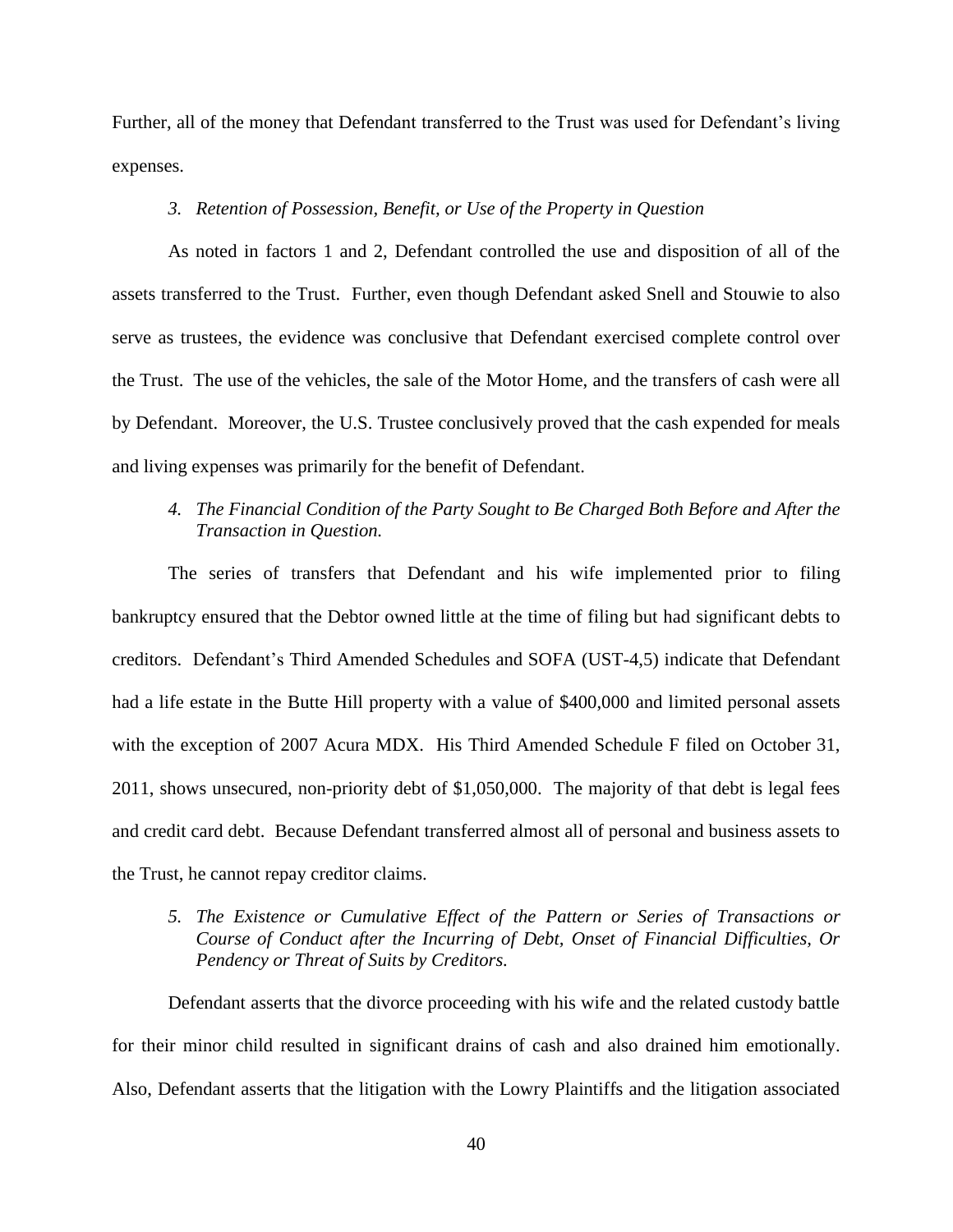Further, all of the money that Defendant transferred to the Trust was used for Defendant's living expenses.

*3. Retention of Possession, Benefit, or Use of the Property in Question*

As noted in factors 1 and 2, Defendant controlled the use and disposition of all of the assets transferred to the Trust. Further, even though Defendant asked Snell and Stouwie to also serve as trustees, the evidence was conclusive that Defendant exercised complete control over the Trust. The use of the vehicles, the sale of the Motor Home, and the transfers of cash were all by Defendant. Moreover, the U.S. Trustee conclusively proved that the cash expended for meals and living expenses was primarily for the benefit of Defendant.

*4. The Financial Condition of the Party Sought to Be Charged Both Before and After the Transaction in Question.*

The series of transfers that Defendant and his wife implemented prior to filing bankruptcy ensured that the Debtor owned little at the time of filing but had significant debts to creditors. Defendant's Third Amended Schedules and SOFA (UST-4,5) indicate that Defendant had a life estate in the Butte Hill property with a value of $400,000 and limited personal assets with the exception of 2007 Acura MDX. His Third Amended Schedule F filed on October 31, 2011, shows unsecured, non-priority debt of $1,050,000. The majority of that debt is legal fees and credit card debt. Because Defendant transferred almost all of personal and business assets to the Trust, he cannot repay creditor claims.

*5. The Existence or Cumulative Effect of the Pattern or Series of Transactions or Course of Conduct after the Incurring of Debt, Onset of Financial Difficulties, Or Pendency or Threat of Suits by Creditors.*

Defendant asserts that the divorce proceeding with his wife and the related custody battle for their minor child resulted in significant drains of cash and also drained him emotionally. Also, Defendant asserts that the litigation with the Lowry Plaintiffs and the litigation associated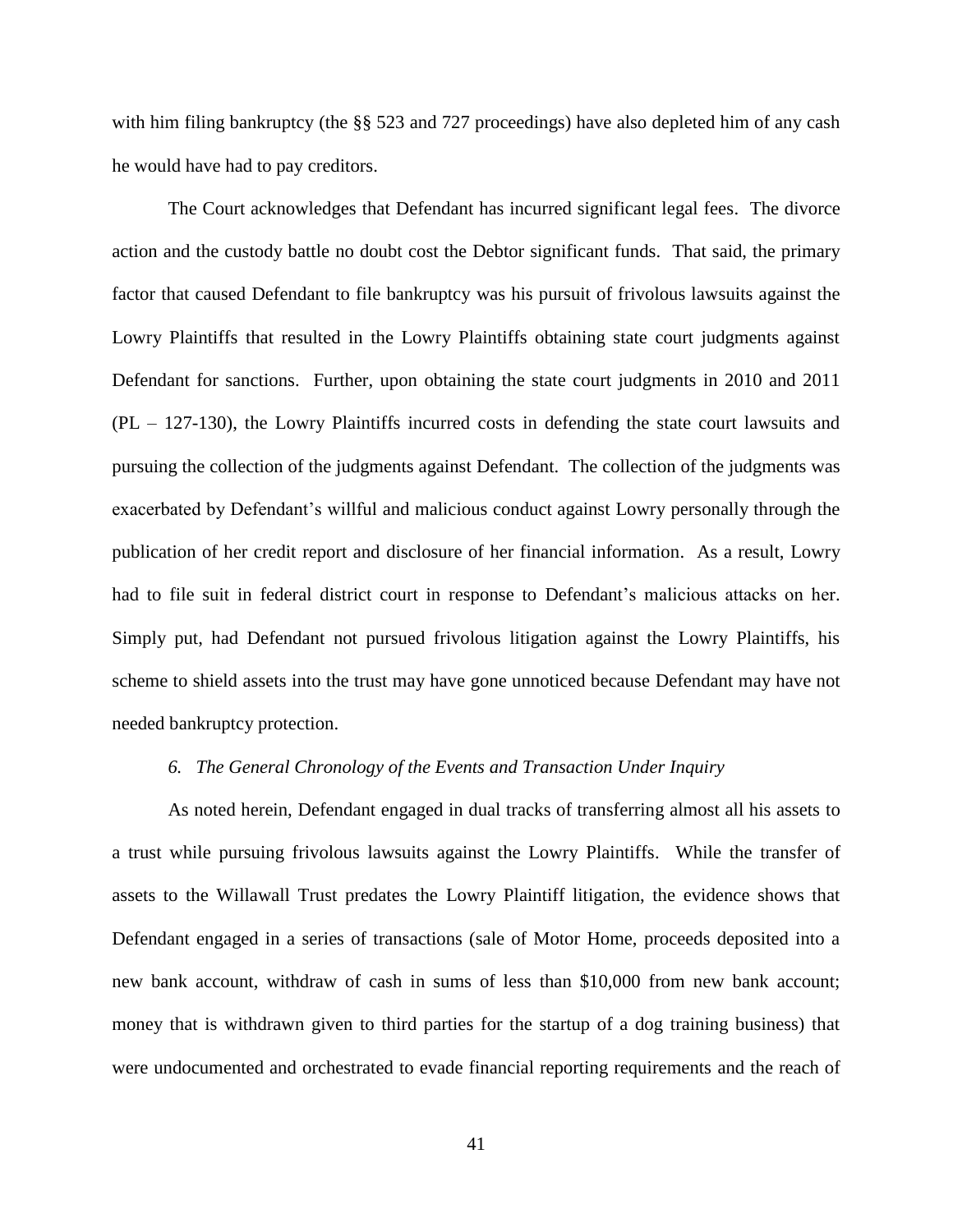with him filing bankruptcy (the §§ 523 and 727 proceedings) have also depleted him of any cash he would have had to pay creditors.

The Court acknowledges that Defendant has incurred significant legal fees. The divorce action and the custody battle no doubt cost the Debtor significant funds. That said, the primary factor that caused Defendant to file bankruptcy was his pursuit of frivolous lawsuits against the Lowry Plaintiffs that resulted in the Lowry Plaintiffs obtaining state court judgments against Defendant for sanctions. Further, upon obtaining the state court judgments in 2010 and 2011 (PL – 127-130), the Lowry Plaintiffs incurred costs in defending the state court lawsuits and pursuing the collection of the judgments against Defendant. The collection of the judgments was exacerbated by Defendant's willful and malicious conduct against Lowry personally through the publication of her credit report and disclosure of her financial information. As a result, Lowry had to file suit in federal district court in response to Defendant's malicious attacks on her. Simply put, had Defendant not pursued frivolous litigation against the Lowry Plaintiffs, his scheme to shield assets into the trust may have gone unnoticed because Defendant may have not needed bankruptcy protection.

*6. The General Chronology of the Events and Transaction Under Inquiry*

As noted herein, Defendant engaged in dual tracks of transferring almost all his assets to a trust while pursuing frivolous lawsuits against the Lowry Plaintiffs. While the transfer of assets to the Willawall Trust predates the Lowry Plaintiff litigation, the evidence shows that Defendant engaged in a series of transactions (sale of Motor Home, proceeds deposited into a new bank account, withdraw of cash in sums of less than $10,000 from new bank account; money that is withdrawn given to third parties for the startup of a dog training business) that were undocumented and orchestrated to evade financial reporting requirements and the reach of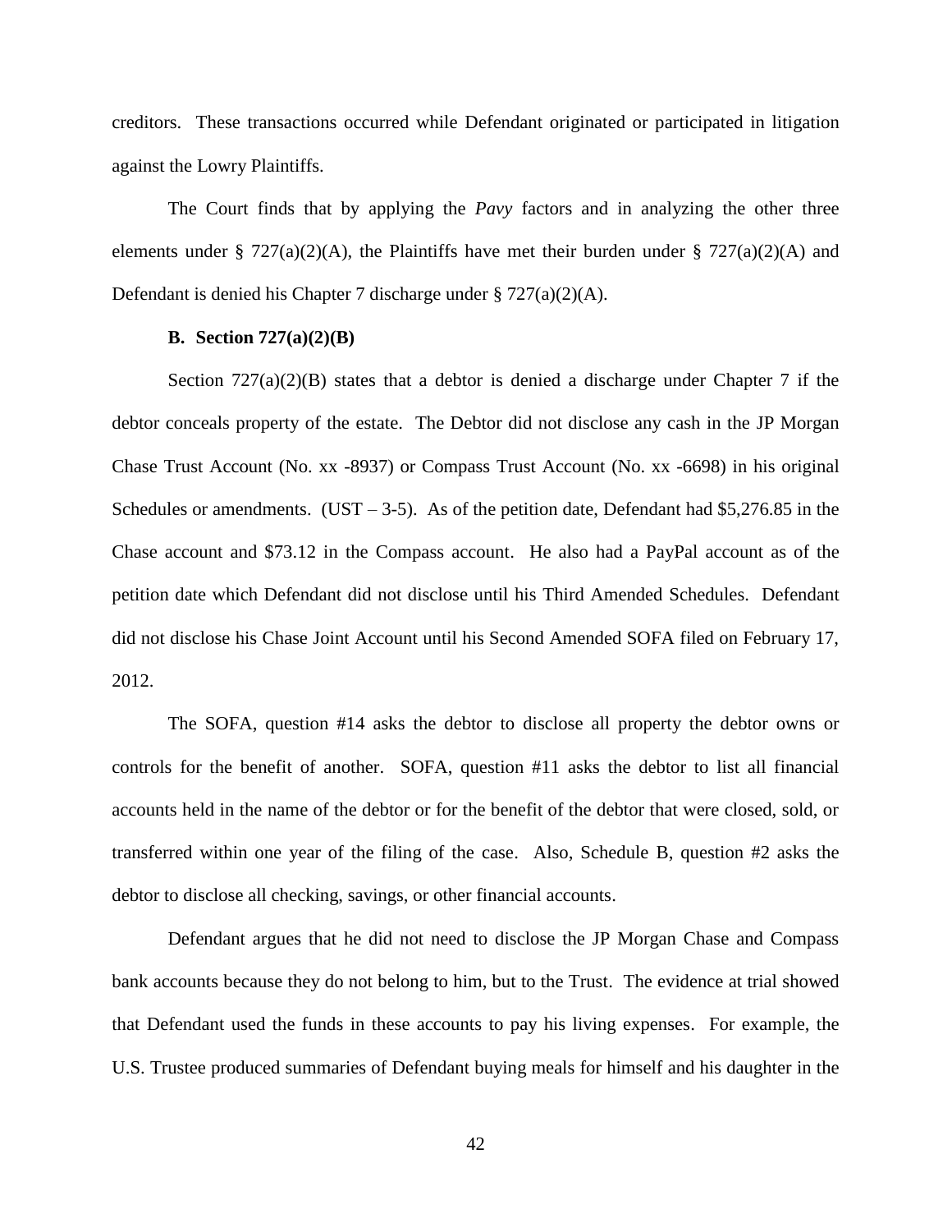creditors. These transactions occurred while Defendant originated or participated in litigation against the Lowry Plaintiffs.

The Court finds that by applying the *Pavy* factors and in analyzing the other three elements under § 727(a)(2)(A), the Plaintiffs have met their burden under § 727(a)(2)(A) and Defendant is denied his Chapter 7 discharge under § 727(a)(2)(A).

**B. Section 727(a)(2)(B)**

Section 727(a)(2)(B) states that a debtor is denied a discharge under Chapter 7 if the debtor conceals property of the estate. The Debtor did not disclose any cash in the JP Morgan Chase Trust Account (No. xx -8937) or Compass Trust Account (No. xx -6698) in his original Schedules or amendments. (UST – 3-5). As of the petition date, Defendant had $5,276.85 in the Chase account and $73.12 in the Compass account. He also had a PayPal account as of the petition date which Defendant did not disclose until his Third Amended Schedules. Defendant did not disclose his Chase Joint Account until his Second Amended SOFA filed on February 17, 2012.

The SOFA, question #14 asks the debtor to disclose all property the debtor owns or controls for the benefit of another. SOFA, question #11 asks the debtor to list all financial accounts held in the name of the debtor or for the benefit of the debtor that were closed, sold, or transferred within one year of the filing of the case. Also, Schedule B, question #2 asks the debtor to disclose all checking, savings, or other financial accounts.

Defendant argues that he did not need to disclose the JP Morgan Chase and Compass bank accounts because they do not belong to him, but to the Trust. The evidence at trial showed that Defendant used the funds in these accounts to pay his living expenses. For example, the U.S. Trustee produced summaries of Defendant buying meals for himself and his daughter in the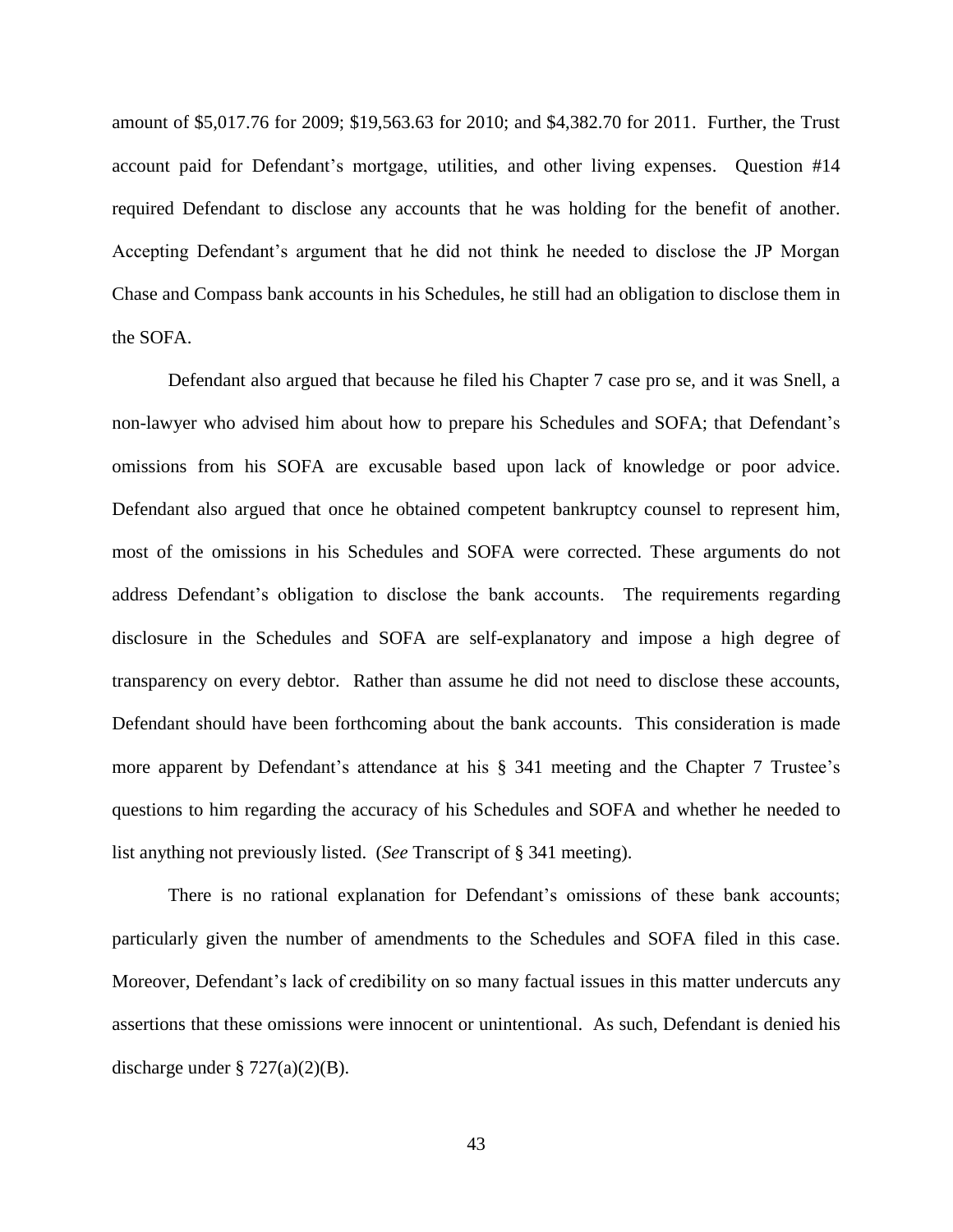amount of $5,017.76 for 2009; $19,563.63 for 2010; and $4,382.70 for 2011. Further, the Trust account paid for Defendant's mortgage, utilities, and other living expenses. Question #14 required Defendant to disclose any accounts that he was holding for the benefit of another. Accepting Defendant's argument that he did not think he needed to disclose the JP Morgan Chase and Compass bank accounts in his Schedules, he still had an obligation to disclose them in the SOFA.

Defendant also argued that because he filed his Chapter 7 case pro se, and it was Snell, a non-lawyer who advised him about how to prepare his Schedules and SOFA; that Defendant's omissions from his SOFA are excusable based upon lack of knowledge or poor advice. Defendant also argued that once he obtained competent bankruptcy counsel to represent him, most of the omissions in his Schedules and SOFA were corrected. These arguments do not address Defendant's obligation to disclose the bank accounts. The requirements regarding disclosure in the Schedules and SOFA are self-explanatory and impose a high degree of transparency on every debtor. Rather than assume he did not need to disclose these accounts, Defendant should have been forthcoming about the bank accounts. This consideration is made more apparent by Defendant's attendance at his § 341 meeting and the Chapter 7 Trustee's questions to him regarding the accuracy of his Schedules and SOFA and whether he needed to list anything not previously listed. (*See* Transcript of § 341 meeting).

There is no rational explanation for Defendant's omissions of these bank accounts; particularly given the number of amendments to the Schedules and SOFA filed in this case. Moreover, Defendant's lack of credibility on so many factual issues in this matter undercuts any assertions that these omissions were innocent or unintentional. As such, Defendant is denied his discharge under § 727(a)(2)(B).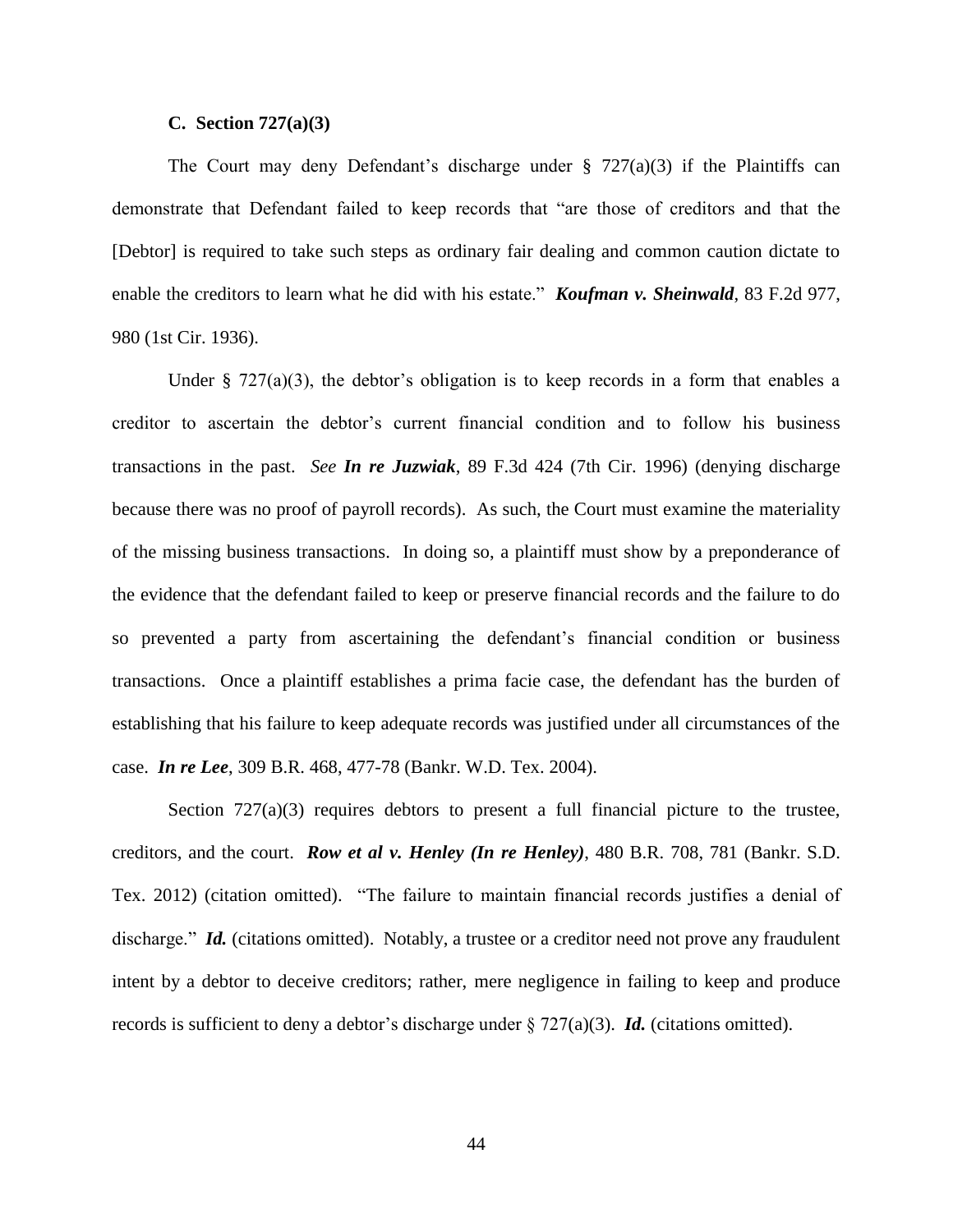### C. Section 727(a)(3)

The Court may deny Defendant's discharge under § 727(a)(3) if the Plaintiffs can demonstrate that Defendant failed to keep records that "are those of creditors and that the [Debtor] is required to take such steps as ordinary fair dealing and common caution dictate to enable the creditors to learn what he did with his estate." ***Koufman v. Sheinwald***, 83 F.2d 977, 980 (1st Cir. 1936).

Under § 727(a)(3), the debtor's obligation is to keep records in a form that enables a creditor to ascertain the debtor's current financial condition and to follow his business transactions in the past. *See* ***In re Juzwiak***, 89 F.3d 424 (7th Cir. 1996) (denying discharge because there was no proof of payroll records). As such, the Court must examine the materiality of the missing business transactions. In doing so, a plaintiff must show by a preponderance of the evidence that the defendant failed to keep or preserve financial records and the failure to do so prevented a party from ascertaining the defendant's financial condition or business transactions. Once a plaintiff establishes a prima facie case, the defendant has the burden of establishing that his failure to keep adequate records was justified under all circumstances of the case. ***In re Lee***, 309 B.R. 468, 477-78 (Bankr. W.D. Tex. 2004).

Section 727(a)(3) requires debtors to present a full financial picture to the trustee, creditors, and the court. ***Row et al v. Henley (In re Henley)***, 480 B.R. 708, 781 (Bankr. S.D. Tex. 2012) (citation omitted). "The failure to maintain financial records justifies a denial of discharge." ***Id.*** (citations omitted). Notably, a trustee or a creditor need not prove any fraudulent intent by a debtor to deceive creditors; rather, mere negligence in failing to keep and produce records is sufficient to deny a debtor's discharge under § 727(a)(3). ***Id.*** (citations omitted).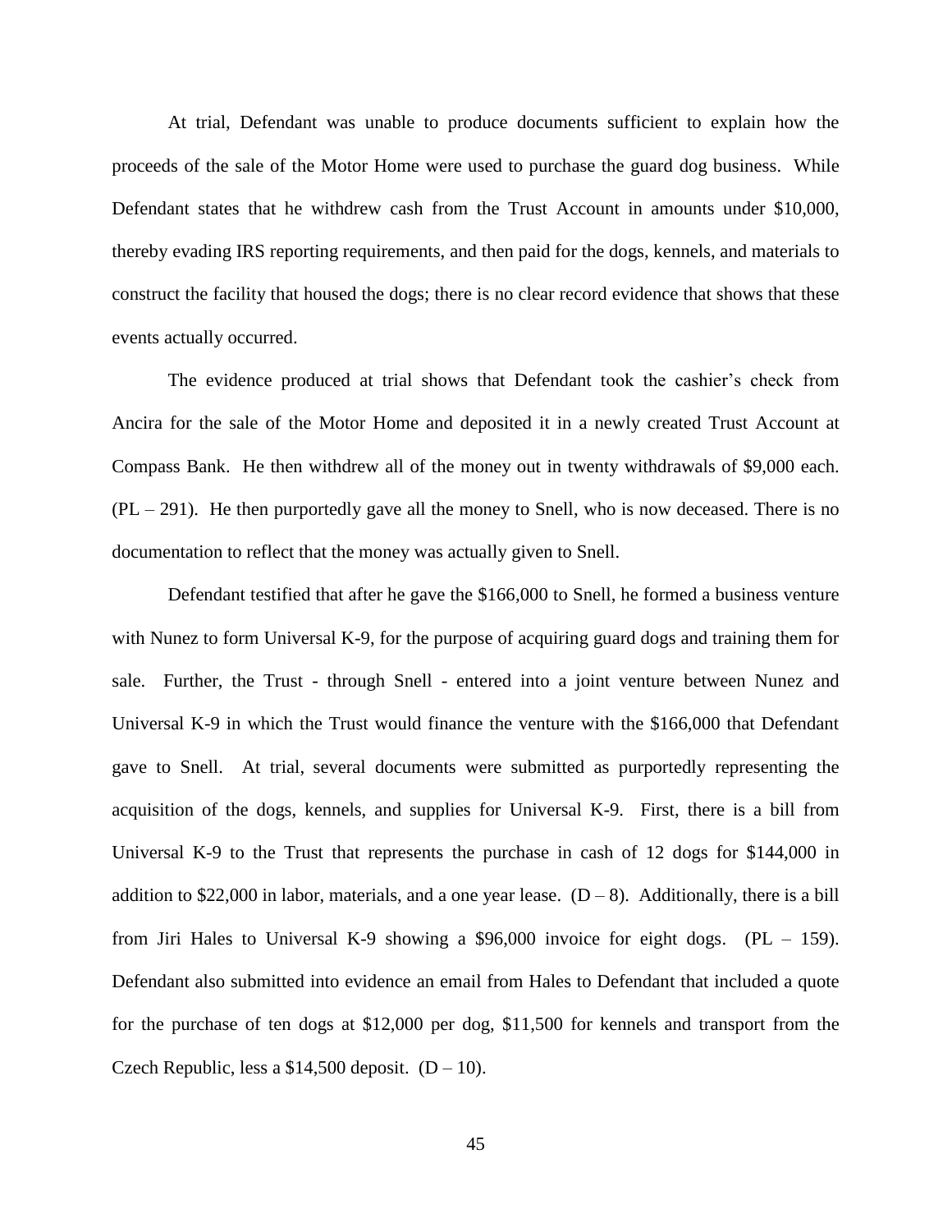At trial, Defendant was unable to produce documents sufficient to explain how the proceeds of the sale of the Motor Home were used to purchase the guard dog business. While Defendant states that he withdrew cash from the Trust Account in amounts under $10,000, thereby evading IRS reporting requirements, and then paid for the dogs, kennels, and materials to construct the facility that housed the dogs; there is no clear record evidence that shows that these events actually occurred.

The evidence produced at trial shows that Defendant took the cashier's check from Ancira for the sale of the Motor Home and deposited it in a newly created Trust Account at Compass Bank. He then withdrew all of the money out in twenty withdrawals of $9,000 each. (PL – 291). He then purportedly gave all the money to Snell, who is now deceased. There is no documentation to reflect that the money was actually given to Snell.

Defendant testified that after he gave the $166,000 to Snell, he formed a business venture with Nunez to form Universal K-9, for the purpose of acquiring guard dogs and training them for sale. Further, the Trust - through Snell - entered into a joint venture between Nunez and Universal K-9 in which the Trust would finance the venture with the $166,000 that Defendant gave to Snell. At trial, several documents were submitted as purportedly representing the acquisition of the dogs, kennels, and supplies for Universal K-9. First, there is a bill from Universal K-9 to the Trust that represents the purchase in cash of 12 dogs for $144,000 in addition to $22,000 in labor, materials, and a one year lease. (D – 8). Additionally, there is a bill from Jiri Hales to Universal K-9 showing a $96,000 invoice for eight dogs. (PL – 159). Defendant also submitted into evidence an email from Hales to Defendant that included a quote for the purchase of ten dogs at $12,000 per dog, $11,500 for kennels and transport from the Czech Republic, less a $14,500 deposit. (D – 10).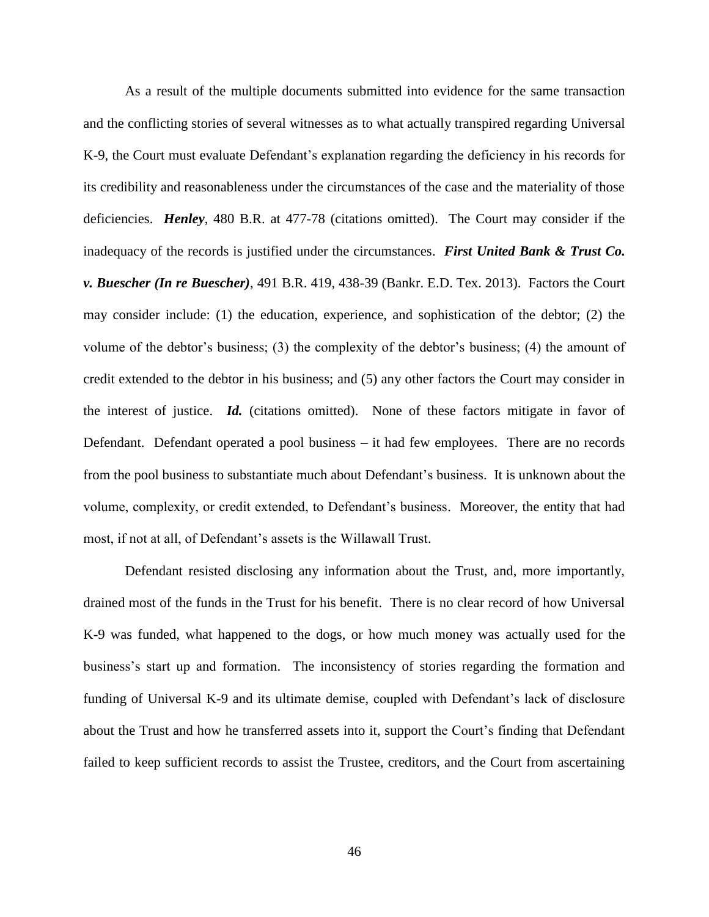As a result of the multiple documents submitted into evidence for the same transaction and the conflicting stories of several witnesses as to what actually transpired regarding Universal K-9, the Court must evaluate Defendant's explanation regarding the deficiency in his records for its credibility and reasonableness under the circumstances of the case and the materiality of those deficiencies. ***Henley***, 480 B.R. at 477-78 (citations omitted). The Court may consider if the inadequacy of the records is justified under the circumstances. ***First United Bank & Trust Co. v. Buescher (In re Buescher)***, 491 B.R. 419, 438-39 (Bankr. E.D. Tex. 2013). Factors the Court may consider include: (1) the education, experience, and sophistication of the debtor; (2) the volume of the debtor's business; (3) the complexity of the debtor's business; (4) the amount of credit extended to the debtor in his business; and (5) any other factors the Court may consider in the interest of justice. ***Id.*** (citations omitted). None of these factors mitigate in favor of Defendant. Defendant operated a pool business – it had few employees. There are no records from the pool business to substantiate much about Defendant's business. It is unknown about the volume, complexity, or credit extended, to Defendant's business. Moreover, the entity that had most, if not at all, of Defendant's assets is the Willawall Trust.

Defendant resisted disclosing any information about the Trust, and, more importantly, drained most of the funds in the Trust for his benefit. There is no clear record of how Universal K-9 was funded, what happened to the dogs, or how much money was actually used for the business's start up and formation. The inconsistency of stories regarding the formation and funding of Universal K-9 and its ultimate demise, coupled with Defendant's lack of disclosure about the Trust and how he transferred assets into it, support the Court's finding that Defendant failed to keep sufficient records to assist the Trustee, creditors, and the Court from ascertaining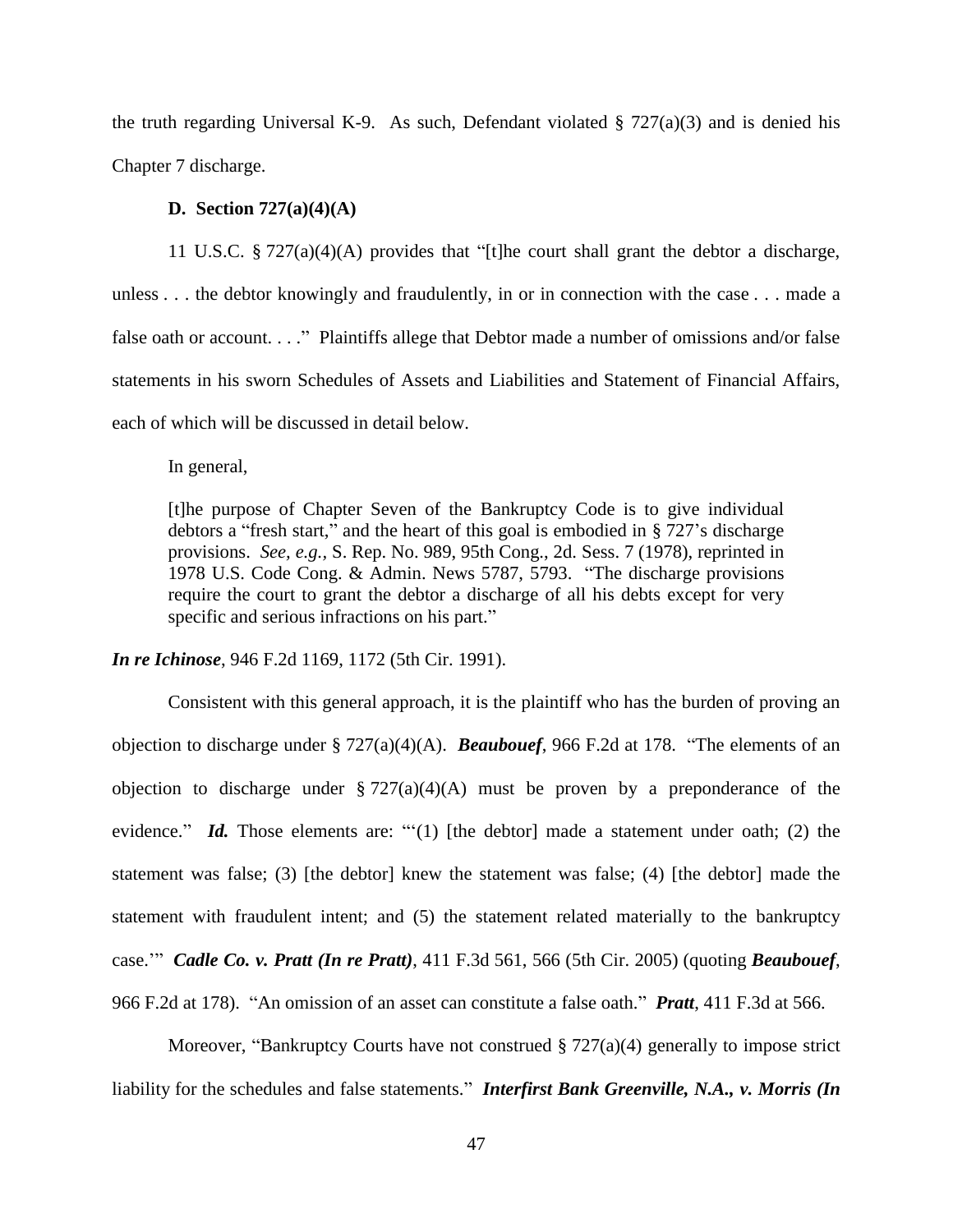the truth regarding Universal K-9. As such, Defendant violated § 727(a)(3) and is denied his Chapter 7 discharge.

**D. Section 727(a)(4)(A)**

11 U.S.C. § 727(a)(4)(A) provides that "[t]he court shall grant the debtor a discharge, unless . . . the debtor knowingly and fraudulently, in or in connection with the case . . . made a false oath or account. . . ." Plaintiffs allege that Debtor made a number of omissions and/or false statements in his sworn Schedules of Assets and Liabilities and Statement of Financial Affairs, each of which will be discussed in detail below.

In general,

> [t]he purpose of Chapter Seven of the Bankruptcy Code is to give individual debtors a "fresh start," and the heart of this goal is embodied in § 727's discharge provisions. *See, e.g.,* S. Rep. No. 989, 95th Cong., 2d. Sess. 7 (1978), reprinted in 1978 U.S. Code Cong. & Admin. News 5787, 5793. "The discharge provisions require the court to grant the debtor a discharge of all his debts except for very specific and serious infractions on his part."

***In re Ichinose***, 946 F.2d 1169, 1172 (5th Cir. 1991).

Consistent with this general approach, it is the plaintiff who has the burden of proving an objection to discharge under § 727(a)(4)(A). ***Beaubouef***, 966 F.2d at 178. "The elements of an objection to discharge under § 727(a)(4)(A) must be proven by a preponderance of the evidence." ***Id.*** Those elements are: "'(1) [the debtor] made a statement under oath; (2) the statement was false; (3) [the debtor] knew the statement was false; (4) [the debtor] made the statement with fraudulent intent; and (5) the statement related materially to the bankruptcy case.'" ***Cadle Co. v. Pratt (In re Pratt)***, 411 F.3d 561, 566 (5th Cir. 2005) (quoting ***Beaubouef***, 966 F.2d at 178). "An omission of an asset can constitute a false oath." ***Pratt***, 411 F.3d at 566.

Moreover, "Bankruptcy Courts have not construed § 727(a)(4) generally to impose strict liability for the schedules and false statements." ***Interfirst Bank Greenville, N.A., v. Morris (In***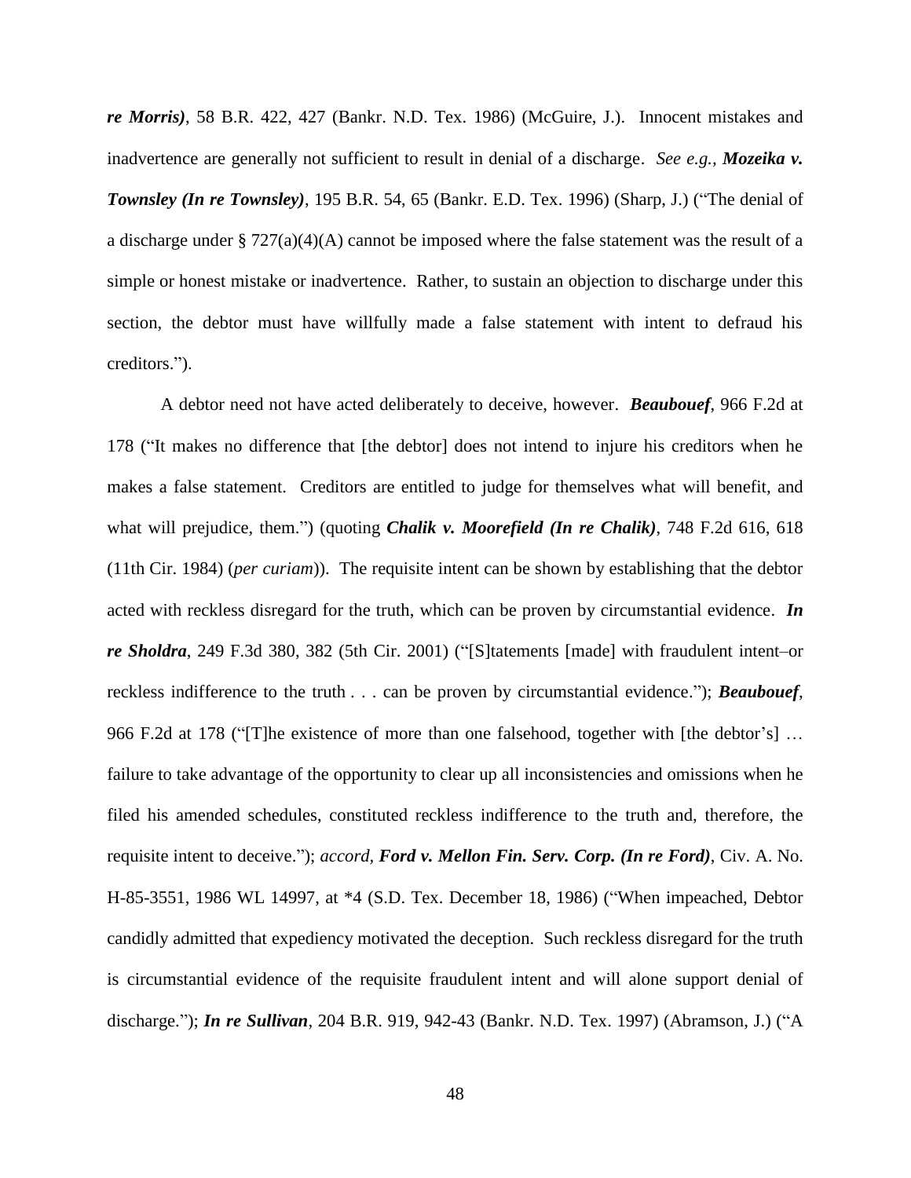***re Morris)***, 58 B.R. 422, 427 (Bankr. N.D. Tex. 1986) (McGuire, J.). Innocent mistakes and inadvertence are generally not sufficient to result in denial of a discharge. *See e.g.,* ***Mozeika v. Townsley (In re Townsley)***, 195 B.R. 54, 65 (Bankr. E.D. Tex. 1996) (Sharp, J.) ("The denial of a discharge under § 727(a)(4)(A) cannot be imposed where the false statement was the result of a simple or honest mistake or inadvertence. Rather, to sustain an objection to discharge under this section, the debtor must have willfully made a false statement with intent to defraud his creditors.").

A debtor need not have acted deliberately to deceive, however. ***Beaubouef***, 966 F.2d at 178 ("It makes no difference that [the debtor] does not intend to injure his creditors when he makes a false statement. Creditors are entitled to judge for themselves what will benefit, and what will prejudice, them.") (quoting ***Chalik v. Moorefield (In re Chalik)***, 748 F.2d 616, 618 (11th Cir. 1984) (*per curiam*)). The requisite intent can be shown by establishing that the debtor acted with reckless disregard for the truth, which can be proven by circumstantial evidence. ***In re Sholdra***, 249 F.3d 380, 382 (5th Cir. 2001) ("[S]tatements [made] with fraudulent intent–or reckless indifference to the truth . . . can be proven by circumstantial evidence."); ***Beaubouef***, 966 F.2d at 178 ("[T]he existence of more than one falsehood, together with [the debtor's] … failure to take advantage of the opportunity to clear up all inconsistencies and omissions when he filed his amended schedules, constituted reckless indifference to the truth and, therefore, the requisite intent to deceive."); *accord,* ***Ford v. Mellon Fin. Serv. Corp. (In re Ford)***, Civ. A. No. H-85-3551, 1986 WL 14997, at *4 (S.D. Tex. December 18, 1986) ("When impeached, Debtor candidly admitted that expediency motivated the deception. Such reckless disregard for the truth is circumstantial evidence of the requisite fraudulent intent and will alone support denial of discharge."); ***In re Sullivan***, 204 B.R. 919, 942-43 (Bankr. N.D. Tex. 1997) (Abramson, J.) ("A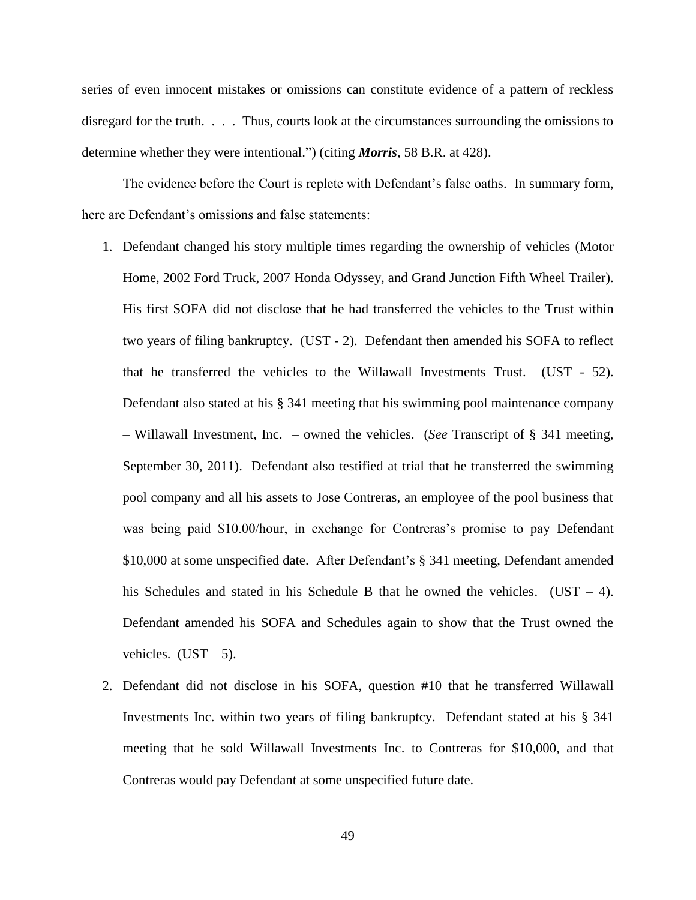series of even innocent mistakes or omissions can constitute evidence of a pattern of reckless disregard for the truth. . . . Thus, courts look at the circumstances surrounding the omissions to determine whether they were intentional.") (citing ***Morris***, 58 B.R. at 428).

The evidence before the Court is replete with Defendant's false oaths. In summary form, here are Defendant's omissions and false statements:

1. Defendant changed his story multiple times regarding the ownership of vehicles (Motor Home, 2002 Ford Truck, 2007 Honda Odyssey, and Grand Junction Fifth Wheel Trailer). His first SOFA did not disclose that he had transferred the vehicles to the Trust within two years of filing bankruptcy. (UST - 2). Defendant then amended his SOFA to reflect that he transferred the vehicles to the Willawall Investments Trust. (UST - 52). Defendant also stated at his § 341 meeting that his swimming pool maintenance company – Willawall Investment, Inc. – owned the vehicles. (*See* Transcript of § 341 meeting, September 30, 2011). Defendant also testified at trial that he transferred the swimming pool company and all his assets to Jose Contreras, an employee of the pool business that was being paid $10.00/hour, in exchange for Contreras's promise to pay Defendant $10,000 at some unspecified date. After Defendant's § 341 meeting, Defendant amended his Schedules and stated in his Schedule B that he owned the vehicles. (UST – 4). Defendant amended his SOFA and Schedules again to show that the Trust owned the vehicles. (UST – 5).

2. Defendant did not disclose in his SOFA, question #10 that he transferred Willawall Investments Inc. within two years of filing bankruptcy. Defendant stated at his § 341 meeting that he sold Willawall Investments Inc. to Contreras for $10,000, and that Contreras would pay Defendant at some unspecified future date.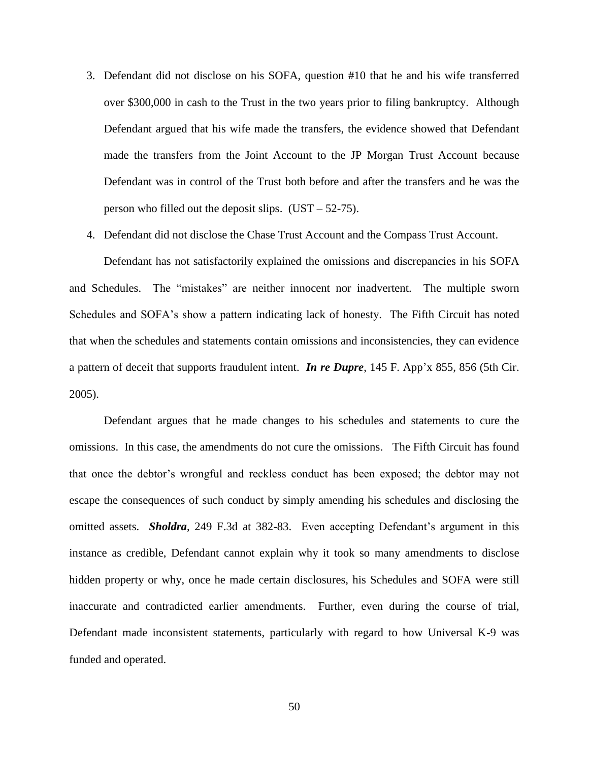3. Defendant did not disclose on his SOFA, question #10 that he and his wife transferred over $300,000 in cash to the Trust in the two years prior to filing bankruptcy. Although Defendant argued that his wife made the transfers, the evidence showed that Defendant made the transfers from the Joint Account to the JP Morgan Trust Account because Defendant was in control of the Trust both before and after the transfers and he was the person who filled out the deposit slips. (UST – 52-75).

4. Defendant did not disclose the Chase Trust Account and the Compass Trust Account.

Defendant has not satisfactorily explained the omissions and discrepancies in his SOFA and Schedules. The "mistakes" are neither innocent nor inadvertent. The multiple sworn Schedules and SOFA's show a pattern indicating lack of honesty. The Fifth Circuit has noted that when the schedules and statements contain omissions and inconsistencies, they can evidence a pattern of deceit that supports fraudulent intent. ***In re Dupre***, 145 F. App'x 855, 856 (5th Cir. 2005).

Defendant argues that he made changes to his schedules and statements to cure the omissions. In this case, the amendments do not cure the omissions. The Fifth Circuit has found that once the debtor's wrongful and reckless conduct has been exposed; the debtor may not escape the consequences of such conduct by simply amending his schedules and disclosing the omitted assets. ***Sholdra***, 249 F.3d at 382-83. Even accepting Defendant's argument in this instance as credible, Defendant cannot explain why it took so many amendments to disclose hidden property or why, once he made certain disclosures, his Schedules and SOFA were still inaccurate and contradicted earlier amendments. Further, even during the course of trial, Defendant made inconsistent statements, particularly with regard to how Universal K-9 was funded and operated.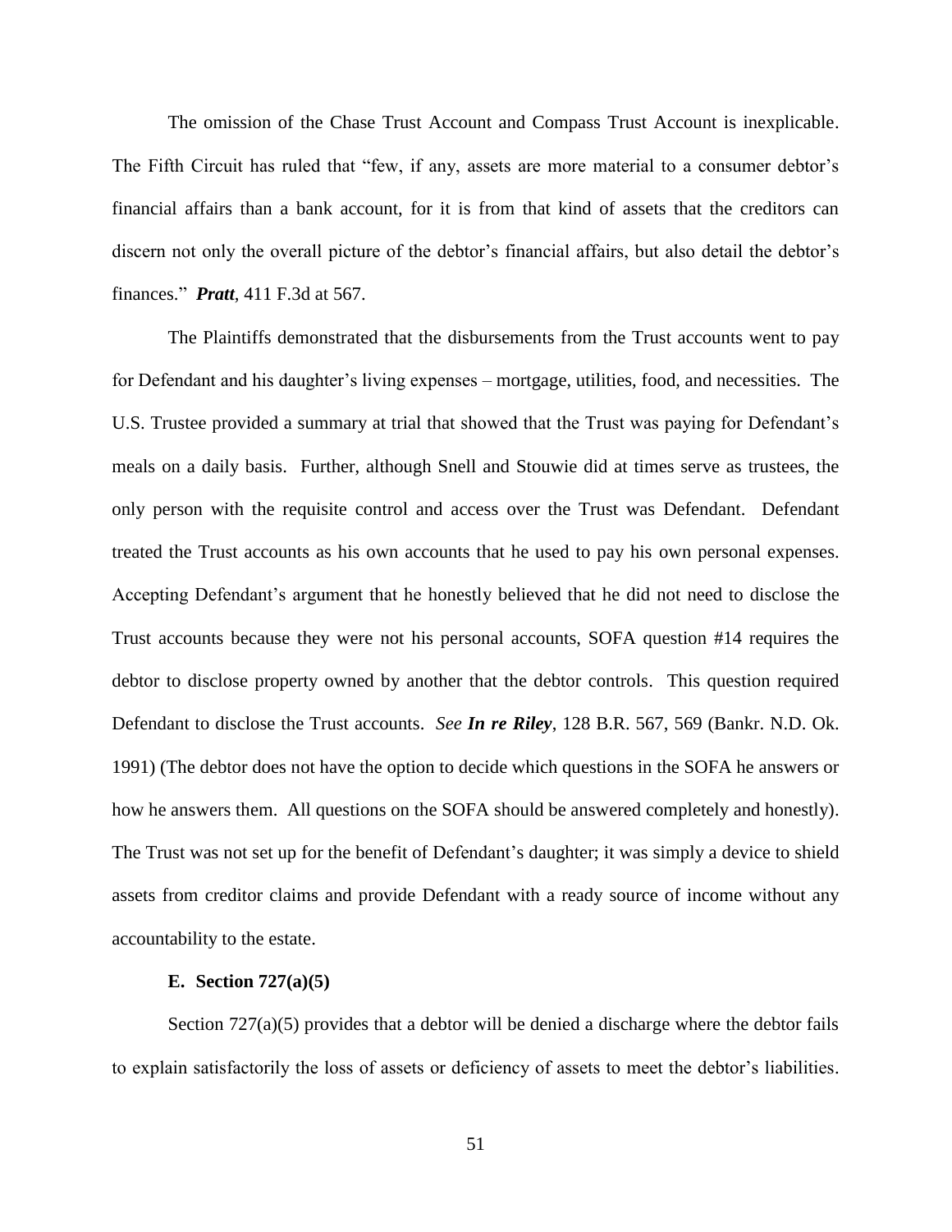The omission of the Chase Trust Account and Compass Trust Account is inexplicable. The Fifth Circuit has ruled that "few, if any, assets are more material to a consumer debtor's financial affairs than a bank account, for it is from that kind of assets that the creditors can discern not only the overall picture of the debtor's financial affairs, but also detail the debtor's finances." ***Pratt***, 411 F.3d at 567.

The Plaintiffs demonstrated that the disbursements from the Trust accounts went to pay for Defendant and his daughter's living expenses – mortgage, utilities, food, and necessities. The U.S. Trustee provided a summary at trial that showed that the Trust was paying for Defendant's meals on a daily basis. Further, although Snell and Stouwie did at times serve as trustees, the only person with the requisite control and access over the Trust was Defendant. Defendant treated the Trust accounts as his own accounts that he used to pay his own personal expenses. Accepting Defendant's argument that he honestly believed that he did not need to disclose the Trust accounts because they were not his personal accounts, SOFA question #14 requires the debtor to disclose property owned by another that the debtor controls. This question required Defendant to disclose the Trust accounts. *See* ***In re Riley***, 128 B.R. 567, 569 (Bankr. N.D. Ok. 1991) (The debtor does not have the option to decide which questions in the SOFA he answers or how he answers them. All questions on the SOFA should be answered completely and honestly). The Trust was not set up for the benefit of Defendant's daughter; it was simply a device to shield assets from creditor claims and provide Defendant with a ready source of income without any accountability to the estate.

### E. Section 727(a)(5)

Section 727(a)(5) provides that a debtor will be denied a discharge where the debtor fails to explain satisfactorily the loss of assets or deficiency of assets to meet the debtor's liabilities.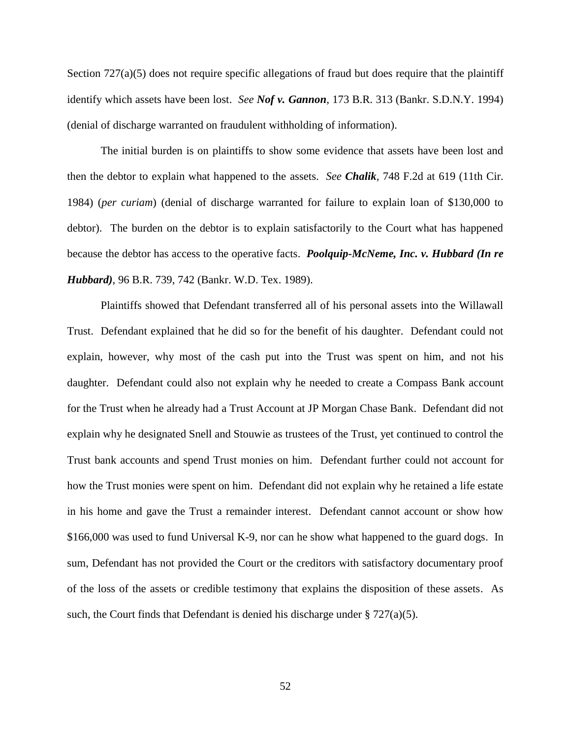Section 727(a)(5) does not require specific allegations of fraud but does require that the plaintiff identify which assets have been lost. *See* ***Nof v. Gannon***, 173 B.R. 313 (Bankr. S.D.N.Y. 1994) (denial of discharge warranted on fraudulent withholding of information).

The initial burden is on plaintiffs to show some evidence that assets have been lost and then the debtor to explain what happened to the assets. *See* ***Chalik***, 748 F.2d at 619 (11th Cir. 1984) (*per curiam*) (denial of discharge warranted for failure to explain loan of $130,000 to debtor). The burden on the debtor is to explain satisfactorily to the Court what has happened because the debtor has access to the operative facts. ***Poolquip-McNeme, Inc. v. Hubbard (In re Hubbard)***, 96 B.R. 739, 742 (Bankr. W.D. Tex. 1989).

Plaintiffs showed that Defendant transferred all of his personal assets into the Willawall Trust. Defendant explained that he did so for the benefit of his daughter. Defendant could not explain, however, why most of the cash put into the Trust was spent on him, and not his daughter. Defendant could also not explain why he needed to create a Compass Bank account for the Trust when he already had a Trust Account at JP Morgan Chase Bank. Defendant did not explain why he designated Snell and Stouwie as trustees of the Trust, yet continued to control the Trust bank accounts and spend Trust monies on him. Defendant further could not account for how the Trust monies were spent on him. Defendant did not explain why he retained a life estate in his home and gave the Trust a remainder interest. Defendant cannot account or show how $166,000 was used to fund Universal K-9, nor can he show what happened to the guard dogs. In sum, Defendant has not provided the Court or the creditors with satisfactory documentary proof of the loss of the assets or credible testimony that explains the disposition of these assets. As such, the Court finds that Defendant is denied his discharge under § 727(a)(5).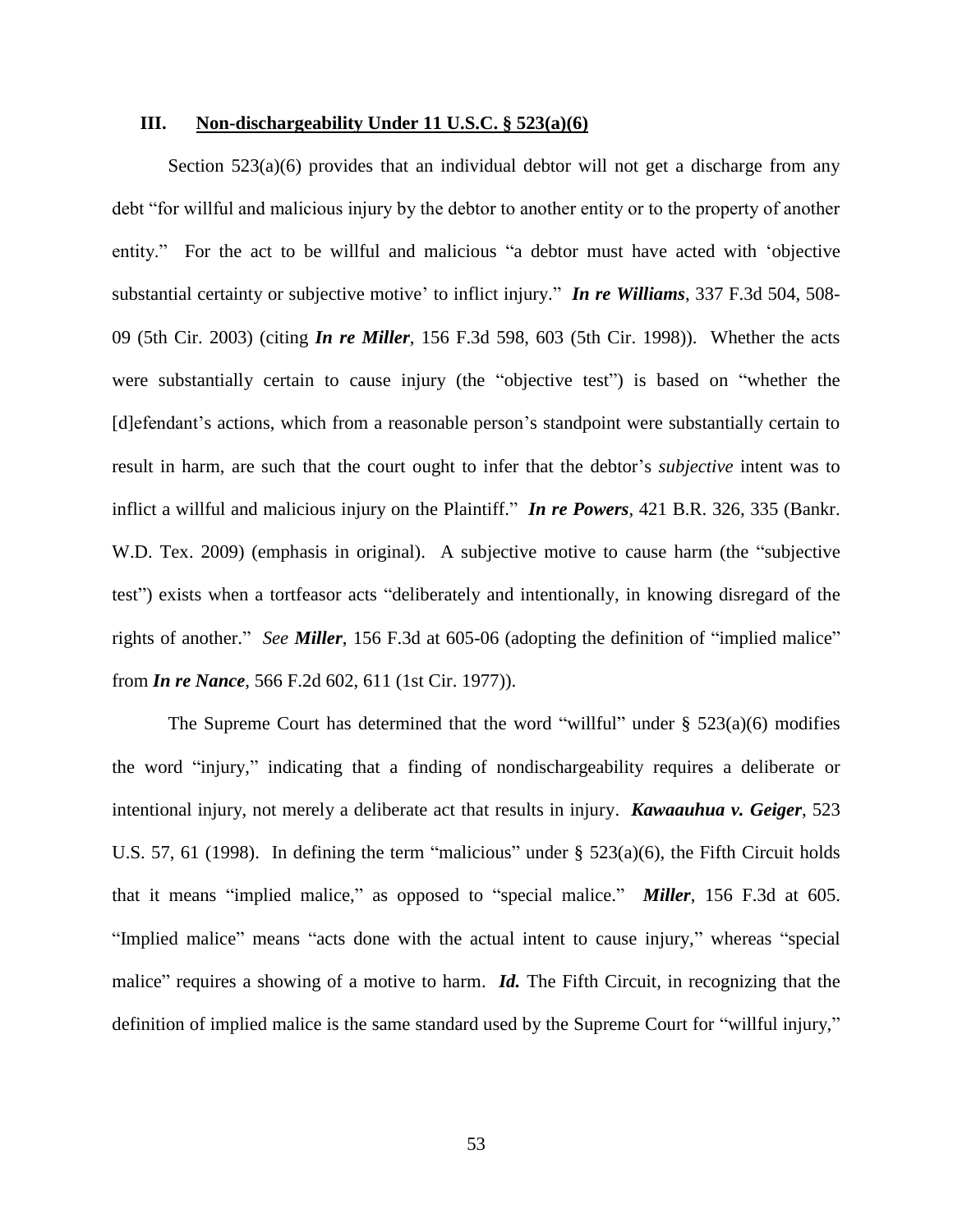### III. Non-dischargeability Under 11 U.S.C. § 523(a)(6)

Section 523(a)(6) provides that an individual debtor will not get a discharge from any debt "for willful and malicious injury by the debtor to another entity or to the property of another entity." For the act to be willful and malicious "a debtor must have acted with 'objective substantial certainty or subjective motive' to inflict injury." ***In re Williams***, 337 F.3d 504, 508-09 (5th Cir. 2003) (citing ***In re Miller***, 156 F.3d 598, 603 (5th Cir. 1998)). Whether the acts were substantially certain to cause injury (the "objective test") is based on "whether the [d]efendant's actions, which from a reasonable person's standpoint were substantially certain to result in harm, are such that the court ought to infer that the debtor's *subjective* intent was to inflict a willful and malicious injury on the Plaintiff." ***In re Powers***, 421 B.R. 326, 335 (Bankr. W.D. Tex. 2009) (emphasis in original). A subjective motive to cause harm (the "subjective test") exists when a tortfeasor acts "deliberately and intentionally, in knowing disregard of the rights of another." *See* ***Miller***, 156 F.3d at 605-06 (adopting the definition of "implied malice" from ***In re Nance***, 566 F.2d 602, 611 (1st Cir. 1977)).

The Supreme Court has determined that the word "willful" under § 523(a)(6) modifies the word "injury," indicating that a finding of nondischargeability requires a deliberate or intentional injury, not merely a deliberate act that results in injury. ***Kawaauhua v. Geiger***, 523 U.S. 57, 61 (1998). In defining the term "malicious" under § 523(a)(6), the Fifth Circuit holds that it means "implied malice," as opposed to "special malice." ***Miller***, 156 F.3d at 605. "Implied malice" means "acts done with the actual intent to cause injury," whereas "special malice" requires a showing of a motive to harm. ***Id.*** The Fifth Circuit, in recognizing that the definition of implied malice is the same standard used by the Supreme Court for "willful injury,"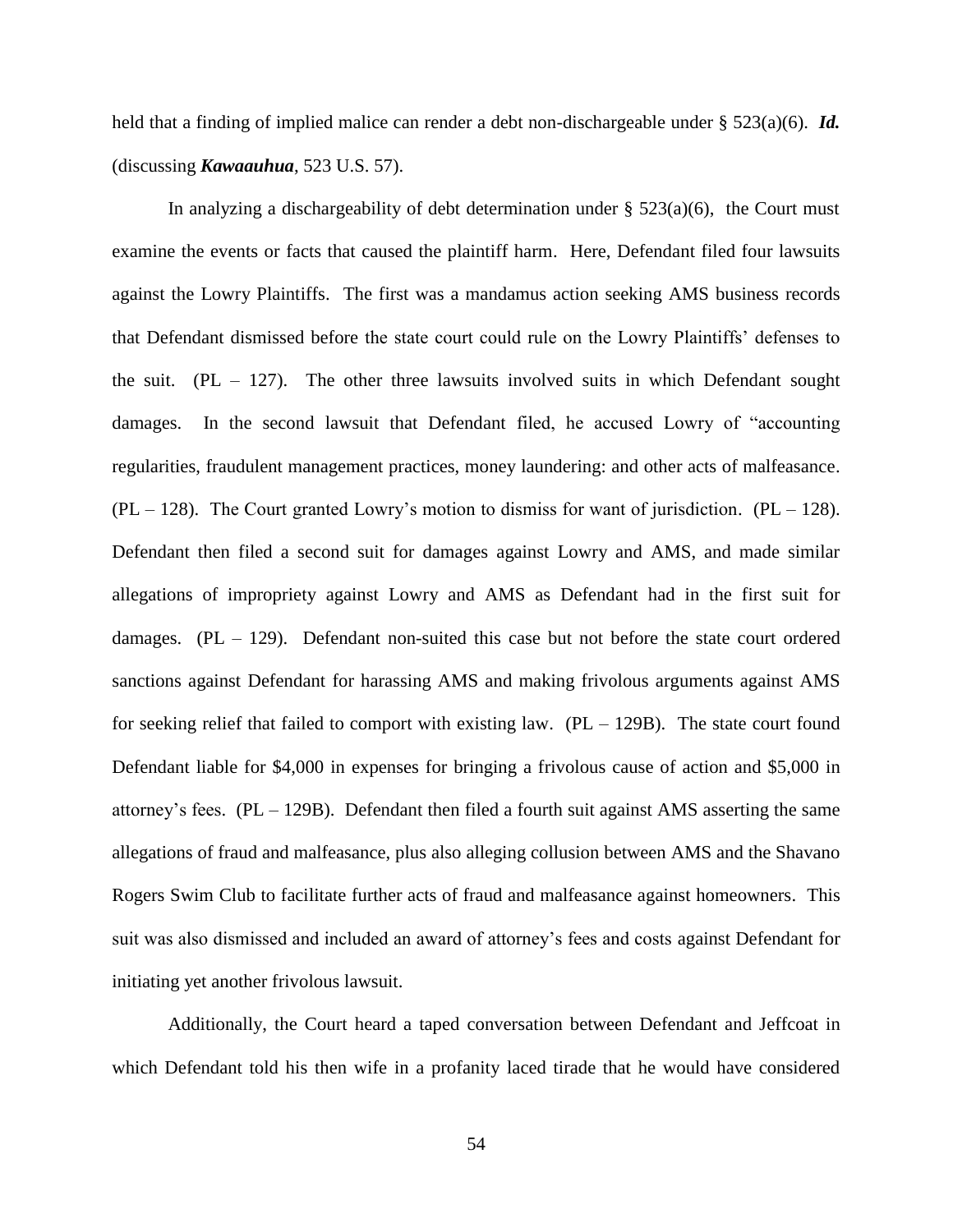held that a finding of implied malice can render a debt non-dischargeable under § 523(a)(6). ***Id.*** (discussing ***Kawaauhua***, 523 U.S. 57).

In analyzing a dischargeability of debt determination under § 523(a)(6), the Court must examine the events or facts that caused the plaintiff harm. Here, Defendant filed four lawsuits against the Lowry Plaintiffs. The first was a mandamus action seeking AMS business records that Defendant dismissed before the state court could rule on the Lowry Plaintiffs' defenses to the suit. (PL – 127). The other three lawsuits involved suits in which Defendant sought damages. In the second lawsuit that Defendant filed, he accused Lowry of "accounting regularities, fraudulent management practices, money laundering: and other acts of malfeasance. (PL – 128). The Court granted Lowry's motion to dismiss for want of jurisdiction. (PL – 128). Defendant then filed a second suit for damages against Lowry and AMS, and made similar allegations of impropriety against Lowry and AMS as Defendant had in the first suit for damages. (PL – 129). Defendant non-suited this case but not before the state court ordered sanctions against Defendant for harassing AMS and making frivolous arguments against AMS for seeking relief that failed to comport with existing law. (PL – 129B). The state court found Defendant liable for $4,000 in expenses for bringing a frivolous cause of action and $5,000 in attorney's fees. (PL – 129B). Defendant then filed a fourth suit against AMS asserting the same allegations of fraud and malfeasance, plus also alleging collusion between AMS and the Shavano Rogers Swim Club to facilitate further acts of fraud and malfeasance against homeowners. This suit was also dismissed and included an award of attorney's fees and costs against Defendant for initiating yet another frivolous lawsuit.

Additionally, the Court heard a taped conversation between Defendant and Jeffcoat in which Defendant told his then wife in a profanity laced tirade that he would have considered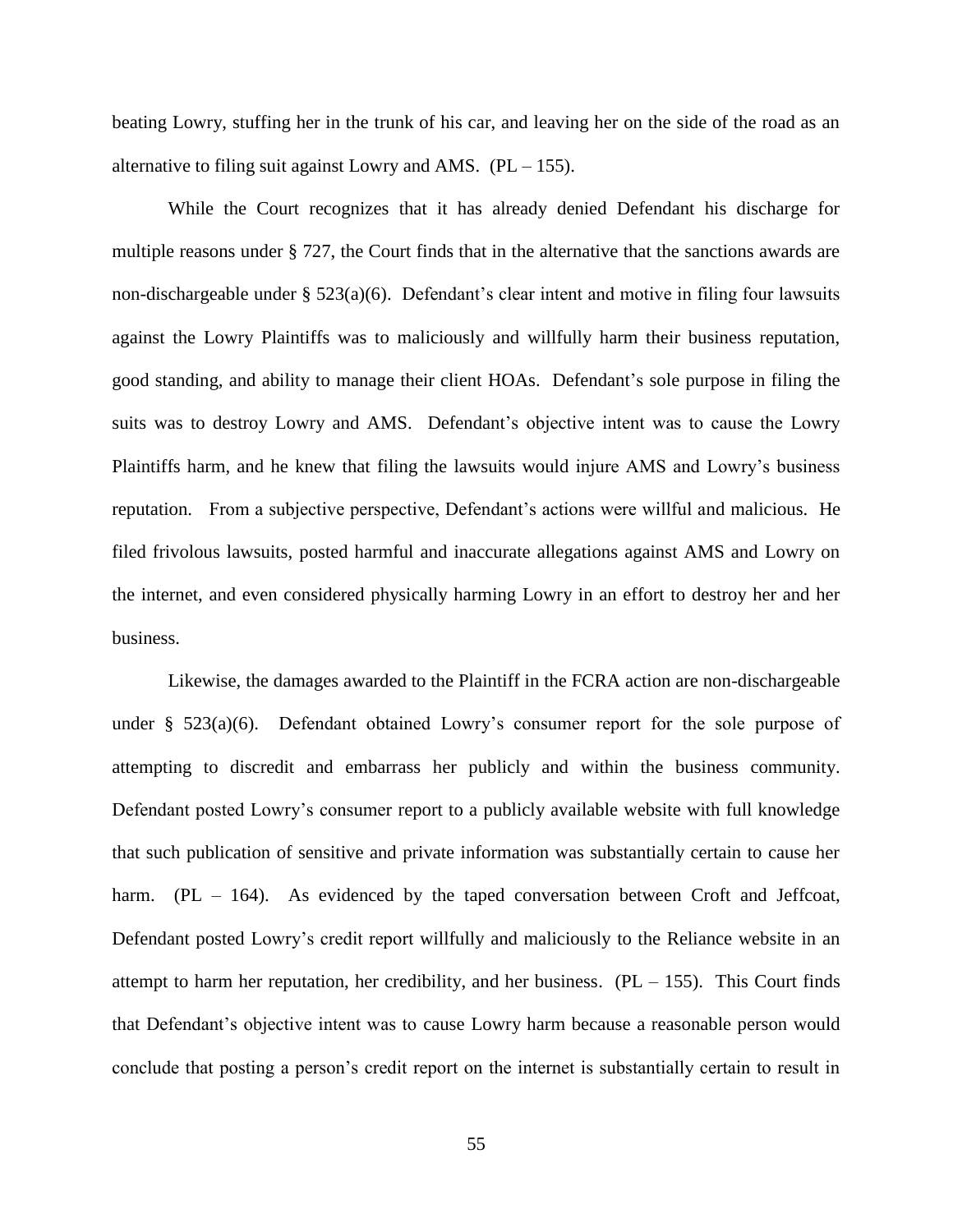beating Lowry, stuffing her in the trunk of his car, and leaving her on the side of the road as an alternative to filing suit against Lowry and AMS. (PL – 155).

While the Court recognizes that it has already denied Defendant his discharge for multiple reasons under § 727, the Court finds that in the alternative that the sanctions awards are non-dischargeable under § 523(a)(6). Defendant's clear intent and motive in filing four lawsuits against the Lowry Plaintiffs was to maliciously and willfully harm their business reputation, good standing, and ability to manage their client HOAs. Defendant's sole purpose in filing the suits was to destroy Lowry and AMS. Defendant's objective intent was to cause the Lowry Plaintiffs harm, and he knew that filing the lawsuits would injure AMS and Lowry's business reputation. From a subjective perspective, Defendant's actions were willful and malicious. He filed frivolous lawsuits, posted harmful and inaccurate allegations against AMS and Lowry on the internet, and even considered physically harming Lowry in an effort to destroy her and her business.

Likewise, the damages awarded to the Plaintiff in the FCRA action are non-dischargeable under § 523(a)(6). Defendant obtained Lowry's consumer report for the sole purpose of attempting to discredit and embarrass her publicly and within the business community. Defendant posted Lowry's consumer report to a publicly available website with full knowledge that such publication of sensitive and private information was substantially certain to cause her harm. (PL – 164). As evidenced by the taped conversation between Croft and Jeffcoat, Defendant posted Lowry's credit report willfully and maliciously to the Reliance website in an attempt to harm her reputation, her credibility, and her business. (PL – 155). This Court finds that Defendant's objective intent was to cause Lowry harm because a reasonable person would conclude that posting a person's credit report on the internet is substantially certain to result in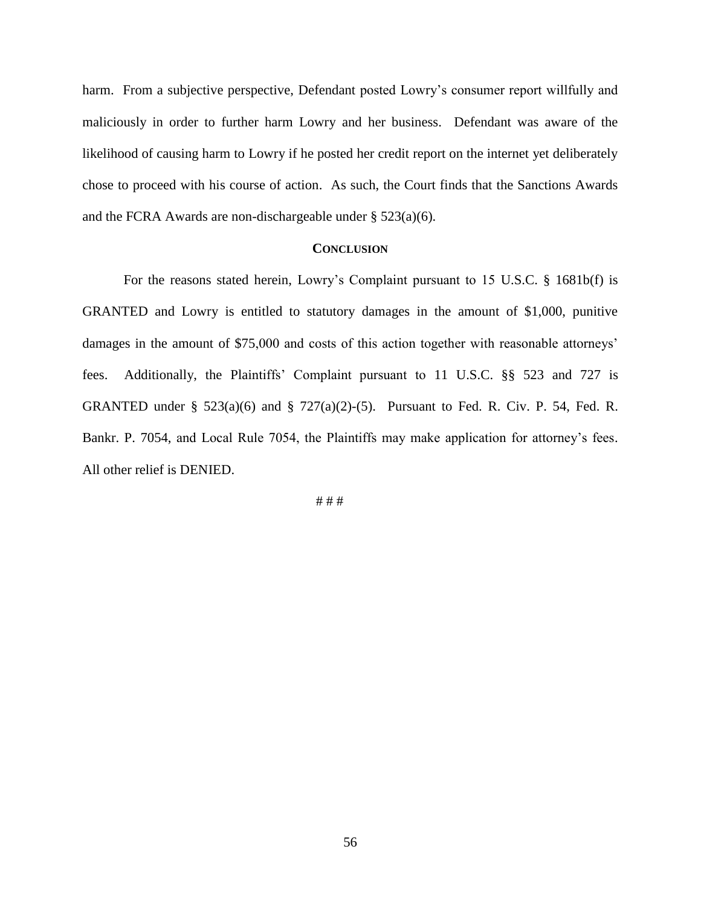harm. From a subjective perspective, Defendant posted Lowry's consumer report willfully and maliciously in order to further harm Lowry and her business. Defendant was aware of the likelihood of causing harm to Lowry if he posted her credit report on the internet yet deliberately chose to proceed with his course of action. As such, the Court finds that the Sanctions Awards and the FCRA Awards are non-dischargeable under § 523(a)(6).

## CONCLUSION

For the reasons stated herein, Lowry's Complaint pursuant to 15 U.S.C. § 1681b(f) is GRANTED and Lowry is entitled to statutory damages in the amount of $1,000, punitive damages in the amount of $75,000 and costs of this action together with reasonable attorneys' fees. Additionally, the Plaintiffs' Complaint pursuant to 11 U.S.C. §§ 523 and 727 is GRANTED under § 523(a)(6) and § 727(a)(2)-(5). Pursuant to Fed. R. Civ. P. 54, Fed. R. Bankr. P. 7054, and Local Rule 7054, the Plaintiffs may make application for attorney's fees. All other relief is DENIED.

# # #